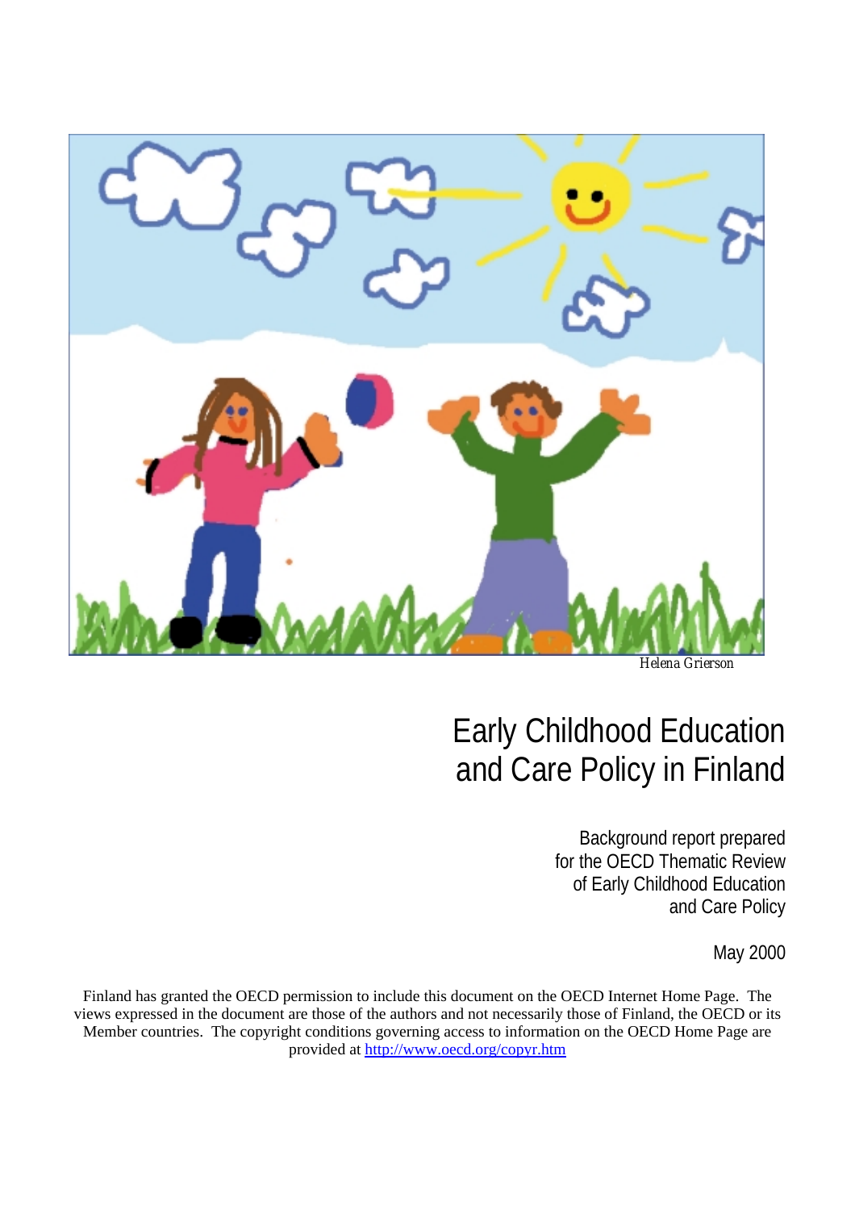Helena Grierson

# Early Childhood Education and Care Policy in Finland

Background report prepared for the OECD Thematic Review of Early Childhood Education and Care Policy

May 2000

Finland has granted the OECD permission to include this document on the OECD Internet Home Page. The views expressed in the document are those of the authors and not necessarily those of Finland, the OECD or its Member countries. The copyright conditions governing access to information on the OECD Home Page are provided at http://www.oecd.org/copyr.htm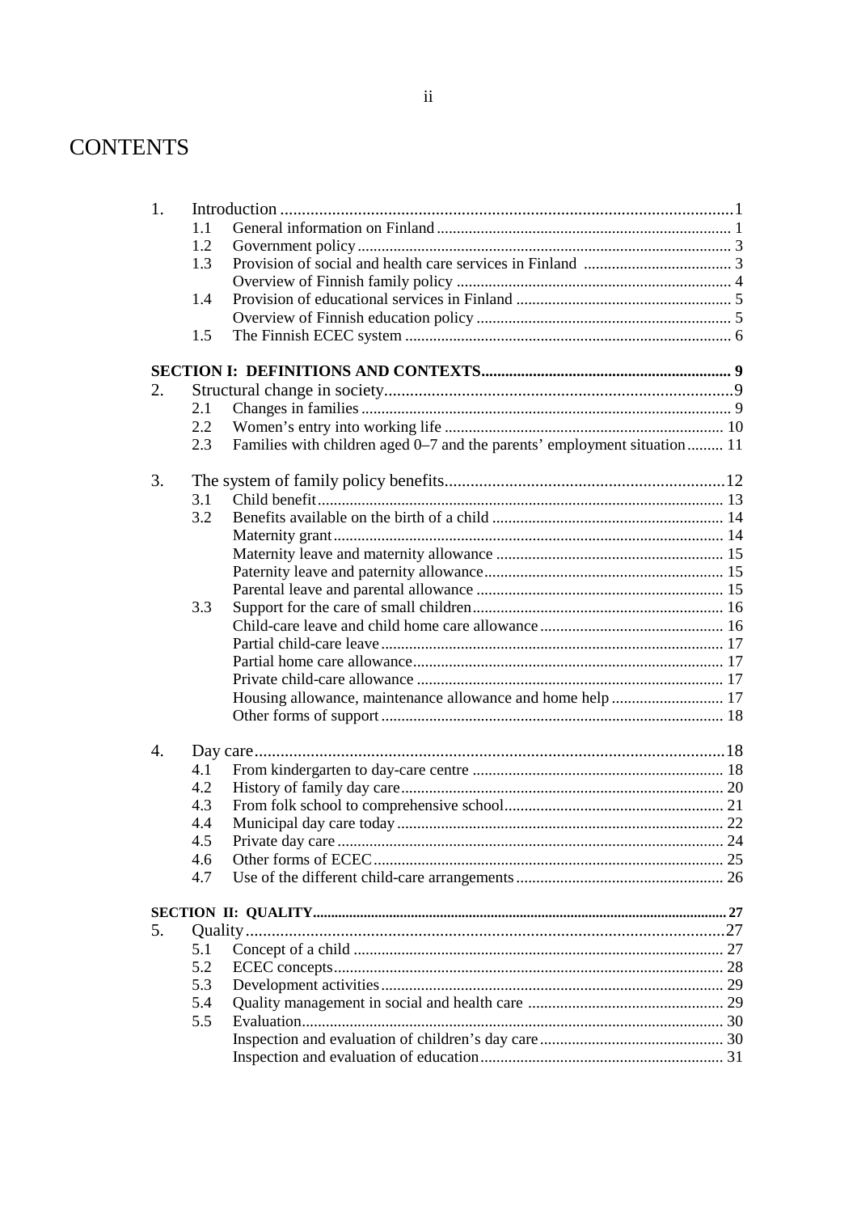# CONTENTS

| | | | |
|---|---|---|---|
| 1. | Introduction | | 1 |
| | 1.1 | General information on Finland | 1 |
| | 1.2 | Government policy | 3 |
| | 1.3 | Provision of social and health care services in Finland | 3 |
| | | Overview of Finnish family policy | 4 |
| | 1.4 | Provision of educational services in Finland | 5 |
| | | Overview of Finnish education policy | 5 |
| | 1.5 | The Finnish ECEC system | 6 |
| **SECTION I: DEFINITIONS AND CONTEXTS** | | | **9** |
| 2. | Structural change in society | | 9 |
| | 2.1 | Changes in families | 9 |
| | 2.2 | Women's entry into working life | 10 |
| | 2.3 | Families with children aged 0–7 and the parents' employment situation | 11 |
| 3. | The system of family policy benefits | | 12 |
| | 3.1 | Child benefit | 13 |
| | 3.2 | Benefits available on the birth of a child | 14 |
| | | Maternity grant | 14 |
| | | Maternity leave and maternity allowance | 15 |
| | | Paternity leave and paternity allowance | 15 |
| | | Parental leave and parental allowance | 15 |
| | 3.3 | Support for the care of small children | 16 |
| | | Child-care leave and child home care allowance | 16 |
| | | Partial child-care leave | 17 |
| | | Partial home care allowance | 17 |
| | | Private child-care allowance | 17 |
| | | Housing allowance, maintenance allowance and home help | 17 |
| | | Other forms of support | 18 |
| 4. | Day care | | 18 |
| | 4.1 | From kindergarten to day-care centre | 18 |
| | 4.2 | History of family day care | 20 |
| | 4.3 | From folk school to comprehensive school | 21 |
| | 4.4 | Municipal day care today | 22 |
| | 4.5 | Private day care | 24 |
| | 4.6 | Other forms of ECEC | 25 |
| | 4.7 | Use of the different child-care arrangements | 26 |
| **SECTION II: QUALITY** | | | **27** |
| 5. | Quality | | 27 |
| | 5.1 | Concept of a child | 27 |
| | 5.2 | ECEC concepts | 28 |
| | 5.3 | Development activities | 29 |
| | 5.4 | Quality management in social and health care | 29 |
| | 5.5 | Evaluation | 30 |
| | | Inspection and evaluation of children's day care | 30 |
| | | Inspection and evaluation of education | 31 |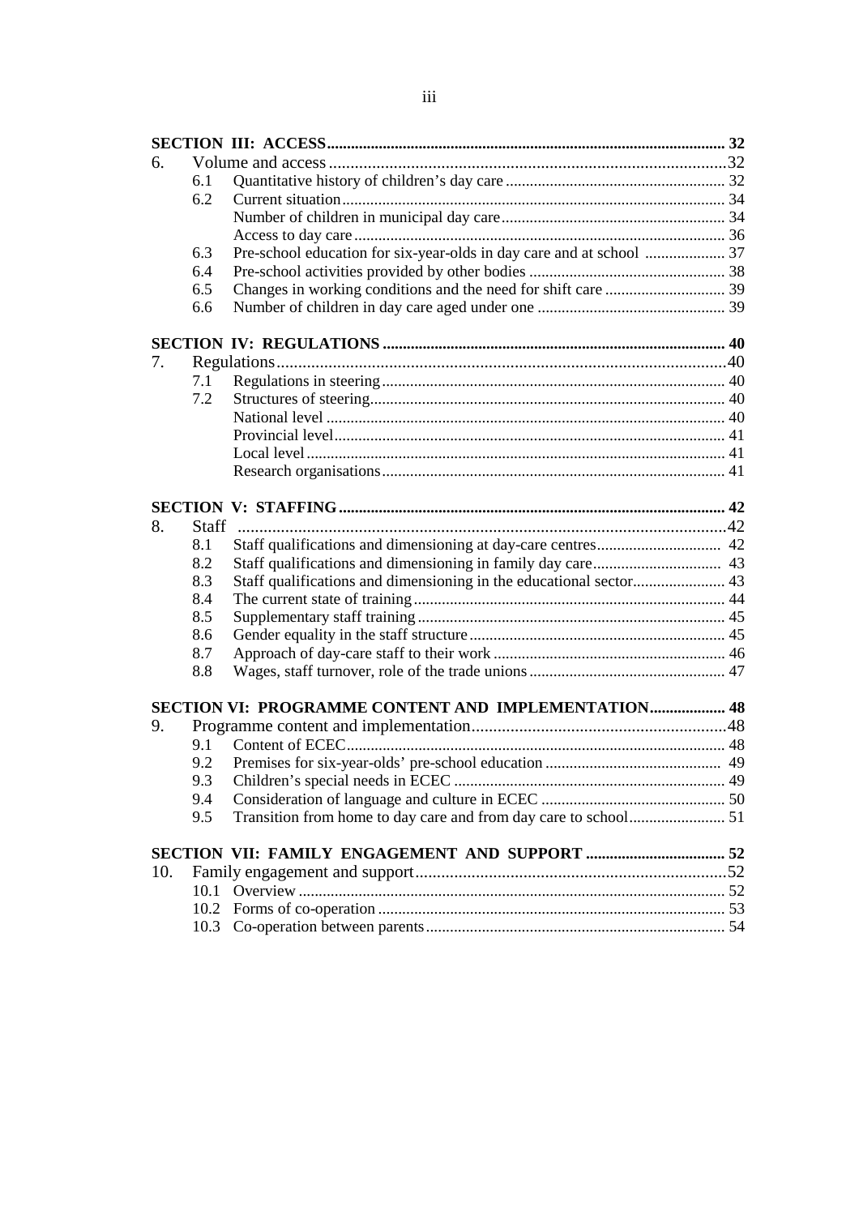**SECTION III: ACCESS** ........ 32

6. Volume and access ........ 32
   - 6.1 Quantitative history of children's day care ........ 32
   - 6.2 Current situation ........ 34
     - Number of children in municipal day care ........ 34
     - Access to day care ........ 36
   - 6.3 Pre-school education for six-year-olds in day care and at school ........ 37
   - 6.4 Pre-school activities provided by other bodies ........ 38
   - 6.5 Changes in working conditions and the need for shift care ........ 39
   - 6.6 Number of children in day care aged under one ........ 39

**SECTION IV: REGULATIONS** ........ 40

7. Regulations ........ 40
   - 7.1 Regulations in steering ........ 40
   - 7.2 Structures of steering ........ 40
     - National level ........ 40
     - Provincial level ........ 41
     - Local level ........ 41
     - Research organisations ........ 41

**SECTION V: STAFFING** ........ 42

8. Staff ........ 42
   - 8.1 Staff qualifications and dimensioning at day-care centres ........ 42
   - 8.2 Staff qualifications and dimensioning in family day care ........ 43
   - 8.3 Staff qualifications and dimensioning in the educational sector ........ 43
   - 8.4 The current state of training ........ 44
   - 8.5 Supplementary staff training ........ 45
   - 8.6 Gender equality in the staff structure ........ 45
   - 8.7 Approach of day-care staff to their work ........ 46
   - 8.8 Wages, staff turnover, role of the trade unions ........ 47

**SECTION VI: PROGRAMME CONTENT AND IMPLEMENTATION** ........ 48

9. Programme content and implementation ........ 48
   - 9.1 Content of ECEC ........ 48
   - 9.2 Premises for six-year-olds' pre-school education ........ 49
   - 9.3 Children's special needs in ECEC ........ 49
   - 9.4 Consideration of language and culture in ECEC ........ 50
   - 9.5 Transition from home to day care and from day care to school ........ 51

**SECTION VII: FAMILY ENGAGEMENT AND SUPPORT** ........ 52

10. Family engagement and support ........ 52
    - 10.1 Overview ........ 52
    - 10.2 Forms of co-operation ........ 53
    - 10.3 Co-operation between parents ........ 54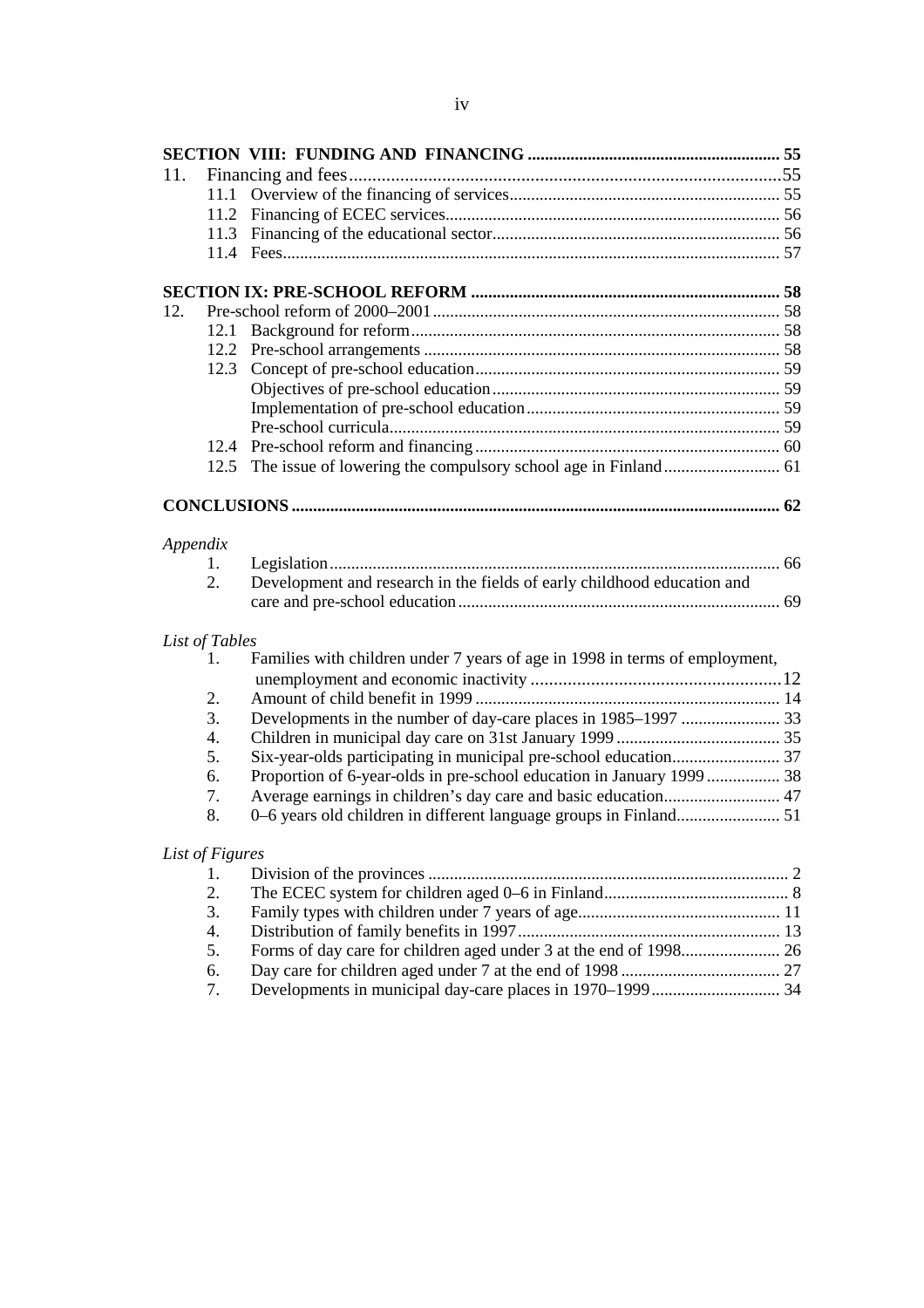**SECTION VIII: FUNDING AND FINANCING** .......... 55

11. Financing and fees .......... 55
    - 11.1 Overview of the financing of services .......... 55
    - 11.2 Financing of ECEC services .......... 56
    - 11.3 Financing of the educational sector .......... 56
    - 11.4 Fees .......... 57

**SECTION IX: PRE-SCHOOL REFORM** .......... 58

12. Pre-school reform of 2000–2001 .......... 58
    - 12.1 Background for reform .......... 58
    - 12.2 Pre-school arrangements .......... 58
    - 12.3 Concept of pre-school education .......... 59
        - Objectives of pre-school education .......... 59
        - Implementation of pre-school education .......... 59
        - Pre-school curricula .......... 59
    - 12.4 Pre-school reform and financing .......... 60
    - 12.5 The issue of lowering the compulsory school age in Finland .......... 61

**CONCLUSIONS** .......... 62

*Appendix*

1. Legislation .......... 66
2. Development and research in the fields of early childhood education and care and pre-school education .......... 69

*List of Tables*

1. Families with children under 7 years of age in 1998 in terms of employment, unemployment and economic inactivity .......... 12
2. Amount of child benefit in 1999 .......... 14
3. Developments in the number of day-care places in 1985–1997 .......... 33
4. Children in municipal day care on 31st January 1999 .......... 35
5. Six-year-olds participating in municipal pre-school education .......... 37
6. Proportion of 6-year-olds in pre-school education in January 1999 .......... 38
7. Average earnings in children's day care and basic education .......... 47
8. 0–6 years old children in different language groups in Finland .......... 51

*List of Figures*

1. Division of the provinces .......... 2
2. The ECEC system for children aged 0–6 in Finland .......... 8
3. Family types with children under 7 years of age .......... 11
4. Distribution of family benefits in 1997 .......... 13
5. Forms of day care for children aged under 3 at the end of 1998 .......... 26
6. Day care for children aged under 7 at the end of 1998 .......... 27
7. Developments in municipal day-care places in 1970–1999 .......... 34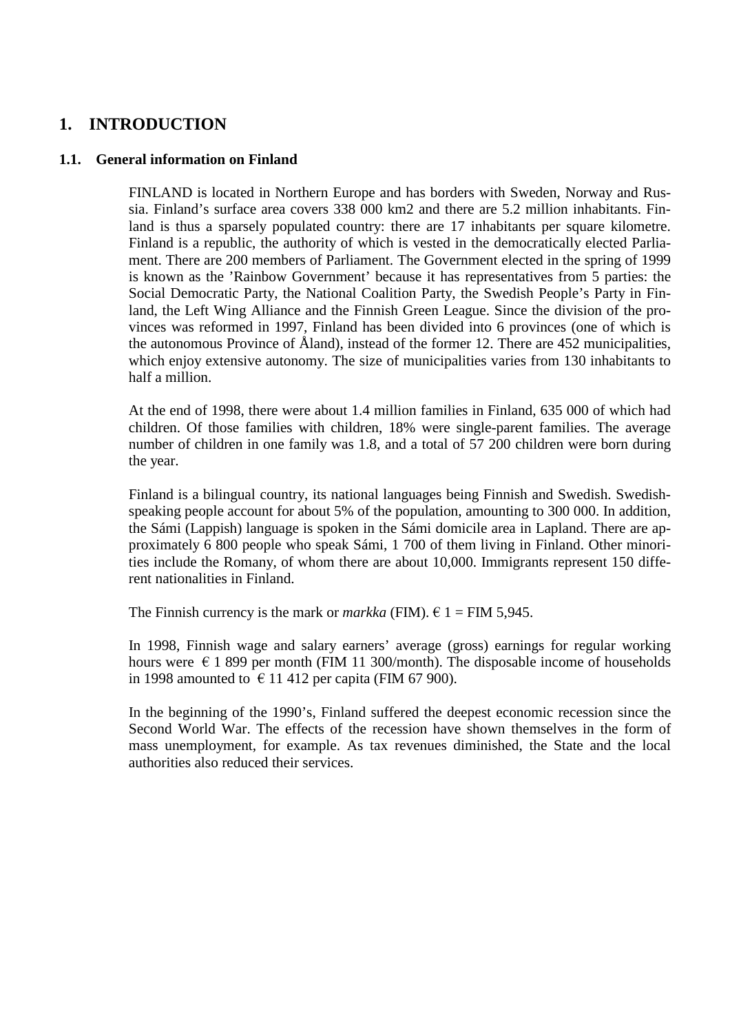# 1. INTRODUCTION

## 1.1. General information on Finland

FINLAND is located in Northern Europe and has borders with Sweden, Norway and Russia. Finland's surface area covers 338 000 km2 and there are 5.2 million inhabitants. Finland is thus a sparsely populated country: there are 17 inhabitants per square kilometre. Finland is a republic, the authority of which is vested in the democratically elected Parliament. There are 200 members of Parliament. The Government elected in the spring of 1999 is known as the 'Rainbow Government' because it has representatives from 5 parties: the Social Democratic Party, the National Coalition Party, the Swedish People's Party in Finland, the Left Wing Alliance and the Finnish Green League. Since the division of the provinces was reformed in 1997, Finland has been divided into 6 provinces (one of which is the autonomous Province of Åland), instead of the former 12. There are 452 municipalities, which enjoy extensive autonomy. The size of municipalities varies from 130 inhabitants to half a million.

At the end of 1998, there were about 1.4 million families in Finland, 635 000 of which had children. Of those families with children, 18% were single-parent families. The average number of children in one family was 1.8, and a total of 57 200 children were born during the year.

Finland is a bilingual country, its national languages being Finnish and Swedish. Swedish-speaking people account for about 5% of the population, amounting to 300 000. In addition, the Sámi (Lappish) language is spoken in the Sámi domicile area in Lapland. There are approximately 6 800 people who speak Sámi, 1 700 of them living in Finland. Other minorities include the Romany, of whom there are about 10,000. Immigrants represent 150 different nationalities in Finland.

The Finnish currency is the mark or *markka* (FIM). € 1 = FIM 5,945.

In 1998, Finnish wage and salary earners' average (gross) earnings for regular working hours were € 1 899 per month (FIM 11 300/month). The disposable income of households in 1998 amounted to € 11 412 per capita (FIM 67 900).

In the beginning of the 1990's, Finland suffered the deepest economic recession since the Second World War. The effects of the recession have shown themselves in the form of mass unemployment, for example. As tax revenues diminished, the State and the local authorities also reduced their services.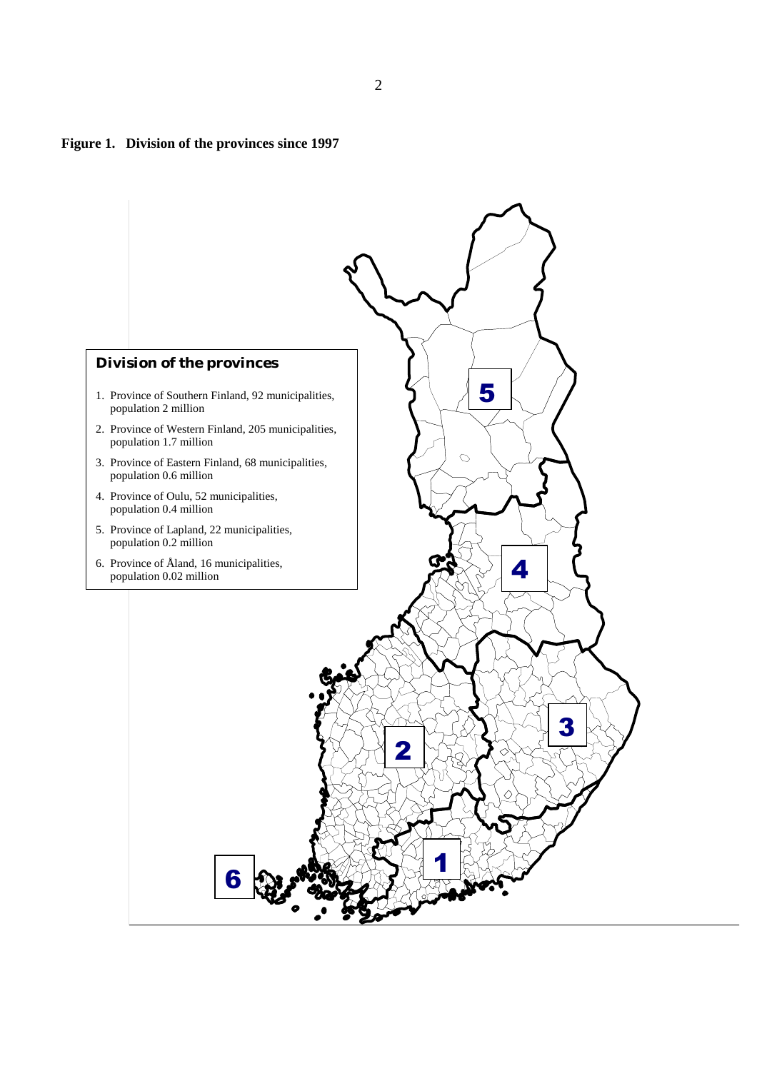**Figure 1. Division of the provinces since 1997**

**Division of the provinces**

1. Province of Southern Finland, 92 municipalities, population 2 million
2. Province of Western Finland, 205 municipalities, population 1.7 million
3. Province of Eastern Finland, 68 municipalities, population 0.6 million
4. Province of Oulu, 52 municipalities, population 0.4 million
5. Province of Lapland, 22 municipalities, population 0.2 million
6. Province of Åland, 16 municipalities, population 0.02 million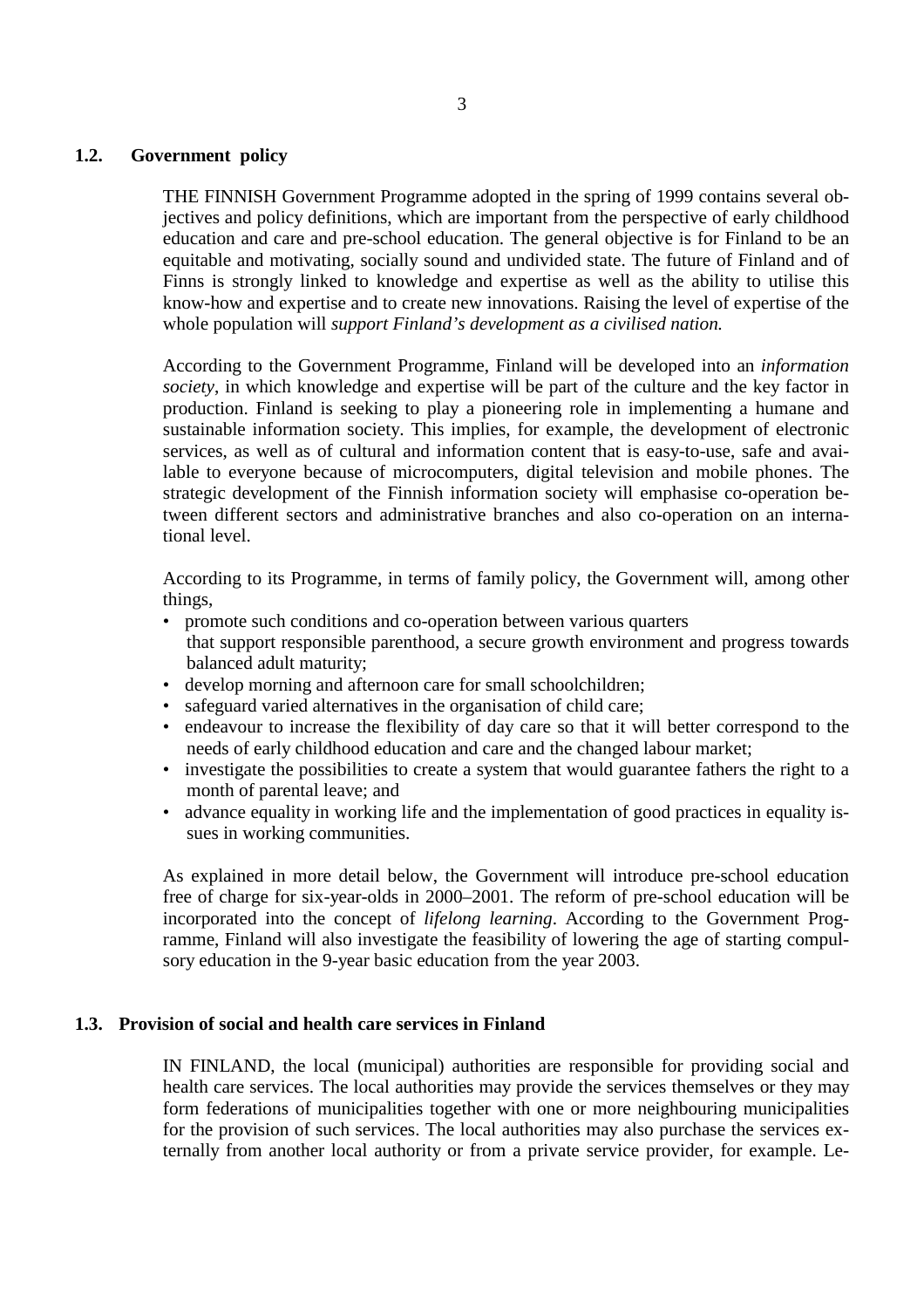## 1.2. Government policy

THE FINNISH Government Programme adopted in the spring of 1999 contains several objectives and policy definitions, which are important from the perspective of early childhood education and care and pre-school education. The general objective is for Finland to be an equitable and motivating, socially sound and undivided state. The future of Finland and of Finns is strongly linked to knowledge and expertise as well as the ability to utilise this know-how and expertise and to create new innovations. Raising the level of expertise of the whole population will *support Finland's development as a civilised nation.*

According to the Government Programme, Finland will be developed into an *information society*, in which knowledge and expertise will be part of the culture and the key factor in production. Finland is seeking to play a pioneering role in implementing a humane and sustainable information society. This implies, for example, the development of electronic services, as well as of cultural and information content that is easy-to-use, safe and available to everyone because of microcomputers, digital television and mobile phones. The strategic development of the Finnish information society will emphasise co-operation between different sectors and administrative branches and also co-operation on an international level.

According to its Programme, in terms of family policy, the Government will, among other things,

- promote such conditions and co-operation between various quarters that support responsible parenthood, a secure growth environment and progress towards balanced adult maturity;
- develop morning and afternoon care for small schoolchildren;
- safeguard varied alternatives in the organisation of child care;
- endeavour to increase the flexibility of day care so that it will better correspond to the needs of early childhood education and care and the changed labour market;
- investigate the possibilities to create a system that would guarantee fathers the right to a month of parental leave; and
- advance equality in working life and the implementation of good practices in equality issues in working communities.

As explained in more detail below, the Government will introduce pre-school education free of charge for six-year-olds in 2000–2001. The reform of pre-school education will be incorporated into the concept of *lifelong learning*. According to the Government Programme, Finland will also investigate the feasibility of lowering the age of starting compulsory education in the 9-year basic education from the year 2003.

## 1.3. Provision of social and health care services in Finland

IN FINLAND, the local (municipal) authorities are responsible for providing social and health care services. The local authorities may provide the services themselves or they may form federations of municipalities together with one or more neighbouring municipalities for the provision of such services. The local authorities may also purchase the services externally from another local authority or from a private service provider, for example. Le-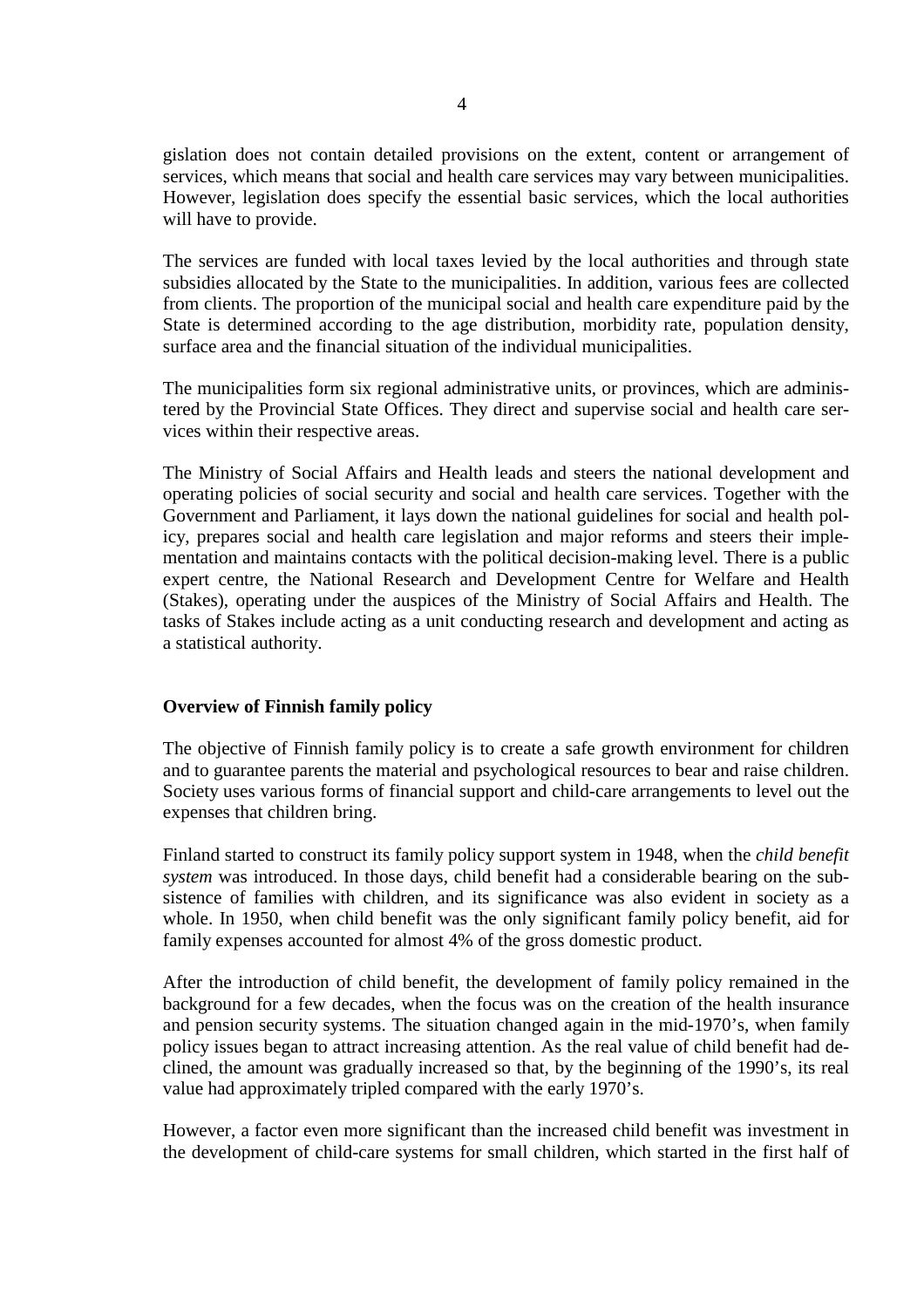gislation does not contain detailed provisions on the extent, content or arrangement of services, which means that social and health care services may vary between municipalities. However, legislation does specify the essential basic services, which the local authorities will have to provide.

The services are funded with local taxes levied by the local authorities and through state subsidies allocated by the State to the municipalities. In addition, various fees are collected from clients. The proportion of the municipal social and health care expenditure paid by the State is determined according to the age distribution, morbidity rate, population density, surface area and the financial situation of the individual municipalities.

The municipalities form six regional administrative units, or provinces, which are administered by the Provincial State Offices. They direct and supervise social and health care services within their respective areas.

The Ministry of Social Affairs and Health leads and steers the national development and operating policies of social security and social and health care services. Together with the Government and Parliament, it lays down the national guidelines for social and health policy, prepares social and health care legislation and major reforms and steers their implementation and maintains contacts with the political decision-making level. There is a public expert centre, the National Research and Development Centre for Welfare and Health (Stakes), operating under the auspices of the Ministry of Social Affairs and Health. The tasks of Stakes include acting as a unit conducting research and development and acting as a statistical authority.

**Overview of Finnish family policy**

The objective of Finnish family policy is to create a safe growth environment for children and to guarantee parents the material and psychological resources to bear and raise children. Society uses various forms of financial support and child-care arrangements to level out the expenses that children bring.

Finland started to construct its family policy support system in 1948, when the *child benefit system* was introduced. In those days, child benefit had a considerable bearing on the subsistence of families with children, and its significance was also evident in society as a whole. In 1950, when child benefit was the only significant family policy benefit, aid for family expenses accounted for almost 4% of the gross domestic product.

After the introduction of child benefit, the development of family policy remained in the background for a few decades, when the focus was on the creation of the health insurance and pension security systems. The situation changed again in the mid-1970's, when family policy issues began to attract increasing attention. As the real value of child benefit had declined, the amount was gradually increased so that, by the beginning of the 1990's, its real value had approximately tripled compared with the early 1970's.

However, a factor even more significant than the increased child benefit was investment in the development of child-care systems for small children, which started in the first half of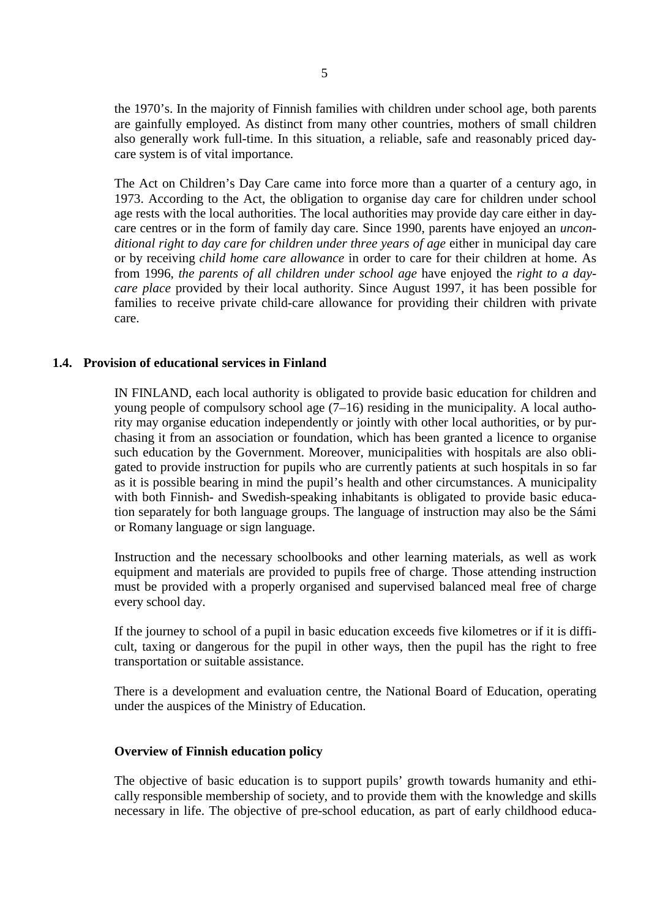the 1970's. In the majority of Finnish families with children under school age, both parents are gainfully employed. As distinct from many other countries, mothers of small children also generally work full-time. In this situation, a reliable, safe and reasonably priced day-care system is of vital importance.

The Act on Children's Day Care came into force more than a quarter of a century ago, in 1973. According to the Act, the obligation to organise day care for children under school age rests with the local authorities. The local authorities may provide day care either in day-care centres or in the form of family day care. Since 1990, parents have enjoyed an *unconditional right to day care for children under three years of age* either in municipal day care or by receiving *child home care allowance* in order to care for their children at home. As from 1996, *the parents of all children under school age* have enjoyed the *right to a day-care place* provided by their local authority. Since August 1997, it has been possible for families to receive private child-care allowance for providing their children with private care.

## 1.4. Provision of educational services in Finland

IN FINLAND, each local authority is obligated to provide basic education for children and young people of compulsory school age (7–16) residing in the municipality. A local authority may organise education independently or jointly with other local authorities, or by purchasing it from an association or foundation, which has been granted a licence to organise such education by the Government. Moreover, municipalities with hospitals are also obligated to provide instruction for pupils who are currently patients at such hospitals in so far as it is possible bearing in mind the pupil's health and other circumstances. A municipality with both Finnish- and Swedish-speaking inhabitants is obligated to provide basic education separately for both language groups. The language of instruction may also be the Sámi or Romany language or sign language.

Instruction and the necessary schoolbooks and other learning materials, as well as work equipment and materials are provided to pupils free of charge. Those attending instruction must be provided with a properly organised and supervised balanced meal free of charge every school day.

If the journey to school of a pupil in basic education exceeds five kilometres or if it is difficult, taxing or dangerous for the pupil in other ways, then the pupil has the right to free transportation or suitable assistance.

There is a development and evaluation centre, the National Board of Education, operating under the auspices of the Ministry of Education.

### Overview of Finnish education policy

The objective of basic education is to support pupils' growth towards humanity and ethically responsible membership of society, and to provide them with the knowledge and skills necessary in life. The objective of pre-school education, as part of early childhood educa-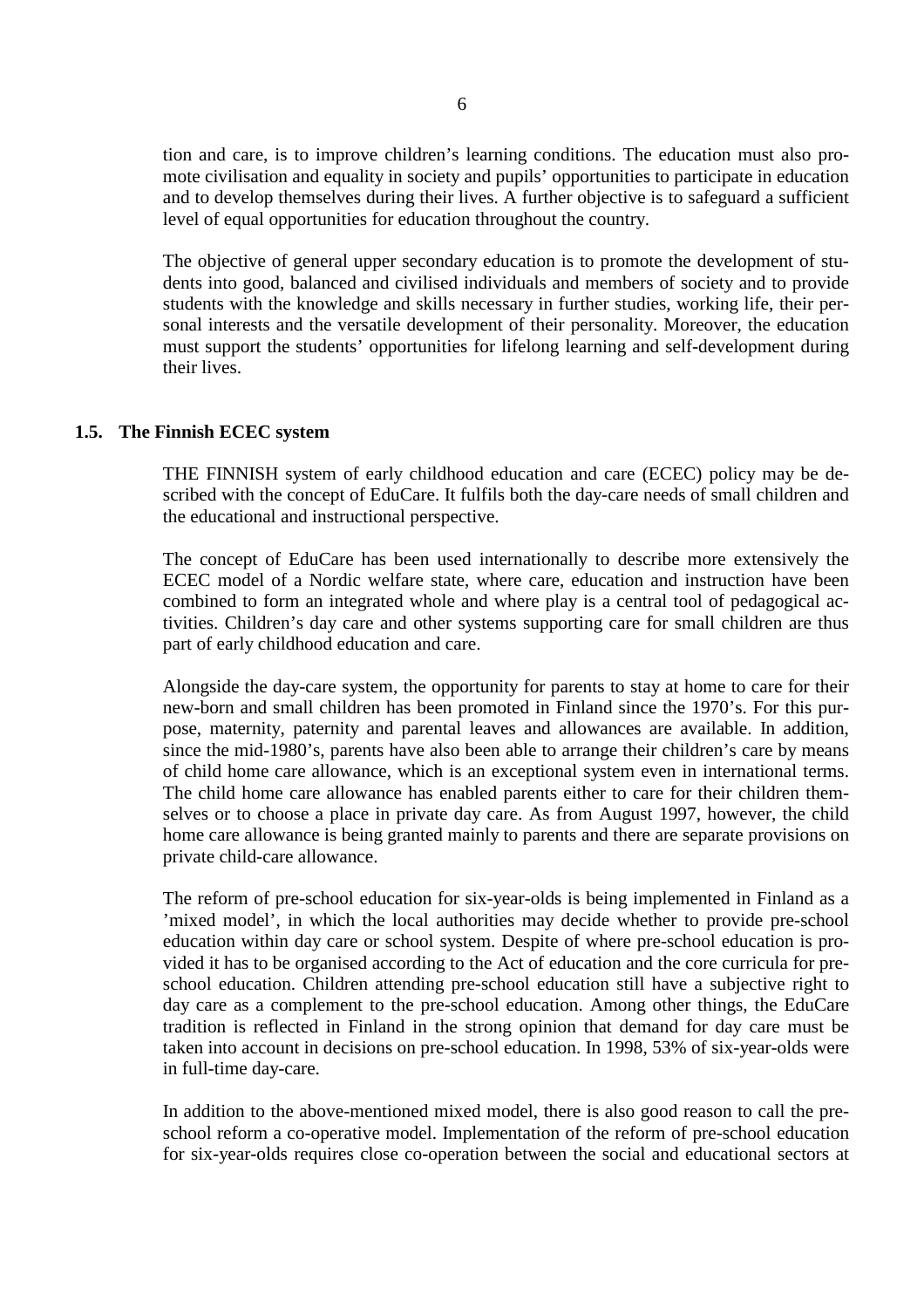tion and care, is to improve children's learning conditions. The education must also promote civilisation and equality in society and pupils' opportunities to participate in education and to develop themselves during their lives. A further objective is to safeguard a sufficient level of equal opportunities for education throughout the country.

The objective of general upper secondary education is to promote the development of students into good, balanced and civilised individuals and members of society and to provide students with the knowledge and skills necessary in further studies, working life, their personal interests and the versatile development of their personality. Moreover, the education must support the students' opportunities for lifelong learning and self-development during their lives.

### 1.5. The Finnish ECEC system

THE FINNISH system of early childhood education and care (ECEC) policy may be described with the concept of EduCare. It fulfils both the day-care needs of small children and the educational and instructional perspective.

The concept of EduCare has been used internationally to describe more extensively the ECEC model of a Nordic welfare state, where care, education and instruction have been combined to form an integrated whole and where play is a central tool of pedagogical activities. Children's day care and other systems supporting care for small children are thus part of early childhood education and care.

Alongside the day-care system, the opportunity for parents to stay at home to care for their new-born and small children has been promoted in Finland since the 1970's. For this purpose, maternity, paternity and parental leaves and allowances are available. In addition, since the mid-1980's, parents have also been able to arrange their children's care by means of child home care allowance, which is an exceptional system even in international terms. The child home care allowance has enabled parents either to care for their children themselves or to choose a place in private day care. As from August 1997, however, the child home care allowance is being granted mainly to parents and there are separate provisions on private child-care allowance.

The reform of pre-school education for six-year-olds is being implemented in Finland as a 'mixed model', in which the local authorities may decide whether to provide pre-school education within day care or school system. Despite of where pre-school education is provided it has to be organised according to the Act of education and the core curricula for pre-school education. Children attending pre-school education still have a subjective right to day care as a complement to the pre-school education. Among other things, the EduCare tradition is reflected in Finland in the strong opinion that demand for day care must be taken into account in decisions on pre-school education. In 1998, 53% of six-year-olds were in full-time day-care.

In addition to the above-mentioned mixed model, there is also good reason to call the pre-school reform a co-operative model. Implementation of the reform of pre-school education for six-year-olds requires close co-operation between the social and educational sectors at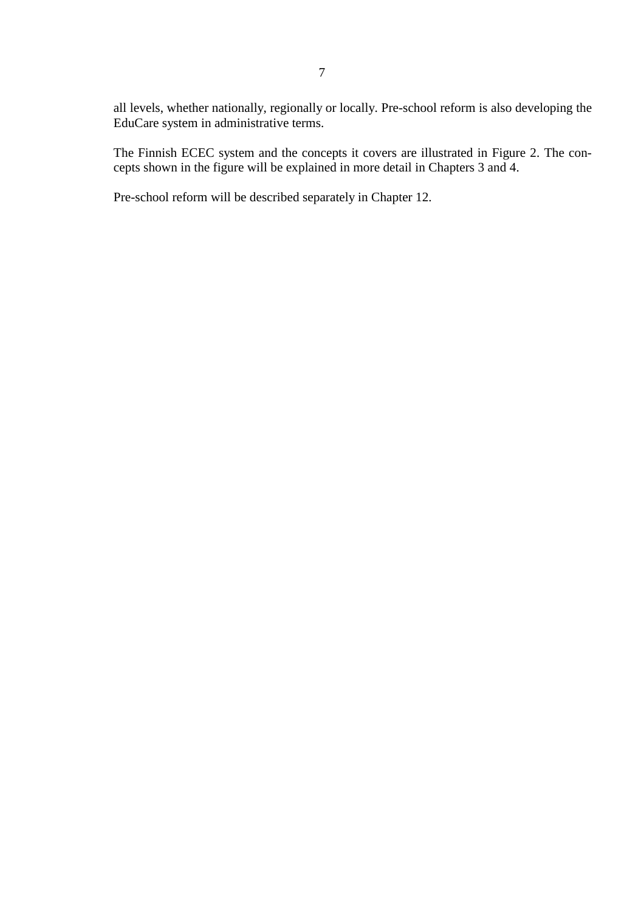all levels, whether nationally, regionally or locally. Pre-school reform is also developing the EduCare system in administrative terms.

The Finnish ECEC system and the concepts it covers are illustrated in Figure 2. The concepts shown in the figure will be explained in more detail in Chapters 3 and 4.

Pre-school reform will be described separately in Chapter 12.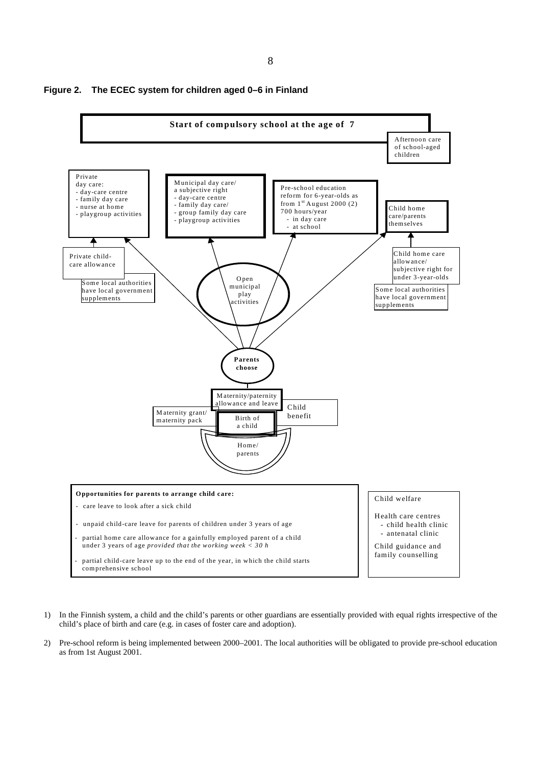**Figure 2. The ECEC system for children aged 0–6 in Finland**

**Start of compulsory school at the age of 7**

Afternoon care of school-aged children

Private day care:
- day-care centre
- family day care
- nurse at home
- playgroup activities

Municipal day care/ a subjective right
- day-care centre
- family day care/
- group family day care
- playgroup activities

Pre-school education reform for 6-year-olds as from 1st August 2000 (2) 700 hours/year
- in day care
- at school

Child home care/parents themselves

Private child-care allowance

Some local authorities have local government supplements

Open municipal play activities

Child home care allowance/ subjective right for under 3-year-olds

Some local authorities have local government supplements

**Parents choose**

Maternity/paternity allowance and leave

Maternity grant/ maternity pack

Birth of a child

Child benefit

Home/ parents

**Opportunities for parents to arrange child care:**

- care leave to look after a sick child
- unpaid child-care leave for parents of children under 3 years of age
- partial home care allowance for a gainfully employed parent of a child under 3 years of age *provided that the working week < 30 h*
- partial child-care leave up to the end of the year, in which the child starts comprehensive school

Child welfare

Health care centres
- child health clinic
- antenatal clinic

Child guidance and family counselling

1) In the Finnish system, a child and the child's parents or other guardians are essentially provided with equal rights irrespective of the child's place of birth and care (e.g. in cases of foster care and adoption).

2) Pre-school reform is being implemented between 2000–2001. The local authorities will be obligated to provide pre-school education as from 1st August 2001.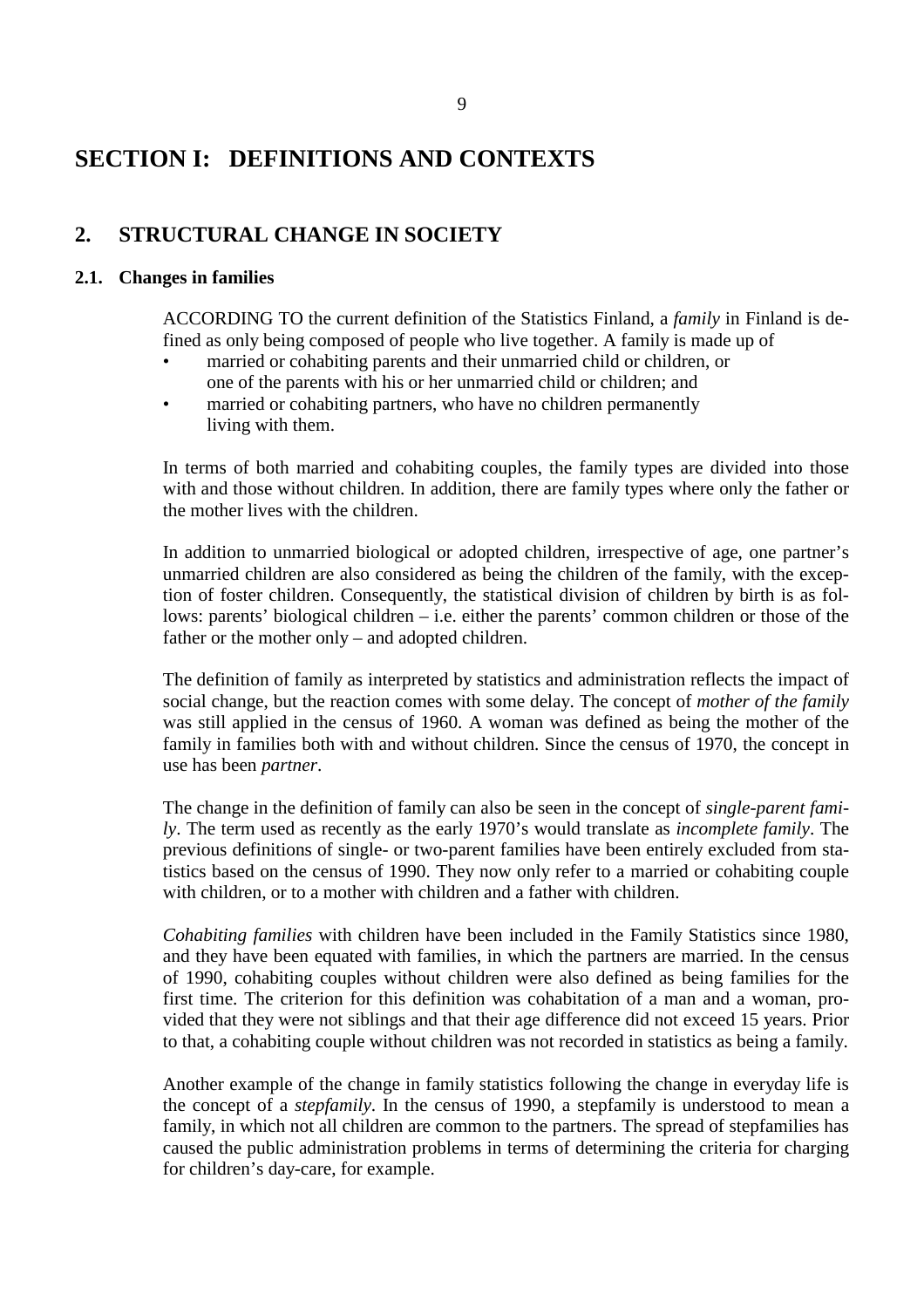# SECTION I: DEFINITIONS AND CONTEXTS

## 2. STRUCTURAL CHANGE IN SOCIETY

### 2.1. Changes in families

ACCORDING TO the current definition of the Statistics Finland, a *family* in Finland is defined as only being composed of people who live together. A family is made up of

- married or cohabiting parents and their unmarried child or children, or one of the parents with his or her unmarried child or children; and
- married or cohabiting partners, who have no children permanently living with them.

In terms of both married and cohabiting couples, the family types are divided into those with and those without children. In addition, there are family types where only the father or the mother lives with the children.

In addition to unmarried biological or adopted children, irrespective of age, one partner's unmarried children are also considered as being the children of the family, with the exception of foster children. Consequently, the statistical division of children by birth is as follows: parents' biological children – i.e. either the parents' common children or those of the father or the mother only – and adopted children.

The definition of family as interpreted by statistics and administration reflects the impact of social change, but the reaction comes with some delay. The concept of *mother of the family* was still applied in the census of 1960. A woman was defined as being the mother of the family in families both with and without children. Since the census of 1970, the concept in use has been *partner*.

The change in the definition of family can also be seen in the concept of *single-parent family*. The term used as recently as the early 1970's would translate as *incomplete family*. The previous definitions of single- or two-parent families have been entirely excluded from statistics based on the census of 1990. They now only refer to a married or cohabiting couple with children, or to a mother with children and a father with children.

*Cohabiting families* with children have been included in the Family Statistics since 1980, and they have been equated with families, in which the partners are married. In the census of 1990, cohabiting couples without children were also defined as being families for the first time. The criterion for this definition was cohabitation of a man and a woman, provided that they were not siblings and that their age difference did not exceed 15 years. Prior to that, a cohabiting couple without children was not recorded in statistics as being a family.

Another example of the change in family statistics following the change in everyday life is the concept of a *stepfamily*. In the census of 1990, a stepfamily is understood to mean a family, in which not all children are common to the partners. The spread of stepfamilies has caused the public administration problems in terms of determining the criteria for charging for children's day-care, for example.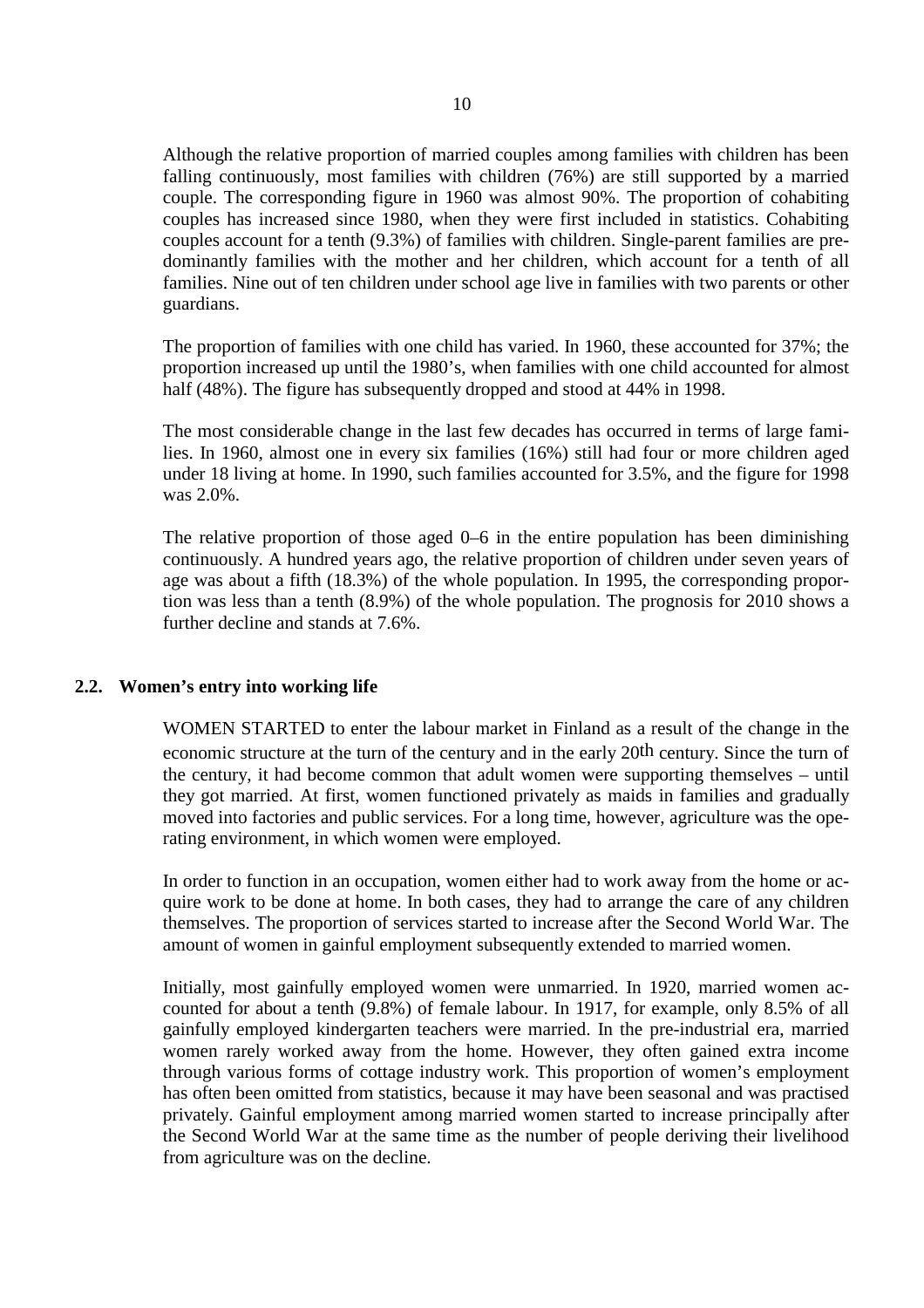Although the relative proportion of married couples among families with children has been falling continuously, most families with children (76%) are still supported by a married couple. The corresponding figure in 1960 was almost 90%. The proportion of cohabiting couples has increased since 1980, when they were first included in statistics. Cohabiting couples account for a tenth (9.3%) of families with children. Single-parent families are predominantly families with the mother and her children, which account for a tenth of all families. Nine out of ten children under school age live in families with two parents or other guardians.

The proportion of families with one child has varied. In 1960, these accounted for 37%; the proportion increased up until the 1980's, when families with one child accounted for almost half (48%). The figure has subsequently dropped and stood at 44% in 1998.

The most considerable change in the last few decades has occurred in terms of large families. In 1960, almost one in every six families (16%) still had four or more children aged under 18 living at home. In 1990, such families accounted for 3.5%, and the figure for 1998 was 2.0%.

The relative proportion of those aged 0–6 in the entire population has been diminishing continuously. A hundred years ago, the relative proportion of children under seven years of age was about a fifth (18.3%) of the whole population. In 1995, the corresponding proportion was less than a tenth (8.9%) of the whole population. The prognosis for 2010 shows a further decline and stands at 7.6%.

## 2.2. Women's entry into working life

WOMEN STARTED to enter the labour market in Finland as a result of the change in the economic structure at the turn of the century and in the early 20th century. Since the turn of the century, it had become common that adult women were supporting themselves – until they got married. At first, women functioned privately as maids in families and gradually moved into factories and public services. For a long time, however, agriculture was the operating environment, in which women were employed.

In order to function in an occupation, women either had to work away from the home or acquire work to be done at home. In both cases, they had to arrange the care of any children themselves. The proportion of services started to increase after the Second World War. The amount of women in gainful employment subsequently extended to married women.

Initially, most gainfully employed women were unmarried. In 1920, married women accounted for about a tenth (9.8%) of female labour. In 1917, for example, only 8.5% of all gainfully employed kindergarten teachers were married. In the pre-industrial era, married women rarely worked away from the home. However, they often gained extra income through various forms of cottage industry work. This proportion of women's employment has often been omitted from statistics, because it may have been seasonal and was practised privately. Gainful employment among married women started to increase principally after the Second World War at the same time as the number of people deriving their livelihood from agriculture was on the decline.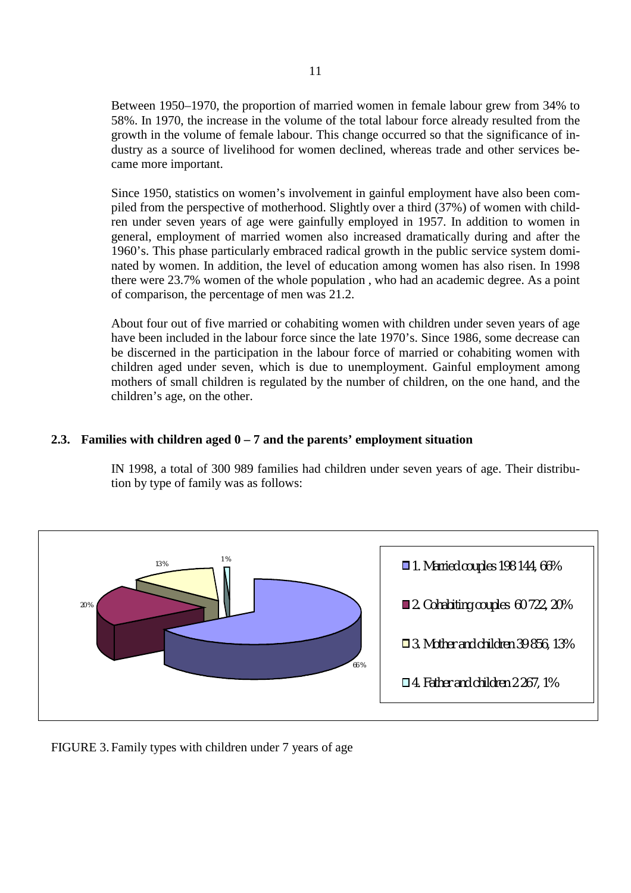Between 1950–1970, the proportion of married women in female labour grew from 34% to 58%. In 1970, the increase in the volume of the total labour force already resulted from the growth in the volume of female labour. This change occurred so that the significance of industry as a source of livelihood for women declined, whereas trade and other services became more important.

Since 1950, statistics on women's involvement in gainful employment have also been compiled from the perspective of motherhood. Slightly over a third (37%) of women with children under seven years of age were gainfully employed in 1957. In addition to women in general, employment of married women also increased dramatically during and after the 1960's. This phase particularly embraced radical growth in the public service system dominated by women. In addition, the level of education among women has also risen. In 1998 there were 23.7% women of the whole population , who had an academic degree. As a point of comparison, the percentage of men was 21.2.

About four out of five married or cohabiting women with children under seven years of age have been included in the labour force since the late 1970's. Since 1986, some decrease can be discerned in the participation in the labour force of married or cohabiting women with children aged under seven, which is due to unemployment. Gainful employment among mothers of small children is regulated by the number of children, on the one hand, and the children's age, on the other.

## 2.3. Families with children aged 0 – 7 and the parents' employment situation

IN 1998, a total of 300 989 families had children under seven years of age. Their distribution by type of family was as follows:

- 1. Married couples 198 144, 66%
- 2. Cohabiting couples 60 722, 20%
- 3. Mother and children 39 856, 13%
- 4. Father and children 2 267, 1%

FIGURE 3. Family types with children under 7 years of age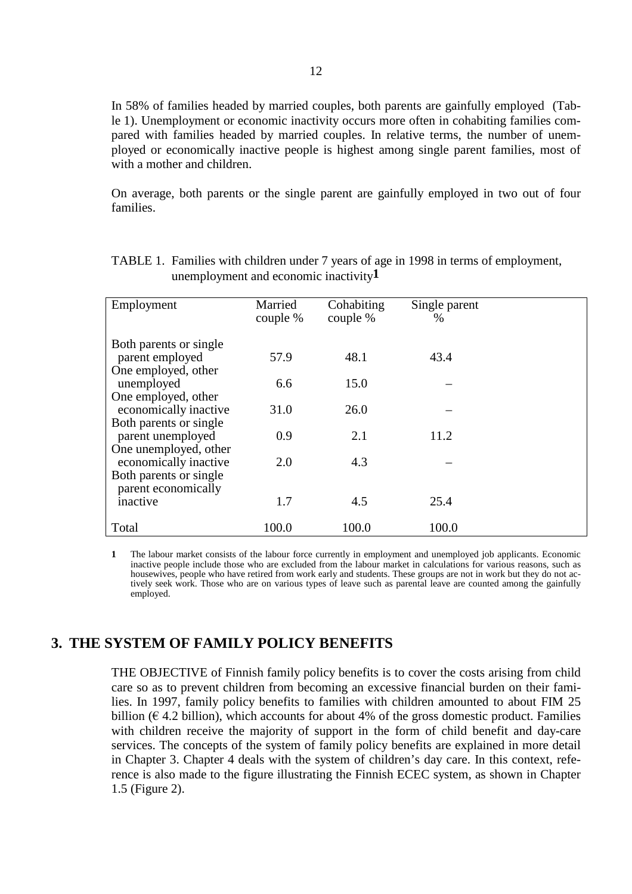In 58% of families headed by married couples, both parents are gainfully employed (Table 1). Unemployment or economic inactivity occurs more often in cohabiting families compared with families headed by married couples. In relative terms, the number of unemployed or economically inactive people is highest among single parent families, most of with a mother and children.

On average, both parents or the single parent are gainfully employed in two out of four families.

TABLE 1. Families with children under 7 years of age in 1998 in terms of employment, unemployment and economic inactivity[1]

| Employment | Married couple % | Cohabiting couple % | Single parent % |
|---|---|---|---|
| Both parents or single parent employed | 57.9 | 48.1 | 43.4 |
| One employed, other unemployed | 6.6 | 15.0 | – |
| One employed, other economically inactive | 31.0 | 26.0 | – |
| Both parents or single parent unemployed | 0.9 | 2.1 | 11.2 |
| One unemployed, other economically inactive | 2.0 | 4.3 | – |
| Both parents or single parent economically inactive | 1.7 | 4.5 | 25.4 |
| Total | 100.0 | 100.0 | 100.0 |

1 The labour market consists of the labour force currently in employment and unemployed job applicants. Economic inactive people include those who are excluded from the labour market in calculations for various reasons, such as housewives, people who have retired from work early and students. These groups are not in work but they do not actively seek work. Those who are on various types of leave such as parental leave are counted among the gainfully employed.

## 3. THE SYSTEM OF FAMILY POLICY BENEFITS

THE OBJECTIVE of Finnish family policy benefits is to cover the costs arising from child care so as to prevent children from becoming an excessive financial burden on their families. In 1997, family policy benefits to families with children amounted to about FIM 25 billion (€ 4.2 billion), which accounts for about 4% of the gross domestic product. Families with children receive the majority of support in the form of child benefit and day-care services. The concepts of the system of family policy benefits are explained in more detail in Chapter 3. Chapter 4 deals with the system of children's day care. In this context, reference is also made to the figure illustrating the Finnish ECEC system, as shown in Chapter 1.5 (Figure 2).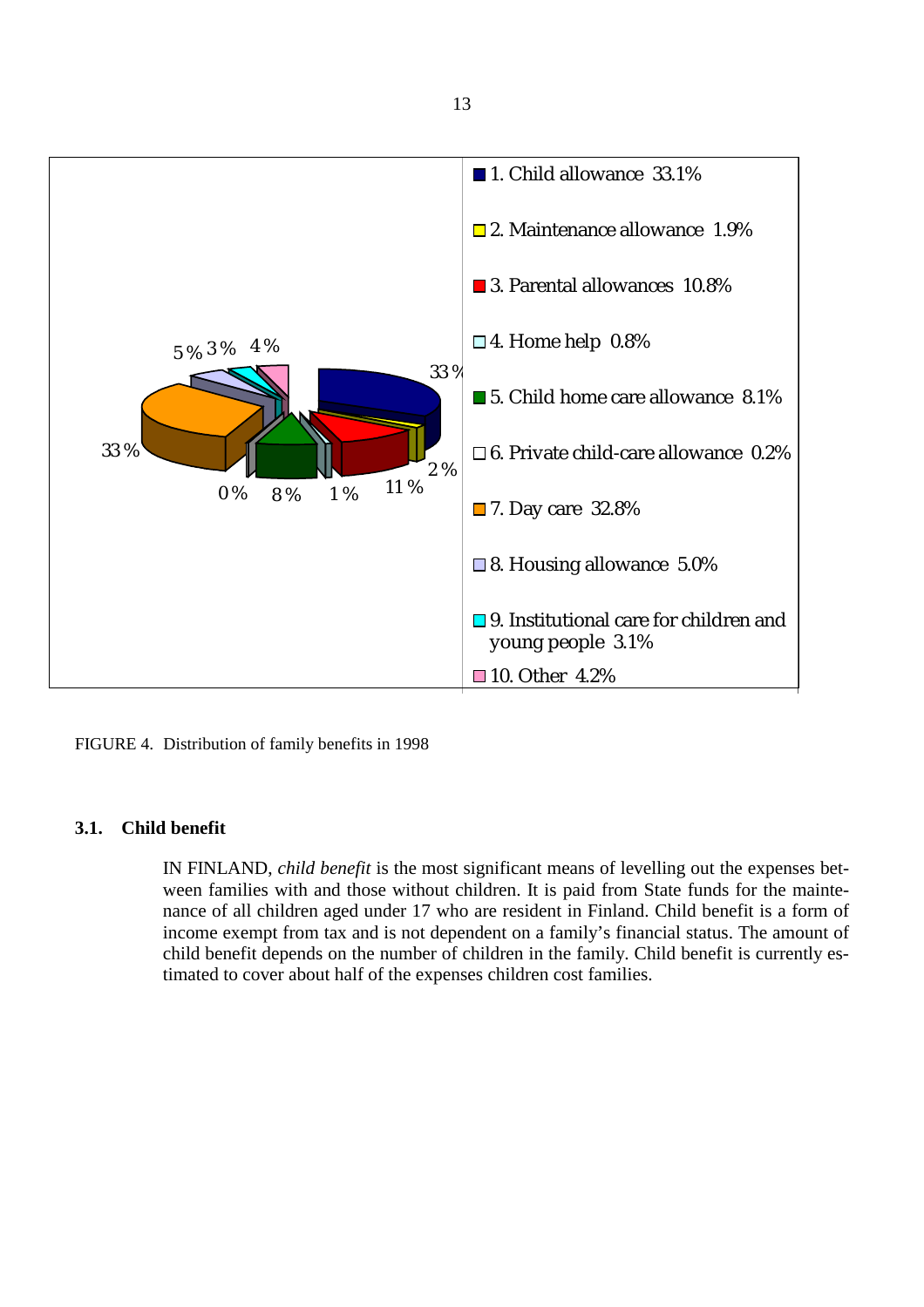1. Child allowance 33.1%
2. Maintenance allowance 1.9%
3. Parental allowances 10.8%
4. Home help 0.8%
5. Child home care allowance 8.1%
6. Private child-care allowance 0.2%
7. Day care 32.8%
8. Housing allowance 5.0%
9. Institutional care for children and young people 3.1%
10. Other 4.2%

FIGURE 4. Distribution of family benefits in 1998

### 3.1. Child benefit

IN FINLAND, *child benefit* is the most significant means of levelling out the expenses between families with and those without children. It is paid from State funds for the maintenance of all children aged under 17 who are resident in Finland. Child benefit is a form of income exempt from tax and is not dependent on a family's financial status. The amount of child benefit depends on the number of children in the family. Child benefit is currently estimated to cover about half of the expenses children cost families.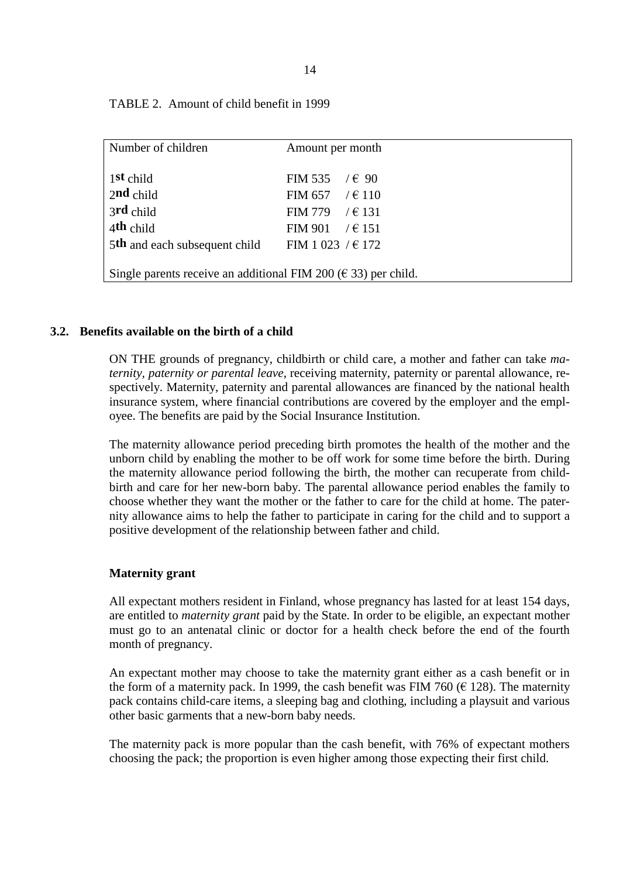TABLE 2. Amount of child benefit in 1999

| Number of children | Amount per month |
| --- | --- |
| 1st child | FIM 535 / € 90 |
| 2nd child | FIM 657 / € 110 |
| 3rd child | FIM 779 / € 131 |
| 4th child | FIM 901 / € 151 |
| 5th and each subsequent child | FIM 1 023 / € 172 |
| Single parents receive an additional FIM 200 (€ 33) per child. | |

## 3.2. Benefits available on the birth of a child

ON THE grounds of pregnancy, childbirth or child care, a mother and father can take *maternity, paternity or parental leave*, receiving maternity, paternity or parental allowance, respectively. Maternity, paternity and parental allowances are financed by the national health insurance system, where financial contributions are covered by the employer and the employee. The benefits are paid by the Social Insurance Institution.

The maternity allowance period preceding birth promotes the health of the mother and the unborn child by enabling the mother to be off work for some time before the birth. During the maternity allowance period following the birth, the mother can recuperate from childbirth and care for her new-born baby. The parental allowance period enables the family to choose whether they want the mother or the father to care for the child at home. The paternity allowance aims to help the father to participate in caring for the child and to support a positive development of the relationship between father and child.

### Maternity grant

All expectant mothers resident in Finland, whose pregnancy has lasted for at least 154 days, are entitled to *maternity grant* paid by the State. In order to be eligible, an expectant mother must go to an antenatal clinic or doctor for a health check before the end of the fourth month of pregnancy.

An expectant mother may choose to take the maternity grant either as a cash benefit or in the form of a maternity pack. In 1999, the cash benefit was FIM 760 (€ 128). The maternity pack contains child-care items, a sleeping bag and clothing, including a playsuit and various other basic garments that a new-born baby needs.

The maternity pack is more popular than the cash benefit, with 76% of expectant mothers choosing the pack; the proportion is even higher among those expecting their first child.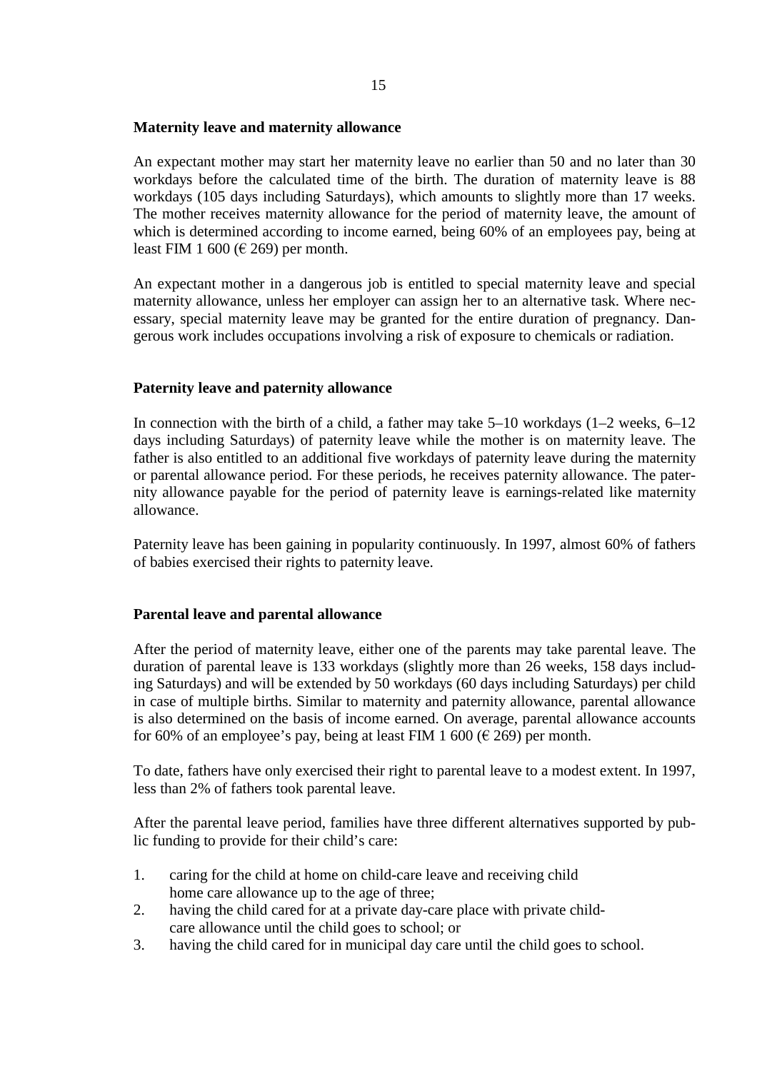### Maternity leave and maternity allowance

An expectant mother may start her maternity leave no earlier than 50 and no later than 30 workdays before the calculated time of the birth. The duration of maternity leave is 88 workdays (105 days including Saturdays), which amounts to slightly more than 17 weeks. The mother receives maternity allowance for the period of maternity leave, the amount of which is determined according to income earned, being 60% of an employees pay, being at least FIM 1 600 (€ 269) per month.

An expectant mother in a dangerous job is entitled to special maternity leave and special maternity allowance, unless her employer can assign her to an alternative task. Where necessary, special maternity leave may be granted for the entire duration of pregnancy. Dangerous work includes occupations involving a risk of exposure to chemicals or radiation.

### Paternity leave and paternity allowance

In connection with the birth of a child, a father may take 5–10 workdays (1–2 weeks, 6–12 days including Saturdays) of paternity leave while the mother is on maternity leave. The father is also entitled to an additional five workdays of paternity leave during the maternity or parental allowance period. For these periods, he receives paternity allowance. The paternity allowance payable for the period of paternity leave is earnings-related like maternity allowance.

Paternity leave has been gaining in popularity continuously. In 1997, almost 60% of fathers of babies exercised their rights to paternity leave.

### Parental leave and parental allowance

After the period of maternity leave, either one of the parents may take parental leave. The duration of parental leave is 133 workdays (slightly more than 26 weeks, 158 days including Saturdays) and will be extended by 50 workdays (60 days including Saturdays) per child in case of multiple births. Similar to maternity and paternity allowance, parental allowance is also determined on the basis of income earned. On average, parental allowance accounts for 60% of an employee's pay, being at least FIM 1 600 (€ 269) per month.

To date, fathers have only exercised their right to parental leave to a modest extent. In 1997, less than 2% of fathers took parental leave.

After the parental leave period, families have three different alternatives supported by public funding to provide for their child's care:

1. caring for the child at home on child-care leave and receiving child home care allowance up to the age of three;
2. having the child cared for at a private day-care place with private child-care allowance until the child goes to school; or
3. having the child cared for in municipal day care until the child goes to school.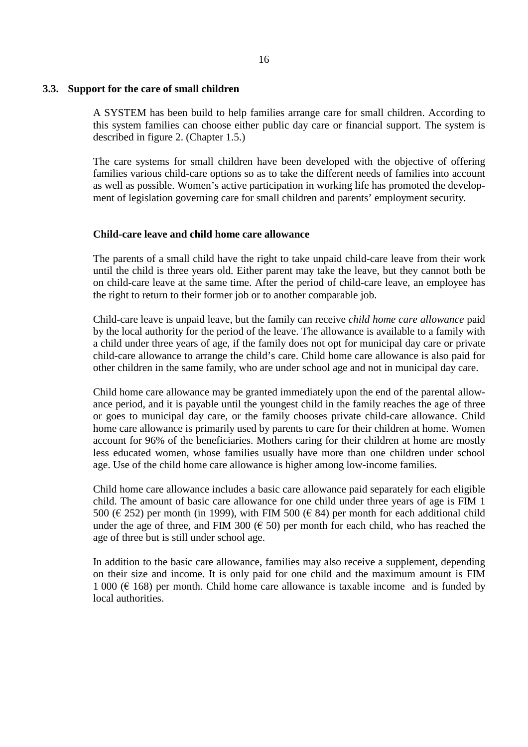## 3.3. Support for the care of small children

A SYSTEM has been build to help families arrange care for small children. According to this system families can choose either public day care or financial support. The system is described in figure 2. (Chapter 1.5.)

The care systems for small children have been developed with the objective of offering families various child-care options so as to take the different needs of families into account as well as possible. Women's active participation in working life has promoted the development of legislation governing care for small children and parents' employment security.

### Child-care leave and child home care allowance

The parents of a small child have the right to take unpaid child-care leave from their work until the child is three years old. Either parent may take the leave, but they cannot both be on child-care leave at the same time. After the period of child-care leave, an employee has the right to return to their former job or to another comparable job.

Child-care leave is unpaid leave, but the family can receive *child home care allowance* paid by the local authority for the period of the leave. The allowance is available to a family with a child under three years of age, if the family does not opt for municipal day care or private child-care allowance to arrange the child's care. Child home care allowance is also paid for other children in the same family, who are under school age and not in municipal day care.

Child home care allowance may be granted immediately upon the end of the parental allowance period, and it is payable until the youngest child in the family reaches the age of three or goes to municipal day care, or the family chooses private child-care allowance. Child home care allowance is primarily used by parents to care for their children at home. Women account for 96% of the beneficiaries. Mothers caring for their children at home are mostly less educated women, whose families usually have more than one children under school age. Use of the child home care allowance is higher among low-income families.

Child home care allowance includes a basic care allowance paid separately for each eligible child. The amount of basic care allowance for one child under three years of age is FIM 1 500 (€ 252) per month (in 1999), with FIM 500 (€ 84) per month for each additional child under the age of three, and FIM 300 (€ 50) per month for each child, who has reached the age of three but is still under school age.

In addition to the basic care allowance, families may also receive a supplement, depending on their size and income. It is only paid for one child and the maximum amount is FIM 1 000 (€ 168) per month. Child home care allowance is taxable income and is funded by local authorities.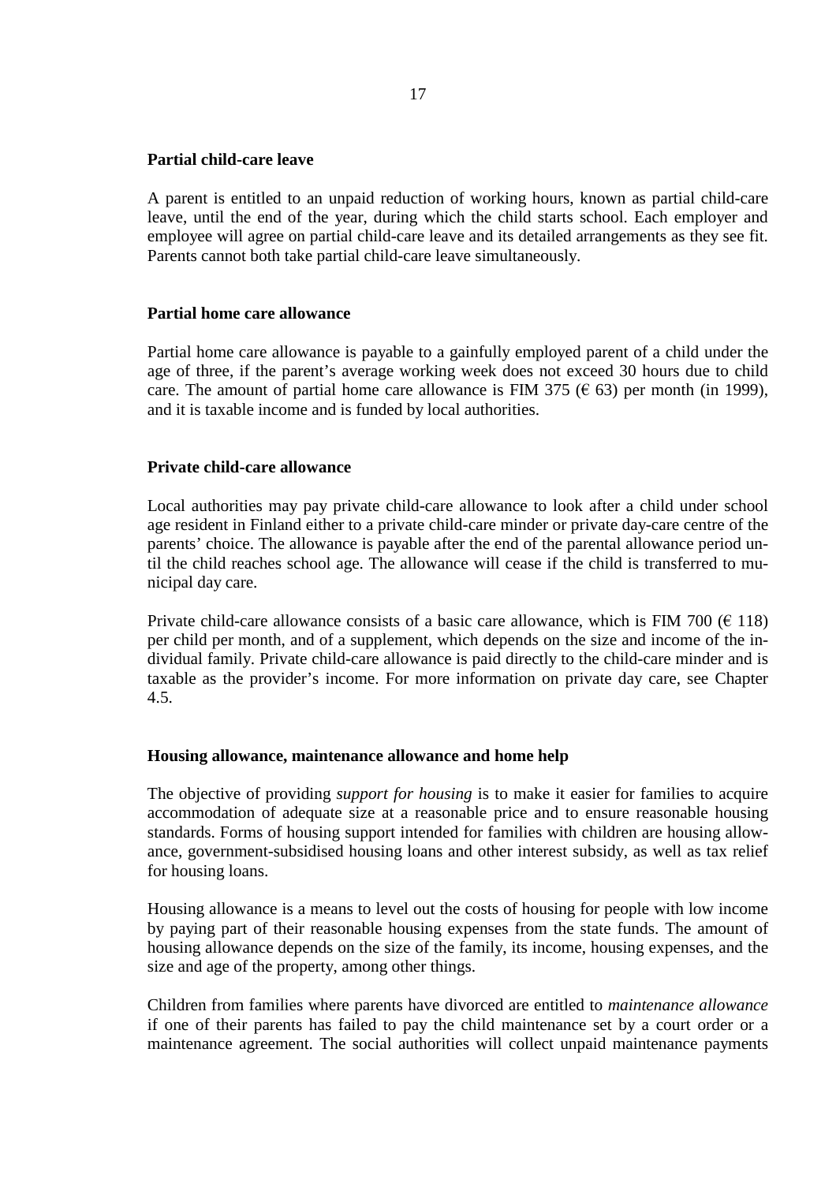**Partial child-care leave**

A parent is entitled to an unpaid reduction of working hours, known as partial child-care leave, until the end of the year, during which the child starts school. Each employer and employee will agree on partial child-care leave and its detailed arrangements as they see fit. Parents cannot both take partial child-care leave simultaneously.

**Partial home care allowance**

Partial home care allowance is payable to a gainfully employed parent of a child under the age of three, if the parent's average working week does not exceed 30 hours due to child care. The amount of partial home care allowance is FIM 375 (€ 63) per month (in 1999), and it is taxable income and is funded by local authorities.

**Private child-care allowance**

Local authorities may pay private child-care allowance to look after a child under school age resident in Finland either to a private child-care minder or private day-care centre of the parents' choice. The allowance is payable after the end of the parental allowance period until the child reaches school age. The allowance will cease if the child is transferred to municipal day care.

Private child-care allowance consists of a basic care allowance, which is FIM 700 (€ 118) per child per month, and of a supplement, which depends on the size and income of the individual family. Private child-care allowance is paid directly to the child-care minder and is taxable as the provider's income. For more information on private day care, see Chapter 4.5.

**Housing allowance, maintenance allowance and home help**

The objective of providing *support for housing* is to make it easier for families to acquire accommodation of adequate size at a reasonable price and to ensure reasonable housing standards. Forms of housing support intended for families with children are housing allowance, government-subsidised housing loans and other interest subsidy, as well as tax relief for housing loans.

Housing allowance is a means to level out the costs of housing for people with low income by paying part of their reasonable housing expenses from the state funds. The amount of housing allowance depends on the size of the family, its income, housing expenses, and the size and age of the property, among other things.

Children from families where parents have divorced are entitled to *maintenance allowance* if one of their parents has failed to pay the child maintenance set by a court order or a maintenance agreement. The social authorities will collect unpaid maintenance payments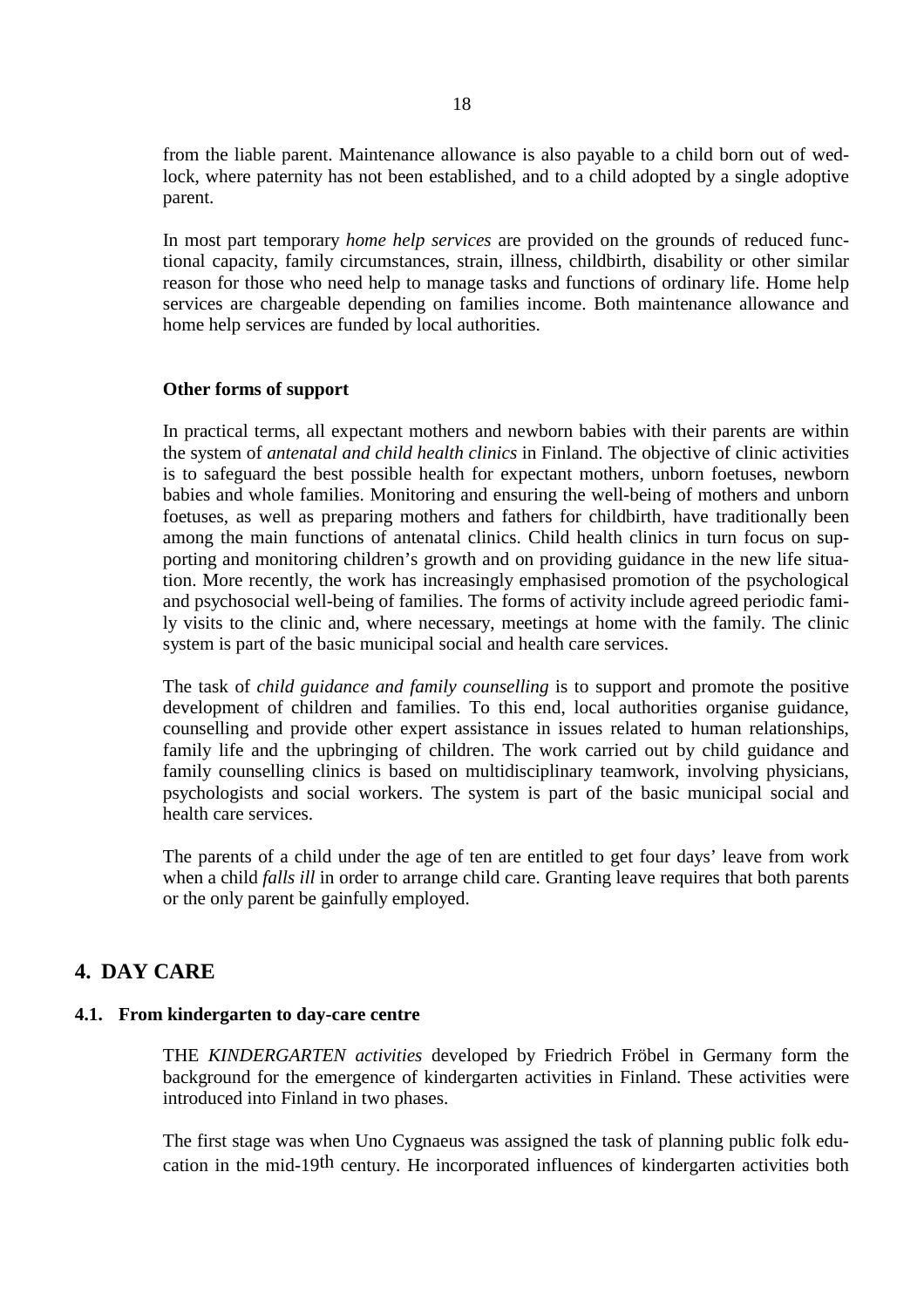from the liable parent. Maintenance allowance is also payable to a child born out of wedlock, where paternity has not been established, and to a child adopted by a single adoptive parent.

In most part temporary *home help services* are provided on the grounds of reduced functional capacity, family circumstances, strain, illness, childbirth, disability or other similar reason for those who need help to manage tasks and functions of ordinary life. Home help services are chargeable depending on families income. Both maintenance allowance and home help services are funded by local authorities.

**Other forms of support**

In practical terms, all expectant mothers and newborn babies with their parents are within the system of *antenatal and child health clinics* in Finland. The objective of clinic activities is to safeguard the best possible health for expectant mothers, unborn foetuses, newborn babies and whole families. Monitoring and ensuring the well-being of mothers and unborn foetuses, as well as preparing mothers and fathers for childbirth, have traditionally been among the main functions of antenatal clinics. Child health clinics in turn focus on supporting and monitoring children's growth and on providing guidance in the new life situation. More recently, the work has increasingly emphasised promotion of the psychological and psychosocial well-being of families. The forms of activity include agreed periodic family visits to the clinic and, where necessary, meetings at home with the family. The clinic system is part of the basic municipal social and health care services.

The task of *child guidance and family counselling* is to support and promote the positive development of children and families. To this end, local authorities organise guidance, counselling and provide other expert assistance in issues related to human relationships, family life and the upbringing of children. The work carried out by child guidance and family counselling clinics is based on multidisciplinary teamwork, involving physicians, psychologists and social workers. The system is part of the basic municipal social and health care services.

The parents of a child under the age of ten are entitled to get four days' leave from work when a child *falls ill* in order to arrange child care. Granting leave requires that both parents or the only parent be gainfully employed.

# 4. DAY CARE

## 4.1. From kindergarten to day-care centre

THE *KINDERGARTEN activities* developed by Friedrich Fröbel in Germany form the background for the emergence of kindergarten activities in Finland. These activities were introduced into Finland in two phases.

The first stage was when Uno Cygnaeus was assigned the task of planning public folk education in the mid-19th century. He incorporated influences of kindergarten activities both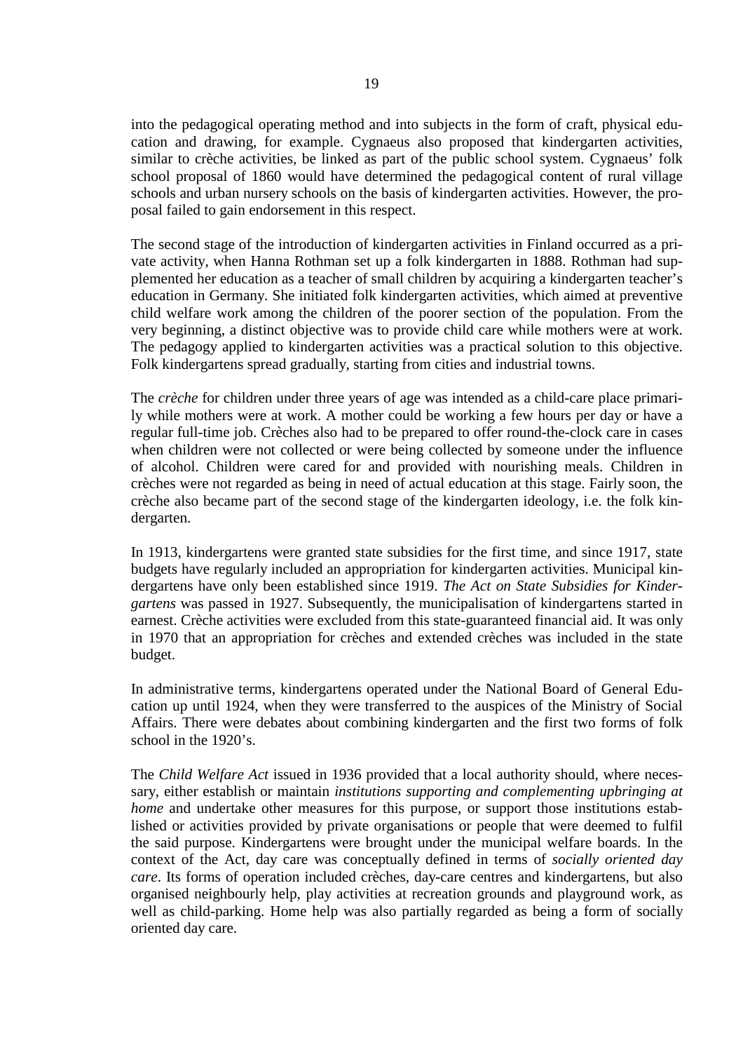into the pedagogical operating method and into subjects in the form of craft, physical education and drawing, for example. Cygnaeus also proposed that kindergarten activities, similar to crèche activities, be linked as part of the public school system. Cygnaeus' folk school proposal of 1860 would have determined the pedagogical content of rural village schools and urban nursery schools on the basis of kindergarten activities. However, the proposal failed to gain endorsement in this respect.

The second stage of the introduction of kindergarten activities in Finland occurred as a private activity, when Hanna Rothman set up a folk kindergarten in 1888. Rothman had supplemented her education as a teacher of small children by acquiring a kindergarten teacher's education in Germany. She initiated folk kindergarten activities, which aimed at preventive child welfare work among the children of the poorer section of the population. From the very beginning, a distinct objective was to provide child care while mothers were at work. The pedagogy applied to kindergarten activities was a practical solution to this objective. Folk kindergartens spread gradually, starting from cities and industrial towns.

The *crèche* for children under three years of age was intended as a child-care place primarily while mothers were at work. A mother could be working a few hours per day or have a regular full-time job. Crèches also had to be prepared to offer round-the-clock care in cases when children were not collected or were being collected by someone under the influence of alcohol. Children were cared for and provided with nourishing meals. Children in crèches were not regarded as being in need of actual education at this stage. Fairly soon, the crèche also became part of the second stage of the kindergarten ideology, i.e. the folk kindergarten.

In 1913, kindergartens were granted state subsidies for the first time, and since 1917, state budgets have regularly included an appropriation for kindergarten activities. Municipal kindergartens have only been established since 1919. *The Act on State Subsidies for Kindergartens* was passed in 1927. Subsequently, the municipalisation of kindergartens started in earnest. Crèche activities were excluded from this state-guaranteed financial aid. It was only in 1970 that an appropriation for crèches and extended crèches was included in the state budget.

In administrative terms, kindergartens operated under the National Board of General Education up until 1924, when they were transferred to the auspices of the Ministry of Social Affairs. There were debates about combining kindergarten and the first two forms of folk school in the 1920's.

The *Child Welfare Act* issued in 1936 provided that a local authority should, where necessary, either establish or maintain *institutions supporting and complementing upbringing at home* and undertake other measures for this purpose, or support those institutions established or activities provided by private organisations or people that were deemed to fulfil the said purpose. Kindergartens were brought under the municipal welfare boards. In the context of the Act, day care was conceptually defined in terms of *socially oriented day care*. Its forms of operation included crèches, day-care centres and kindergartens, but also organised neighbourly help, play activities at recreation grounds and playground work, as well as child-parking. Home help was also partially regarded as being a form of socially oriented day care.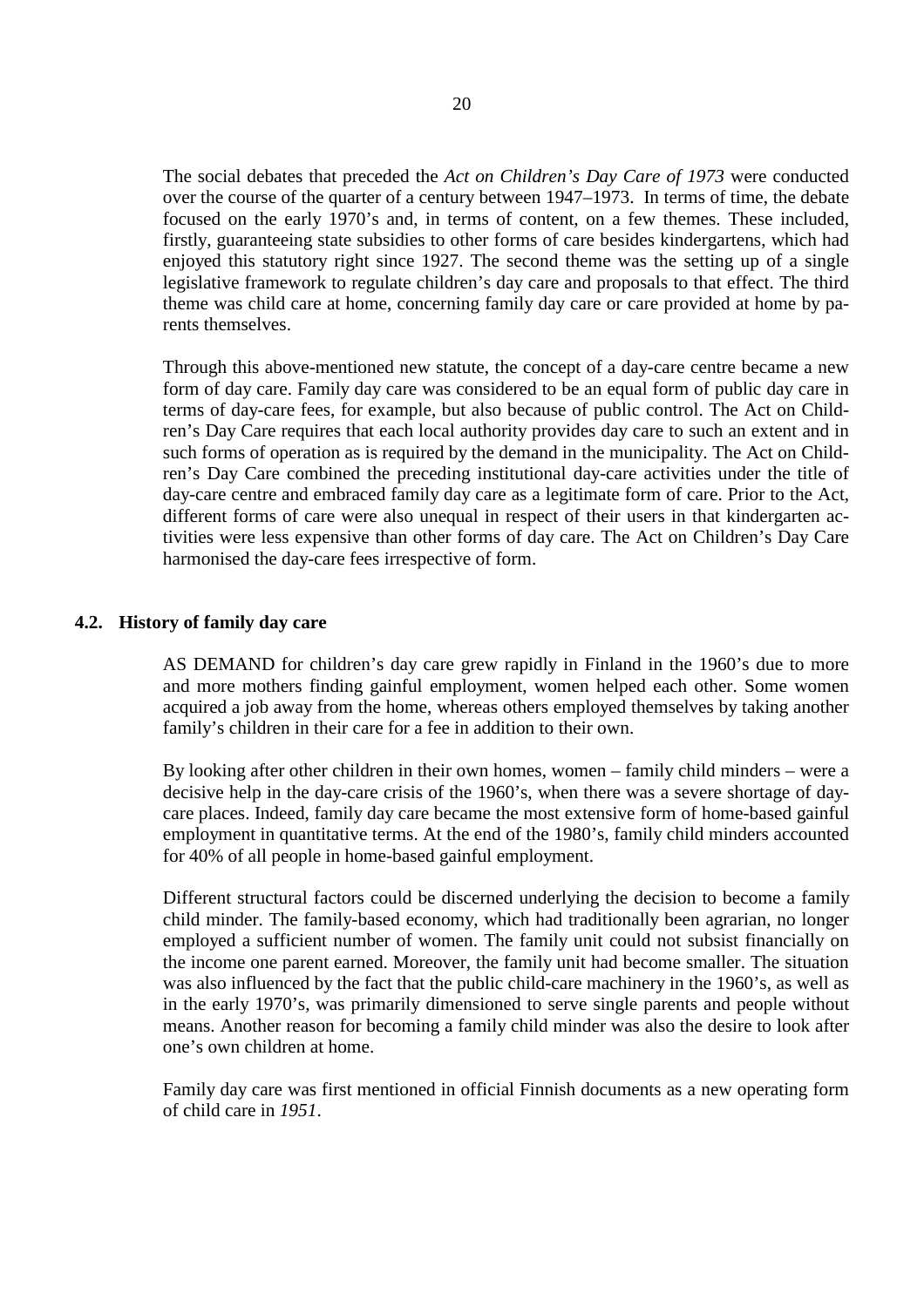The social debates that preceded the *Act on Children's Day Care of 1973* were conducted over the course of the quarter of a century between 1947–1973. In terms of time, the debate focused on the early 1970's and, in terms of content, on a few themes. These included, firstly, guaranteeing state subsidies to other forms of care besides kindergartens, which had enjoyed this statutory right since 1927. The second theme was the setting up of a single legislative framework to regulate children's day care and proposals to that effect. The third theme was child care at home, concerning family day care or care provided at home by parents themselves.

Through this above-mentioned new statute, the concept of a day-care centre became a new form of day care. Family day care was considered to be an equal form of public day care in terms of day-care fees, for example, but also because of public control. The Act on Children's Day Care requires that each local authority provides day care to such an extent and in such forms of operation as is required by the demand in the municipality. The Act on Children's Day Care combined the preceding institutional day-care activities under the title of day-care centre and embraced family day care as a legitimate form of care. Prior to the Act, different forms of care were also unequal in respect of their users in that kindergarten activities were less expensive than other forms of day care. The Act on Children's Day Care harmonised the day-care fees irrespective of form.

## 4.2. History of family day care

AS DEMAND for children's day care grew rapidly in Finland in the 1960's due to more and more mothers finding gainful employment, women helped each other. Some women acquired a job away from the home, whereas others employed themselves by taking another family's children in their care for a fee in addition to their own.

By looking after other children in their own homes, women – family child minders – were a decisive help in the day-care crisis of the 1960's, when there was a severe shortage of day-care places. Indeed, family day care became the most extensive form of home-based gainful employment in quantitative terms. At the end of the 1980's, family child minders accounted for 40% of all people in home-based gainful employment.

Different structural factors could be discerned underlying the decision to become a family child minder. The family-based economy, which had traditionally been agrarian, no longer employed a sufficient number of women. The family unit could not subsist financially on the income one parent earned. Moreover, the family unit had become smaller. The situation was also influenced by the fact that the public child-care machinery in the 1960's, as well as in the early 1970's, was primarily dimensioned to serve single parents and people without means. Another reason for becoming a family child minder was also the desire to look after one's own children at home.

Family day care was first mentioned in official Finnish documents as a new operating form of child care in *1951*.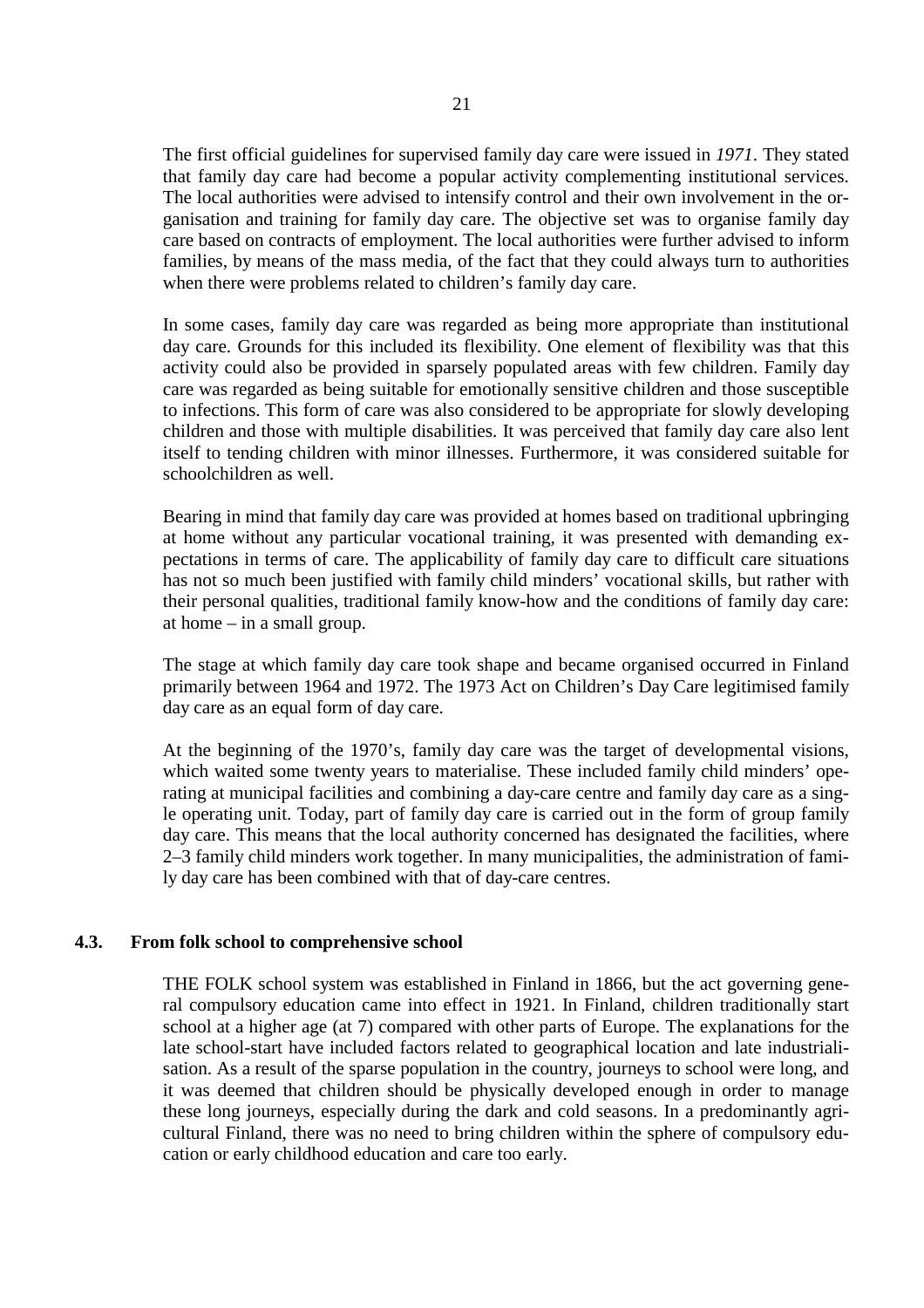The first official guidelines for supervised family day care were issued in *1971*. They stated that family day care had become a popular activity complementing institutional services. The local authorities were advised to intensify control and their own involvement in the organisation and training for family day care. The objective set was to organise family day care based on contracts of employment. The local authorities were further advised to inform families, by means of the mass media, of the fact that they could always turn to authorities when there were problems related to children's family day care.

In some cases, family day care was regarded as being more appropriate than institutional day care. Grounds for this included its flexibility. One element of flexibility was that this activity could also be provided in sparsely populated areas with few children. Family day care was regarded as being suitable for emotionally sensitive children and those susceptible to infections. This form of care was also considered to be appropriate for slowly developing children and those with multiple disabilities. It was perceived that family day care also lent itself to tending children with minor illnesses. Furthermore, it was considered suitable for schoolchildren as well.

Bearing in mind that family day care was provided at homes based on traditional upbringing at home without any particular vocational training, it was presented with demanding expectations in terms of care. The applicability of family day care to difficult care situations has not so much been justified with family child minders' vocational skills, but rather with their personal qualities, traditional family know-how and the conditions of family day care: at home – in a small group.

The stage at which family day care took shape and became organised occurred in Finland primarily between 1964 and 1972. The 1973 Act on Children's Day Care legitimised family day care as an equal form of day care.

At the beginning of the 1970's, family day care was the target of developmental visions, which waited some twenty years to materialise. These included family child minders' operating at municipal facilities and combining a day-care centre and family day care as a single operating unit. Today, part of family day care is carried out in the form of group family day care. This means that the local authority concerned has designated the facilities, where 2–3 family child minders work together. In many municipalities, the administration of family day care has been combined with that of day-care centres.

### 4.3. From folk school to comprehensive school

THE FOLK school system was established in Finland in 1866, but the act governing general compulsory education came into effect in 1921. In Finland, children traditionally start school at a higher age (at 7) compared with other parts of Europe. The explanations for the late school-start have included factors related to geographical location and late industrialisation. As a result of the sparse population in the country, journeys to school were long, and it was deemed that children should be physically developed enough in order to manage these long journeys, especially during the dark and cold seasons. In a predominantly agricultural Finland, there was no need to bring children within the sphere of compulsory education or early childhood education and care too early.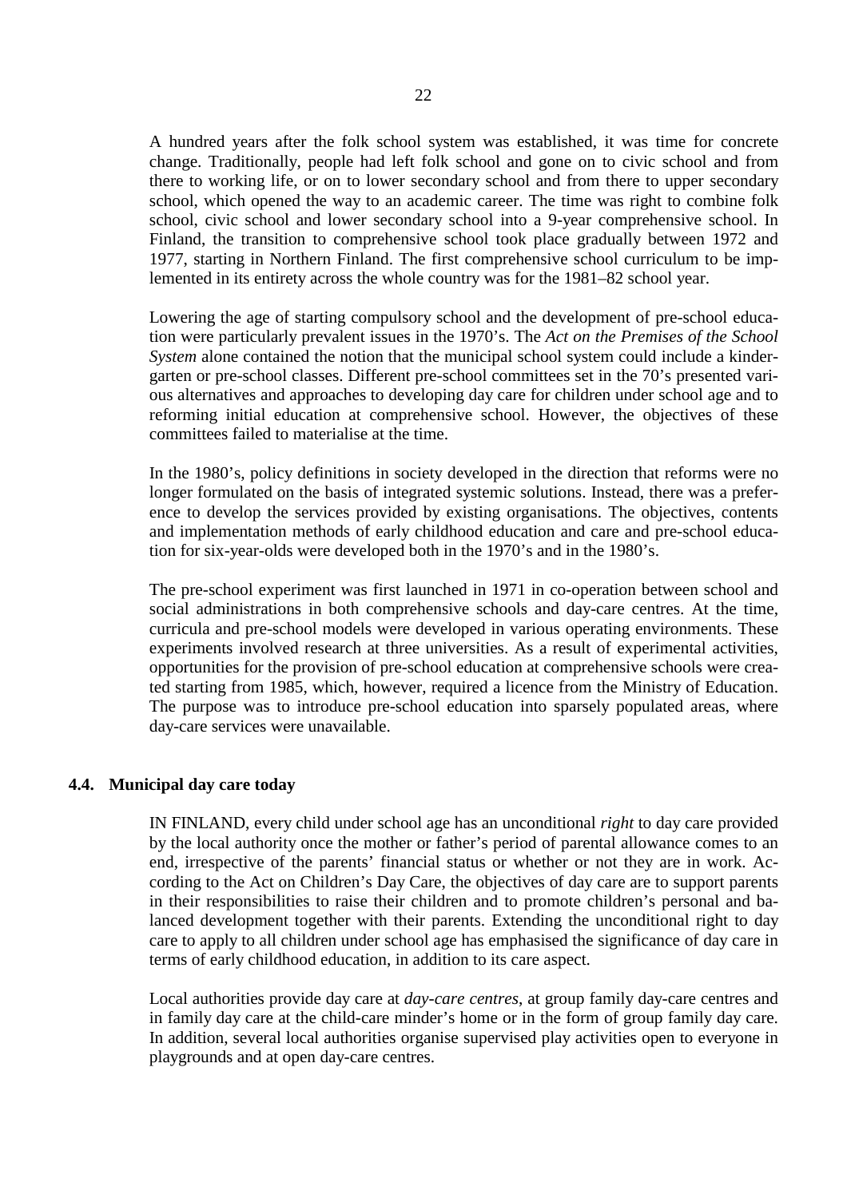A hundred years after the folk school system was established, it was time for concrete change. Traditionally, people had left folk school and gone on to civic school and from there to working life, or on to lower secondary school and from there to upper secondary school, which opened the way to an academic career. The time was right to combine folk school, civic school and lower secondary school into a 9-year comprehensive school. In Finland, the transition to comprehensive school took place gradually between 1972 and 1977, starting in Northern Finland. The first comprehensive school curriculum to be implemented in its entirety across the whole country was for the 1981–82 school year.

Lowering the age of starting compulsory school and the development of pre-school education were particularly prevalent issues in the 1970's. The *Act on the Premises of the School System* alone contained the notion that the municipal school system could include a kindergarten or pre-school classes. Different pre-school committees set in the 70's presented various alternatives and approaches to developing day care for children under school age and to reforming initial education at comprehensive school. However, the objectives of these committees failed to materialise at the time.

In the 1980's, policy definitions in society developed in the direction that reforms were no longer formulated on the basis of integrated systemic solutions. Instead, there was a preference to develop the services provided by existing organisations. The objectives, contents and implementation methods of early childhood education and care and pre-school education for six-year-olds were developed both in the 1970's and in the 1980's.

The pre-school experiment was first launched in 1971 in co-operation between school and social administrations in both comprehensive schools and day-care centres. At the time, curricula and pre-school models were developed in various operating environments. These experiments involved research at three universities. As a result of experimental activities, opportunities for the provision of pre-school education at comprehensive schools were created starting from 1985, which, however, required a licence from the Ministry of Education. The purpose was to introduce pre-school education into sparsely populated areas, where day-care services were unavailable.

## 4.4. Municipal day care today

IN FINLAND, every child under school age has an unconditional *right* to day care provided by the local authority once the mother or father's period of parental allowance comes to an end, irrespective of the parents' financial status or whether or not they are in work. According to the Act on Children's Day Care, the objectives of day care are to support parents in their responsibilities to raise their children and to promote children's personal and balanced development together with their parents. Extending the unconditional right to day care to apply to all children under school age has emphasised the significance of day care in terms of early childhood education, in addition to its care aspect.

Local authorities provide day care at *day-care centres*, at group family day-care centres and in family day care at the child-care minder's home or in the form of group family day care. In addition, several local authorities organise supervised play activities open to everyone in playgrounds and at open day-care centres.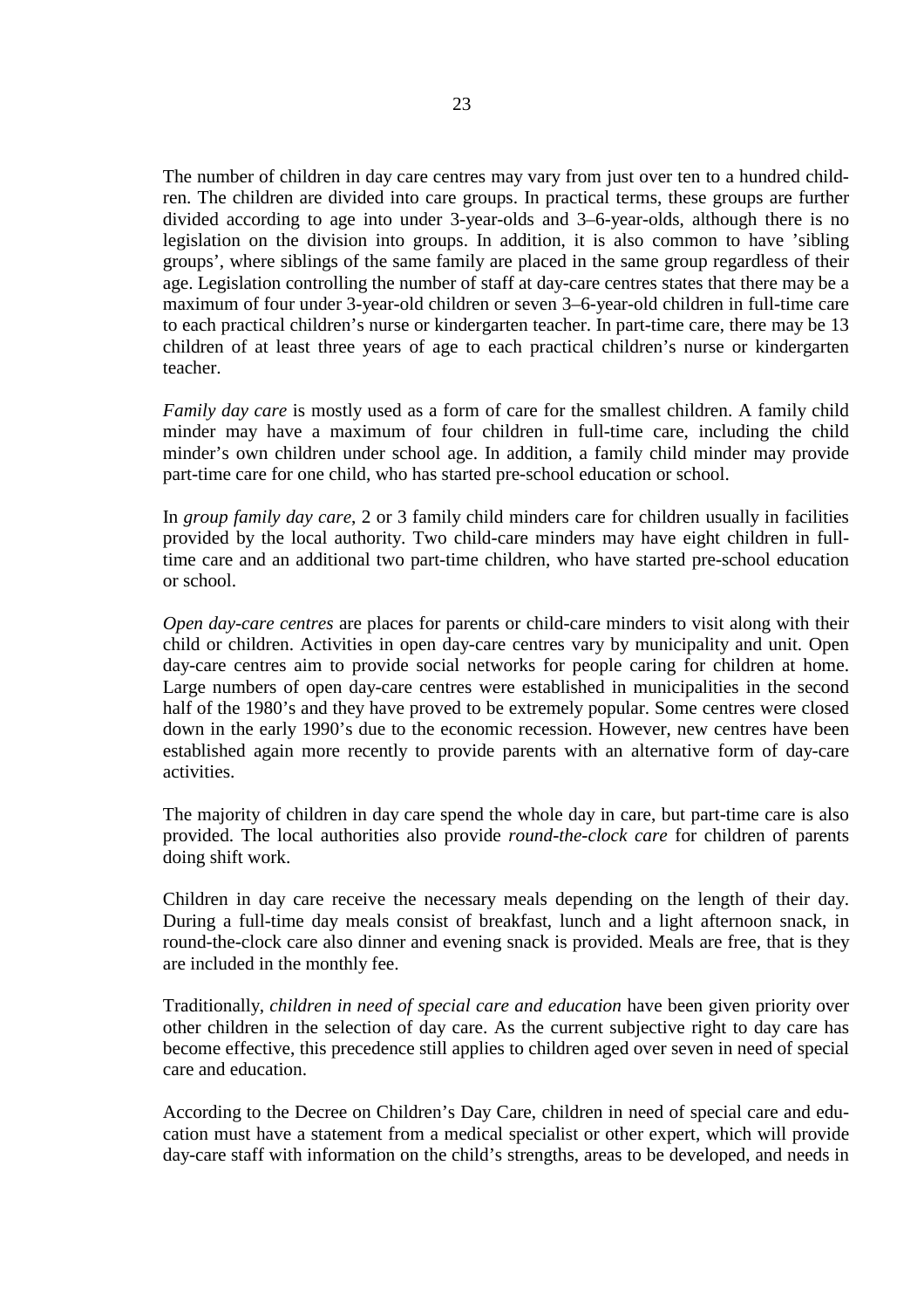The number of children in day care centres may vary from just over ten to a hundred children. The children are divided into care groups. In practical terms, these groups are further divided according to age into under 3-year-olds and 3–6-year-olds, although there is no legislation on the division into groups. In addition, it is also common to have 'sibling groups', where siblings of the same family are placed in the same group regardless of their age. Legislation controlling the number of staff at day-care centres states that there may be a maximum of four under 3-year-old children or seven 3–6-year-old children in full-time care to each practical children's nurse or kindergarten teacher. In part-time care, there may be 13 children of at least three years of age to each practical children's nurse or kindergarten teacher.

*Family day care* is mostly used as a form of care for the smallest children. A family child minder may have a maximum of four children in full-time care, including the child minder's own children under school age. In addition, a family child minder may provide part-time care for one child, who has started pre-school education or school.

In *group family day care*, 2 or 3 family child minders care for children usually in facilities provided by the local authority. Two child-care minders may have eight children in full-time care and an additional two part-time children, who have started pre-school education or school.

*Open day-care centres* are places for parents or child-care minders to visit along with their child or children. Activities in open day-care centres vary by municipality and unit. Open day-care centres aim to provide social networks for people caring for children at home. Large numbers of open day-care centres were established in municipalities in the second half of the 1980's and they have proved to be extremely popular. Some centres were closed down in the early 1990's due to the economic recession. However, new centres have been established again more recently to provide parents with an alternative form of day-care activities.

The majority of children in day care spend the whole day in care, but part-time care is also provided. The local authorities also provide *round-the-clock care* for children of parents doing shift work.

Children in day care receive the necessary meals depending on the length of their day. During a full-time day meals consist of breakfast, lunch and a light afternoon snack, in round-the-clock care also dinner and evening snack is provided. Meals are free, that is they are included in the monthly fee.

Traditionally, *children in need of special care and education* have been given priority over other children in the selection of day care. As the current subjective right to day care has become effective, this precedence still applies to children aged over seven in need of special care and education.

According to the Decree on Children's Day Care, children in need of special care and education must have a statement from a medical specialist or other expert, which will provide day-care staff with information on the child's strengths, areas to be developed, and needs in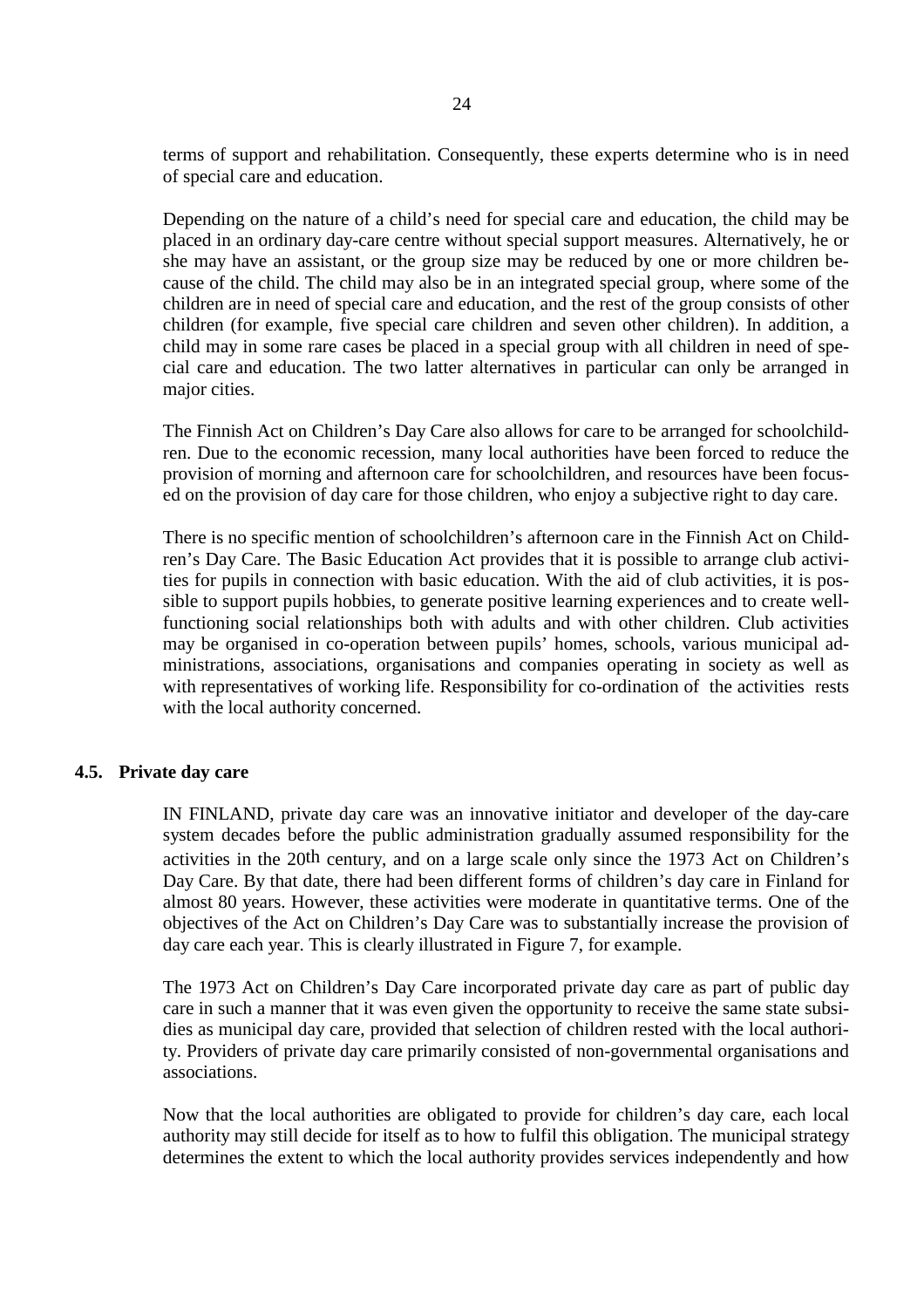terms of support and rehabilitation. Consequently, these experts determine who is in need of special care and education.

Depending on the nature of a child's need for special care and education, the child may be placed in an ordinary day-care centre without special support measures. Alternatively, he or she may have an assistant, or the group size may be reduced by one or more children because of the child. The child may also be in an integrated special group, where some of the children are in need of special care and education, and the rest of the group consists of other children (for example, five special care children and seven other children). In addition, a child may in some rare cases be placed in a special group with all children in need of special care and education. The two latter alternatives in particular can only be arranged in major cities.

The Finnish Act on Children's Day Care also allows for care to be arranged for schoolchildren. Due to the economic recession, many local authorities have been forced to reduce the provision of morning and afternoon care for schoolchildren, and resources have been focused on the provision of day care for those children, who enjoy a subjective right to day care.

There is no specific mention of schoolchildren's afternoon care in the Finnish Act on Children's Day Care. The Basic Education Act provides that it is possible to arrange club activities for pupils in connection with basic education. With the aid of club activities, it is possible to support pupils hobbies, to generate positive learning experiences and to create well-functioning social relationships both with adults and with other children. Club activities may be organised in co-operation between pupils' homes, schools, various municipal administrations, associations, organisations and companies operating in society as well as with representatives of working life. Responsibility for co-ordination of the activities rests with the local authority concerned.

## 4.5. Private day care

IN FINLAND, private day care was an innovative initiator and developer of the day-care system decades before the public administration gradually assumed responsibility for the activities in the 20th century, and on a large scale only since the 1973 Act on Children's Day Care. By that date, there had been different forms of children's day care in Finland for almost 80 years. However, these activities were moderate in quantitative terms. One of the objectives of the Act on Children's Day Care was to substantially increase the provision of day care each year. This is clearly illustrated in Figure 7, for example.

The 1973 Act on Children's Day Care incorporated private day care as part of public day care in such a manner that it was even given the opportunity to receive the same state subsidies as municipal day care, provided that selection of children rested with the local authority. Providers of private day care primarily consisted of non-governmental organisations and associations.

Now that the local authorities are obligated to provide for children's day care, each local authority may still decide for itself as to how to fulfil this obligation. The municipal strategy determines the extent to which the local authority provides services independently and how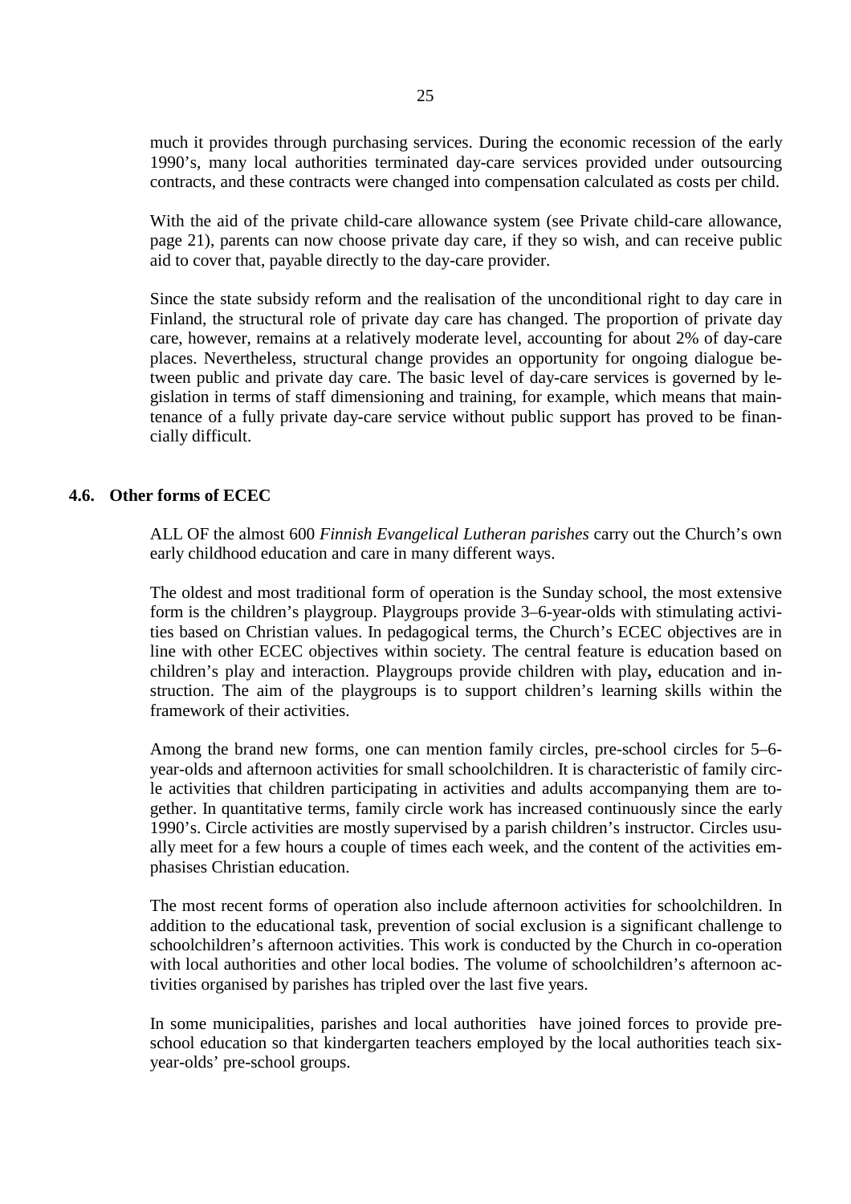much it provides through purchasing services. During the economic recession of the early 1990's, many local authorities terminated day-care services provided under outsourcing contracts, and these contracts were changed into compensation calculated as costs per child.

With the aid of the private child-care allowance system (see Private child-care allowance, page 21), parents can now choose private day care, if they so wish, and can receive public aid to cover that, payable directly to the day-care provider.

Since the state subsidy reform and the realisation of the unconditional right to day care in Finland, the structural role of private day care has changed. The proportion of private day care, however, remains at a relatively moderate level, accounting for about 2% of day-care places. Nevertheless, structural change provides an opportunity for ongoing dialogue between public and private day care. The basic level of day-care services is governed by legislation in terms of staff dimensioning and training, for example, which means that maintenance of a fully private day-care service without public support has proved to be financially difficult.

## 4.6. Other forms of ECEC

ALL OF the almost 600 *Finnish Evangelical Lutheran parishes* carry out the Church's own early childhood education and care in many different ways.

The oldest and most traditional form of operation is the Sunday school, the most extensive form is the children's playgroup. Playgroups provide 3–6-year-olds with stimulating activities based on Christian values. In pedagogical terms, the Church's ECEC objectives are in line with other ECEC objectives within society. The central feature is education based on children's play and interaction. Playgroups provide children with play**,** education and instruction. The aim of the playgroups is to support children's learning skills within the framework of their activities.

Among the brand new forms, one can mention family circles, pre-school circles for 5–6-year-olds and afternoon activities for small schoolchildren. It is characteristic of family circle activities that children participating in activities and adults accompanying them are together. In quantitative terms, family circle work has increased continuously since the early 1990's. Circle activities are mostly supervised by a parish children's instructor. Circles usually meet for a few hours a couple of times each week, and the content of the activities emphasises Christian education.

The most recent forms of operation also include afternoon activities for schoolchildren. In addition to the educational task, prevention of social exclusion is a significant challenge to schoolchildren's afternoon activities. This work is conducted by the Church in co-operation with local authorities and other local bodies. The volume of schoolchildren's afternoon activities organised by parishes has tripled over the last five years.

In some municipalities, parishes and local authorities have joined forces to provide pre-school education so that kindergarten teachers employed by the local authorities teach six-year-olds' pre-school groups.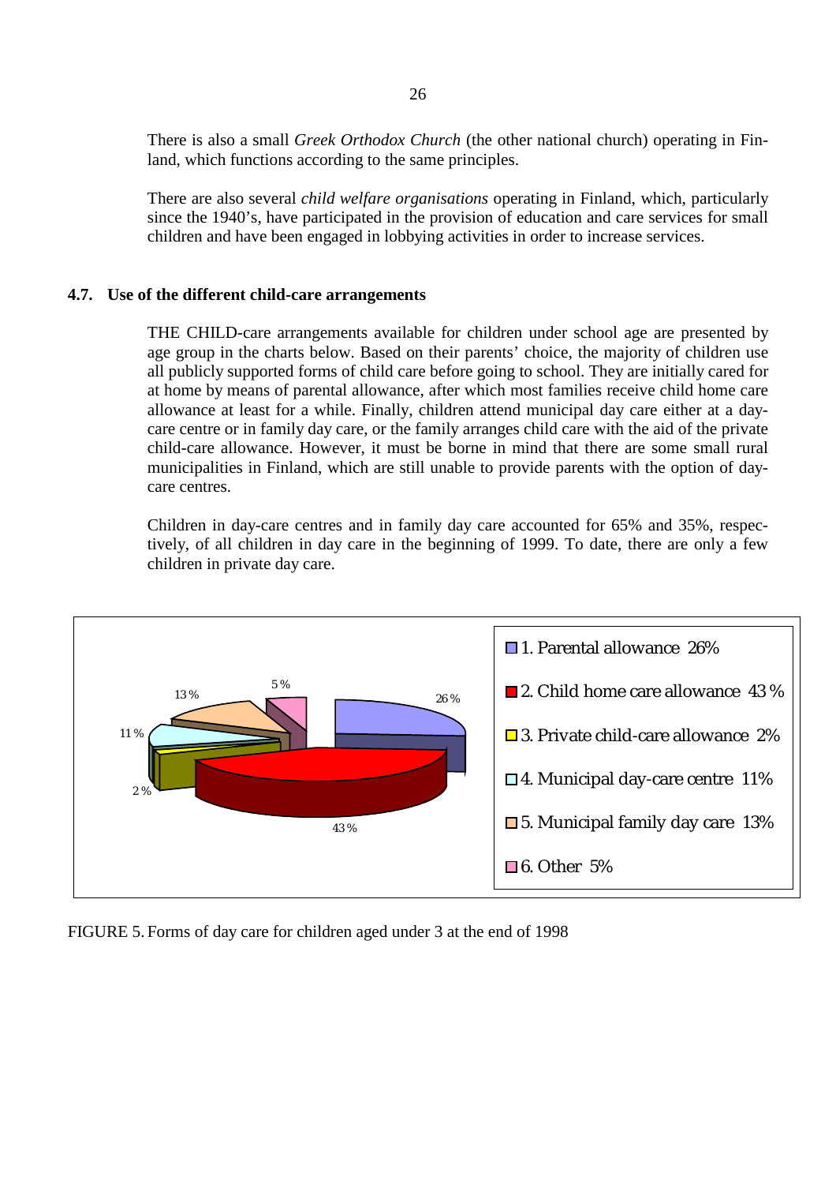There is also a small *Greek Orthodox Church* (the other national church) operating in Finland, which functions according to the same principles.

There are also several *child welfare organisations* operating in Finland, which, particularly since the 1940's, have participated in the provision of education and care services for small children and have been engaged in lobbying activities in order to increase services.

### 4.7. Use of the different child-care arrangements

THE CHILD-care arrangements available for children under school age are presented by age group in the charts below. Based on their parents' choice, the majority of children use all publicly supported forms of child care before going to school. They are initially cared for at home by means of parental allowance, after which most families receive child home care allowance at least for a while. Finally, children attend municipal day care either at a day-care centre or in family day care, or the family arranges child care with the aid of the private child-care allowance. However, it must be borne in mind that there are some small rural municipalities in Finland, which are still unable to provide parents with the option of day-care centres.

Children in day-care centres and in family day care accounted for 65% and 35%, respectively, of all children in day care in the beginning of 1999. To date, there are only a few children in private day care.

- 1. Parental allowance 26%
- 2. Child home care allowance 43 %
- 3. Private child-care allowance 2%
- 4. Municipal day-care centre 11%
- 5. Municipal family day care 13%
- 6. Other 5%

FIGURE 5. Forms of day care for children aged under 3 at the end of 1998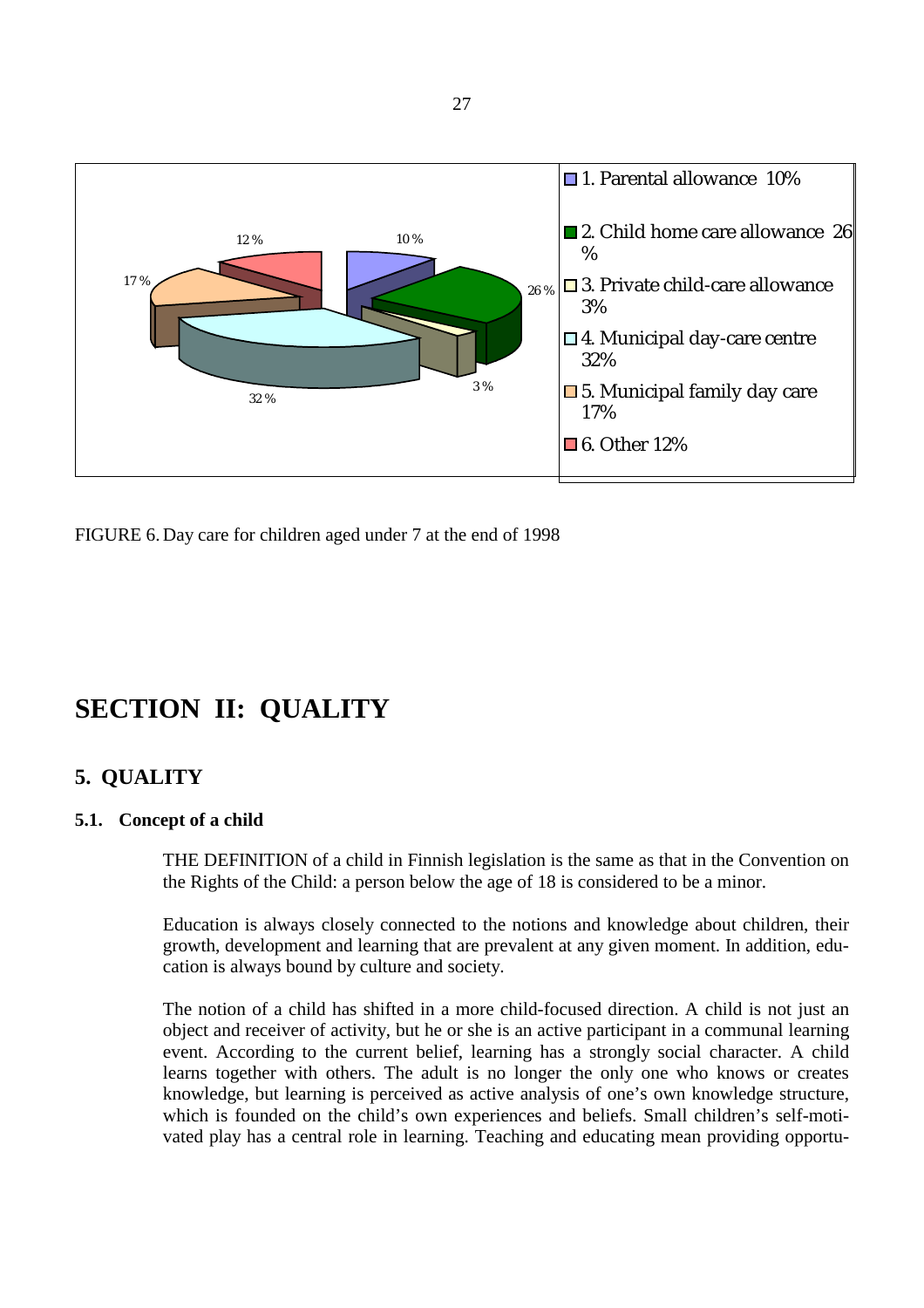- 1. Parental allowance 10%
- 2. Child home care allowance 26 %
- 3. Private child-care allowance 3%
- 4. Municipal day-care centre 32%
- 5. Municipal family day care 17%
- 6. Other 12%

FIGURE 6. Day care for children aged under 7 at the end of 1998

# SECTION II: QUALITY

## 5. QUALITY

### 5.1. Concept of a child

THE DEFINITION of a child in Finnish legislation is the same as that in the Convention on the Rights of the Child: a person below the age of 18 is considered to be a minor.

Education is always closely connected to the notions and knowledge about children, their growth, development and learning that are prevalent at any given moment. In addition, education is always bound by culture and society.

The notion of a child has shifted in a more child-focused direction. A child is not just an object and receiver of activity, but he or she is an active participant in a communal learning event. According to the current belief, learning has a strongly social character. A child learns together with others. The adult is no longer the only one who knows or creates knowledge, but learning is perceived as active analysis of one's own knowledge structure, which is founded on the child's own experiences and beliefs. Small children's self-motivated play has a central role in learning. Teaching and educating mean providing opportu-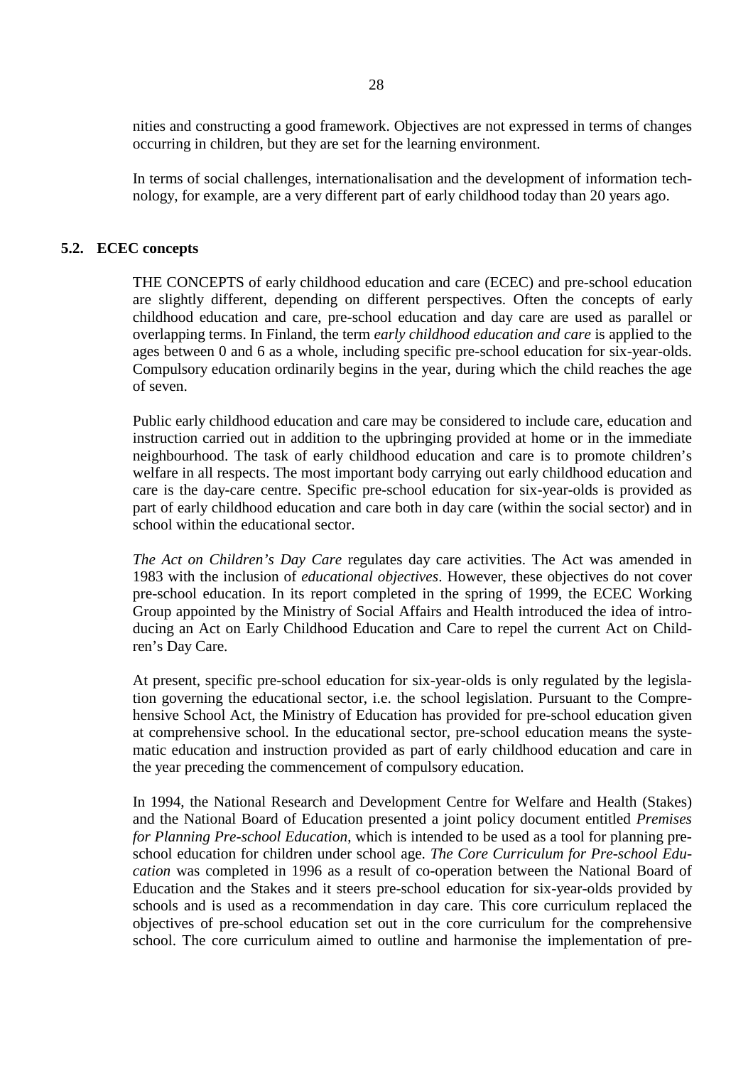nities and constructing a good framework. Objectives are not expressed in terms of changes occurring in children, but they are set for the learning environment.

In terms of social challenges, internationalisation and the development of information technology, for example, are a very different part of early childhood today than 20 years ago.

## 5.2. ECEC concepts

THE CONCEPTS of early childhood education and care (ECEC) and pre-school education are slightly different, depending on different perspectives. Often the concepts of early childhood education and care, pre-school education and day care are used as parallel or overlapping terms. In Finland, the term *early childhood education and care* is applied to the ages between 0 and 6 as a whole, including specific pre-school education for six-year-olds. Compulsory education ordinarily begins in the year, during which the child reaches the age of seven.

Public early childhood education and care may be considered to include care, education and instruction carried out in addition to the upbringing provided at home or in the immediate neighbourhood. The task of early childhood education and care is to promote children's welfare in all respects. The most important body carrying out early childhood education and care is the day-care centre. Specific pre-school education for six-year-olds is provided as part of early childhood education and care both in day care (within the social sector) and in school within the educational sector.

*The Act on Children's Day Care* regulates day care activities. The Act was amended in 1983 with the inclusion of *educational objectives*. However, these objectives do not cover pre-school education. In its report completed in the spring of 1999, the ECEC Working Group appointed by the Ministry of Social Affairs and Health introduced the idea of introducing an Act on Early Childhood Education and Care to repel the current Act on Children's Day Care.

At present, specific pre-school education for six-year-olds is only regulated by the legislation governing the educational sector, i.e. the school legislation. Pursuant to the Comprehensive School Act, the Ministry of Education has provided for pre-school education given at comprehensive school. In the educational sector, pre-school education means the systematic education and instruction provided as part of early childhood education and care in the year preceding the commencement of compulsory education.

In 1994, the National Research and Development Centre for Welfare and Health (Stakes) and the National Board of Education presented a joint policy document entitled *Premises for Planning Pre-school Education*, which is intended to be used as a tool for planning pre-school education for children under school age. *The Core Curriculum for Pre-school Education* was completed in 1996 as a result of co-operation between the National Board of Education and the Stakes and it steers pre-school education for six-year-olds provided by schools and is used as a recommendation in day care. This core curriculum replaced the objectives of pre-school education set out in the core curriculum for the comprehensive school. The core curriculum aimed to outline and harmonise the implementation of pre-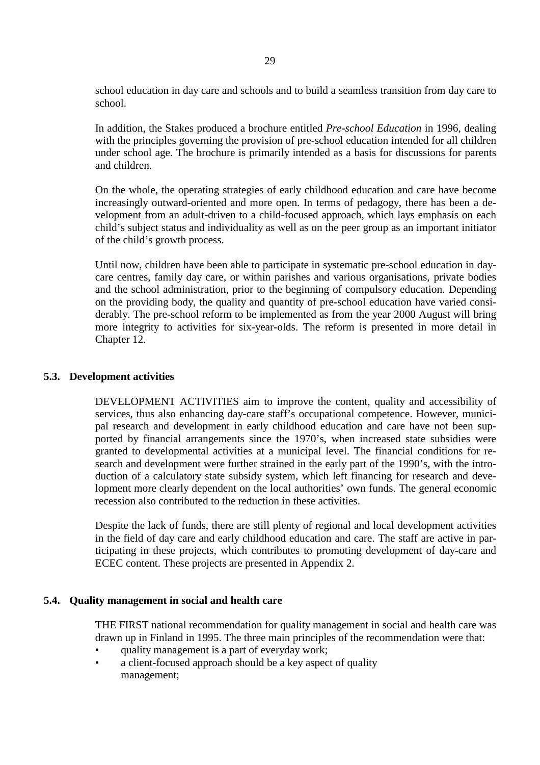school education in day care and schools and to build a seamless transition from day care to school.

In addition, the Stakes produced a brochure entitled *Pre-school Education* in 1996, dealing with the principles governing the provision of pre-school education intended for all children under school age. The brochure is primarily intended as a basis for discussions for parents and children.

On the whole, the operating strategies of early childhood education and care have become increasingly outward-oriented and more open. In terms of pedagogy, there has been a development from an adult-driven to a child-focused approach, which lays emphasis on each child's subject status and individuality as well as on the peer group as an important initiator of the child's growth process.

Until now, children have been able to participate in systematic pre-school education in day-care centres, family day care, or within parishes and various organisations, private bodies and the school administration, prior to the beginning of compulsory education. Depending on the providing body, the quality and quantity of pre-school education have varied considerably. The pre-school reform to be implemented as from the year 2000 August will bring more integrity to activities for six-year-olds. The reform is presented in more detail in Chapter 12.

### 5.3. Development activities

DEVELOPMENT ACTIVITIES aim to improve the content, quality and accessibility of services, thus also enhancing day-care staff's occupational competence. However, municipal research and development in early childhood education and care have not been supported by financial arrangements since the 1970's, when increased state subsidies were granted to developmental activities at a municipal level. The financial conditions for research and development were further strained in the early part of the 1990's, with the introduction of a calculatory state subsidy system, which left financing for research and development more clearly dependent on the local authorities' own funds. The general economic recession also contributed to the reduction in these activities.

Despite the lack of funds, there are still plenty of regional and local development activities in the field of day care and early childhood education and care. The staff are active in participating in these projects, which contributes to promoting development of day-care and ECEC content. These projects are presented in Appendix 2.

### 5.4. Quality management in social and health care

THE FIRST national recommendation for quality management in social and health care was drawn up in Finland in 1995. The three main principles of the recommendation were that:

- quality management is a part of everyday work;
- a client-focused approach should be a key aspect of quality management;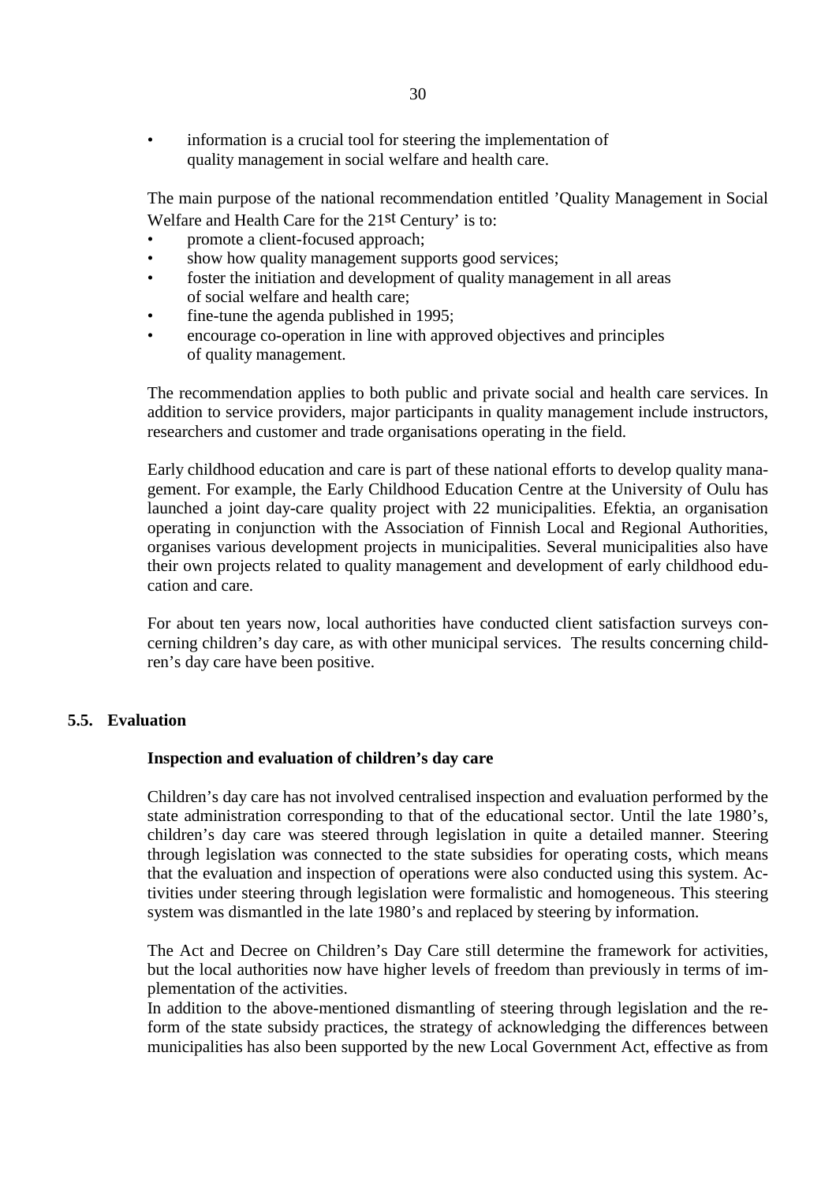- information is a crucial tool for steering the implementation of quality management in social welfare and health care.

The main purpose of the national recommendation entitled 'Quality Management in Social Welfare and Health Care for the 21st Century' is to:

- promote a client-focused approach;
- show how quality management supports good services;
- foster the initiation and development of quality management in all areas of social welfare and health care;
- fine-tune the agenda published in 1995;
- encourage co-operation in line with approved objectives and principles of quality management.

The recommendation applies to both public and private social and health care services. In addition to service providers, major participants in quality management include instructors, researchers and customer and trade organisations operating in the field.

Early childhood education and care is part of these national efforts to develop quality management. For example, the Early Childhood Education Centre at the University of Oulu has launched a joint day-care quality project with 22 municipalities. Efektia, an organisation operating in conjunction with the Association of Finnish Local and Regional Authorities, organises various development projects in municipalities. Several municipalities also have their own projects related to quality management and development of early childhood education and care.

For about ten years now, local authorities have conducted client satisfaction surveys concerning children's day care, as with other municipal services. The results concerning children's day care have been positive.

## 5.5. Evaluation

### Inspection and evaluation of children's day care

Children's day care has not involved centralised inspection and evaluation performed by the state administration corresponding to that of the educational sector. Until the late 1980's, children's day care was steered through legislation in quite a detailed manner. Steering through legislation was connected to the state subsidies for operating costs, which means that the evaluation and inspection of operations were also conducted using this system. Activities under steering through legislation were formalistic and homogeneous. This steering system was dismantled in the late 1980's and replaced by steering by information.

The Act and Decree on Children's Day Care still determine the framework for activities, but the local authorities now have higher levels of freedom than previously in terms of implementation of the activities.

In addition to the above-mentioned dismantling of steering through legislation and the reform of the state subsidy practices, the strategy of acknowledging the differences between municipalities has also been supported by the new Local Government Act, effective as from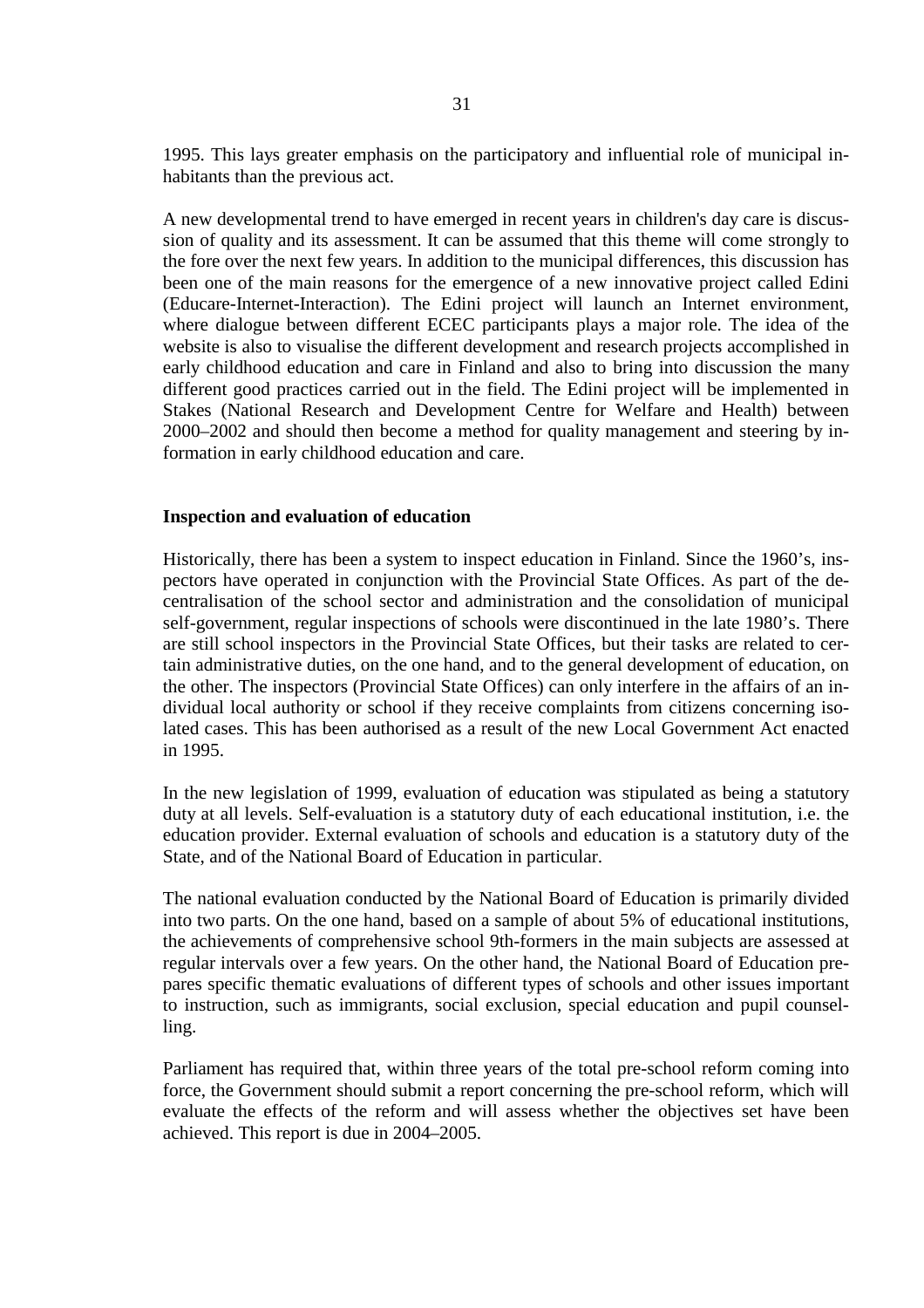1995. This lays greater emphasis on the participatory and influential role of municipal inhabitants than the previous act.

A new developmental trend to have emerged in recent years in children's day care is discussion of quality and its assessment. It can be assumed that this theme will come strongly to the fore over the next few years. In addition to the municipal differences, this discussion has been one of the main reasons for the emergence of a new innovative project called Edini (Educare-Internet-Interaction). The Edini project will launch an Internet environment, where dialogue between different ECEC participants plays a major role. The idea of the website is also to visualise the different development and research projects accomplished in early childhood education and care in Finland and also to bring into discussion the many different good practices carried out in the field. The Edini project will be implemented in Stakes (National Research and Development Centre for Welfare and Health) between 2000–2002 and should then become a method for quality management and steering by information in early childhood education and care.

**Inspection and evaluation of education**

Historically, there has been a system to inspect education in Finland. Since the 1960's, inspectors have operated in conjunction with the Provincial State Offices. As part of the decentralisation of the school sector and administration and the consolidation of municipal self-government, regular inspections of schools were discontinued in the late 1980's. There are still school inspectors in the Provincial State Offices, but their tasks are related to certain administrative duties, on the one hand, and to the general development of education, on the other. The inspectors (Provincial State Offices) can only interfere in the affairs of an individual local authority or school if they receive complaints from citizens concerning isolated cases. This has been authorised as a result of the new Local Government Act enacted in 1995.

In the new legislation of 1999, evaluation of education was stipulated as being a statutory duty at all levels. Self-evaluation is a statutory duty of each educational institution, i.e. the education provider. External evaluation of schools and education is a statutory duty of the State, and of the National Board of Education in particular.

The national evaluation conducted by the National Board of Education is primarily divided into two parts. On the one hand, based on a sample of about 5% of educational institutions, the achievements of comprehensive school 9th-formers in the main subjects are assessed at regular intervals over a few years. On the other hand, the National Board of Education prepares specific thematic evaluations of different types of schools and other issues important to instruction, such as immigrants, social exclusion, special education and pupil counselling.

Parliament has required that, within three years of the total pre-school reform coming into force, the Government should submit a report concerning the pre-school reform, which will evaluate the effects of the reform and will assess whether the objectives set have been achieved. This report is due in 2004–2005.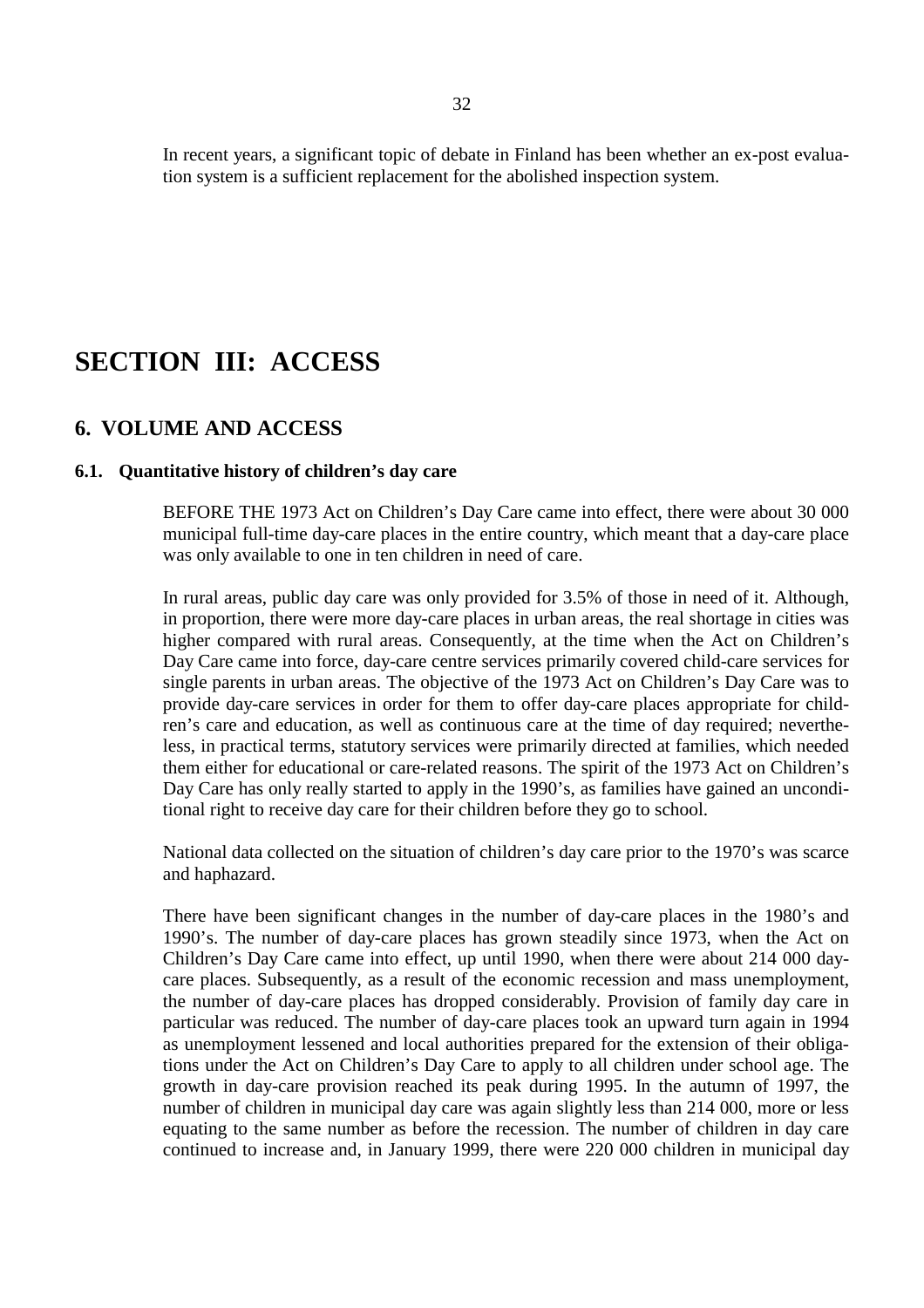In recent years, a significant topic of debate in Finland has been whether an ex-post evaluation system is a sufficient replacement for the abolished inspection system.

# SECTION III: ACCESS

## 6. VOLUME AND ACCESS

### 6.1. Quantitative history of children's day care

BEFORE THE 1973 Act on Children's Day Care came into effect, there were about 30 000 municipal full-time day-care places in the entire country, which meant that a day-care place was only available to one in ten children in need of care.

In rural areas, public day care was only provided for 3.5% of those in need of it. Although, in proportion, there were more day-care places in urban areas, the real shortage in cities was higher compared with rural areas. Consequently, at the time when the Act on Children's Day Care came into force, day-care centre services primarily covered child-care services for single parents in urban areas. The objective of the 1973 Act on Children's Day Care was to provide day-care services in order for them to offer day-care places appropriate for children's care and education, as well as continuous care at the time of day required; nevertheless, in practical terms, statutory services were primarily directed at families, which needed them either for educational or care-related reasons. The spirit of the 1973 Act on Children's Day Care has only really started to apply in the 1990's, as families have gained an unconditional right to receive day care for their children before they go to school.

National data collected on the situation of children's day care prior to the 1970's was scarce and haphazard.

There have been significant changes in the number of day-care places in the 1980's and 1990's. The number of day-care places has grown steadily since 1973, when the Act on Children's Day Care came into effect, up until 1990, when there were about 214 000 day-care places. Subsequently, as a result of the economic recession and mass unemployment, the number of day-care places has dropped considerably. Provision of family day care in particular was reduced. The number of day-care places took an upward turn again in 1994 as unemployment lessened and local authorities prepared for the extension of their obligations under the Act on Children's Day Care to apply to all children under school age. The growth in day-care provision reached its peak during 1995. In the autumn of 1997, the number of children in municipal day care was again slightly less than 214 000, more or less equating to the same number as before the recession. The number of children in day care continued to increase and, in January 1999, there were 220 000 children in municipal day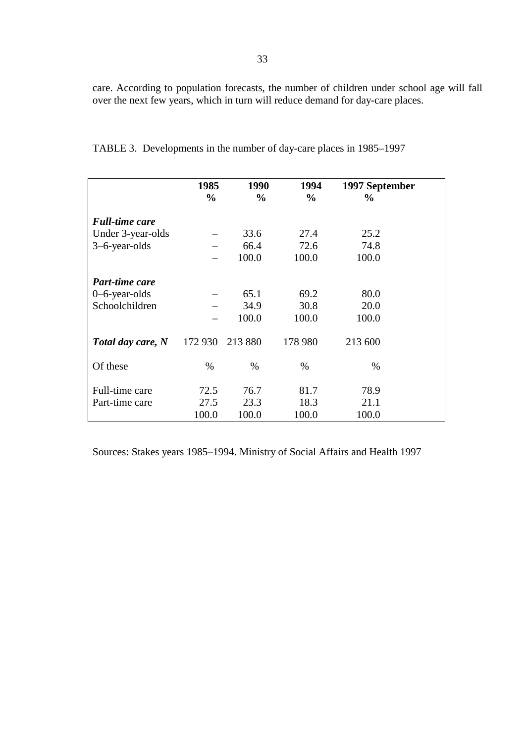care. According to population forecasts, the number of children under school age will fall over the next few years, which in turn will reduce demand for day-care places.

TABLE 3. Developments in the number of day-care places in 1985–1997

| | **1985** | **1990** | **1994** | **1997 September** |
|---|---|---|---|---|
| | **%** | **%** | **%** | **%** |
| ***Full-time care*** | | | | |
| Under 3-year-olds | – | 33.6 | 27.4 | 25.2 |
| 3–6-year-olds | – | 66.4 | 72.6 | 74.8 |
| | – | 100.0 | 100.0 | 100.0 |
| ***Part-time care*** | | | | |
| 0–6-year-olds | – | 65.1 | 69.2 | 80.0 |
| Schoolchildren | – | 34.9 | 30.8 | 20.0 |
| | – | 100.0 | 100.0 | 100.0 |
| ***Total day care, N*** | 172 930 | 213 880 | 178 980 | 213 600 |
| Of these | % | % | % | % |
| Full-time care | 72.5 | 76.7 | 81.7 | 78.9 |
| Part-time care | 27.5 | 23.3 | 18.3 | 21.1 |
| | 100.0 | 100.0 | 100.0 | 100.0 |

Sources: Stakes years 1985–1994. Ministry of Social Affairs and Health 1997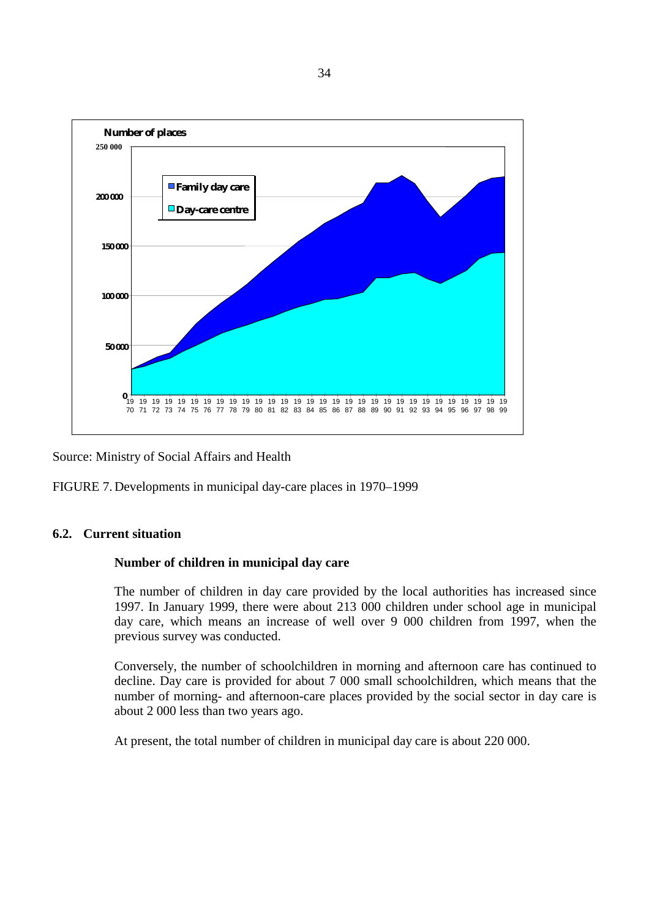Source: Ministry of Social Affairs and Health

FIGURE 7. Developments in municipal day-care places in 1970–1999

## 6.2. Current situation

### Number of children in municipal day care

The number of children in day care provided by the local authorities has increased since 1997. In January 1999, there were about 213 000 children under school age in municipal day care, which means an increase of well over 9 000 children from 1997, when the previous survey was conducted.

Conversely, the number of schoolchildren in morning and afternoon care has continued to decline. Day care is provided for about 7 000 small schoolchildren, which means that the number of morning- and afternoon-care places provided by the social sector in day care is about 2 000 less than two years ago.

At present, the total number of children in municipal day care is about 220 000.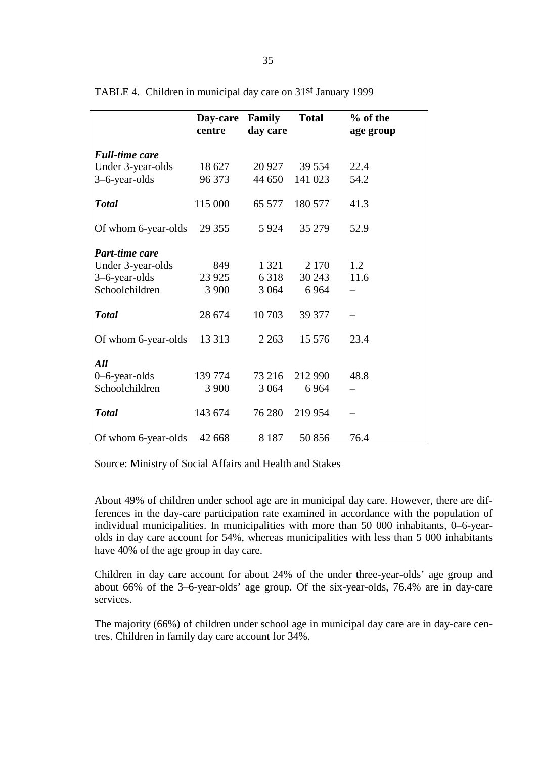TABLE 4. Children in municipal day care on 31st January 1999

| | Day-care centre | Family day care | Total | % of the age group |
|---|---|---|---|---|
| ***Full-time care*** | | | | |
| Under 3-year-olds | 18 627 | 20 927 | 39 554 | 22.4 |
| 3–6-year-olds | 96 373 | 44 650 | 141 023 | 54.2 |
| ***Total*** | 115 000 | 65 577 | 180 577 | 41.3 |
| Of whom 6-year-olds | 29 355 | 5 924 | 35 279 | 52.9 |
| ***Part-time care*** | | | | |
| Under 3-year-olds | 849 | 1 321 | 2 170 | 1.2 |
| 3–6-year-olds | 23 925 | 6 318 | 30 243 | 11.6 |
| Schoolchildren | 3 900 | 3 064 | 6 964 | – |
| ***Total*** | 28 674 | 10 703 | 39 377 | – |
| Of whom 6-year-olds | 13 313 | 2 263 | 15 576 | 23.4 |
| ***All*** | | | | |
| 0–6-year-olds | 139 774 | 73 216 | 212 990 | 48.8 |
| Schoolchildren | 3 900 | 3 064 | 6 964 | – |
| ***Total*** | 143 674 | 76 280 | 219 954 | – |
| Of whom 6-year-olds | 42 668 | 8 187 | 50 856 | 76.4 |

Source: Ministry of Social Affairs and Health and Stakes

About 49% of children under school age are in municipal day care. However, there are differences in the day-care participation rate examined in accordance with the population of individual municipalities. In municipalities with more than 50 000 inhabitants, 0–6-year-olds in day care account for 54%, whereas municipalities with less than 5 000 inhabitants have 40% of the age group in day care.

Children in day care account for about 24% of the under three-year-olds' age group and about 66% of the 3–6-year-olds' age group. Of the six-year-olds, 76.4% are in day-care services.

The majority (66%) of children under school age in municipal day care are in day-care centres. Children in family day care account for 34%.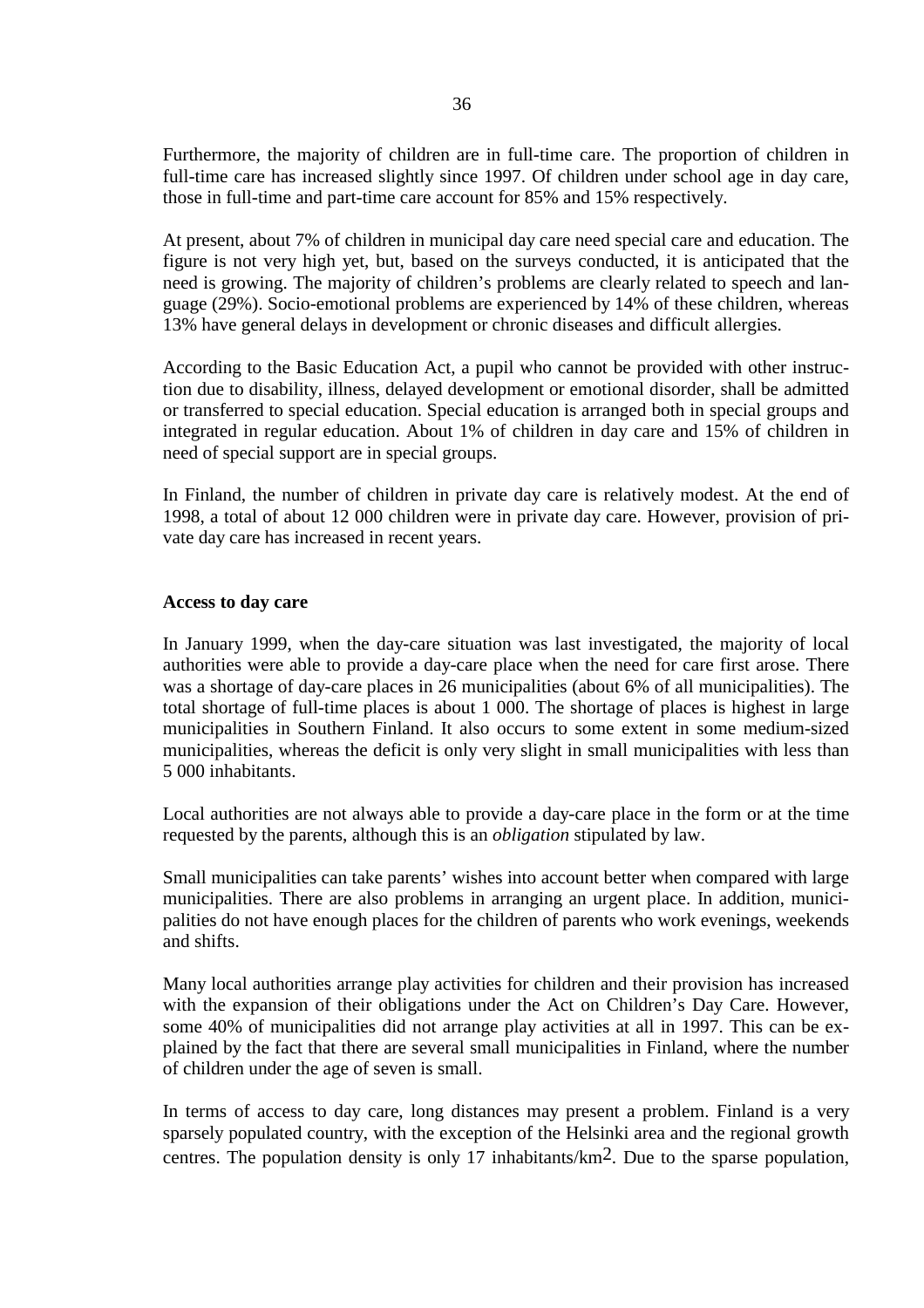Furthermore, the majority of children are in full-time care. The proportion of children in full-time care has increased slightly since 1997. Of children under school age in day care, those in full-time and part-time care account for 85% and 15% respectively.

At present, about 7% of children in municipal day care need special care and education. The figure is not very high yet, but, based on the surveys conducted, it is anticipated that the need is growing. The majority of children's problems are clearly related to speech and language (29%). Socio-emotional problems are experienced by 14% of these children, whereas 13% have general delays in development or chronic diseases and difficult allergies.

According to the Basic Education Act, a pupil who cannot be provided with other instruction due to disability, illness, delayed development or emotional disorder, shall be admitted or transferred to special education. Special education is arranged both in special groups and integrated in regular education. About 1% of children in day care and 15% of children in need of special support are in special groups.

In Finland, the number of children in private day care is relatively modest. At the end of 1998, a total of about 12 000 children were in private day care. However, provision of private day care has increased in recent years.

**Access to day care**

In January 1999, when the day-care situation was last investigated, the majority of local authorities were able to provide a day-care place when the need for care first arose. There was a shortage of day-care places in 26 municipalities (about 6% of all municipalities). The total shortage of full-time places is about 1 000. The shortage of places is highest in large municipalities in Southern Finland. It also occurs to some extent in some medium-sized municipalities, whereas the deficit is only very slight in small municipalities with less than 5 000 inhabitants.

Local authorities are not always able to provide a day-care place in the form or at the time requested by the parents, although this is an *obligation* stipulated by law.

Small municipalities can take parents' wishes into account better when compared with large municipalities. There are also problems in arranging an urgent place. In addition, municipalities do not have enough places for the children of parents who work evenings, weekends and shifts.

Many local authorities arrange play activities for children and their provision has increased with the expansion of their obligations under the Act on Children's Day Care. However, some 40% of municipalities did not arrange play activities at all in 1997. This can be explained by the fact that there are several small municipalities in Finland, where the number of children under the age of seven is small.

In terms of access to day care, long distances may present a problem. Finland is a very sparsely populated country, with the exception of the Helsinki area and the regional growth centres. The population density is only 17 inhabitants/km$^2$. Due to the sparse population,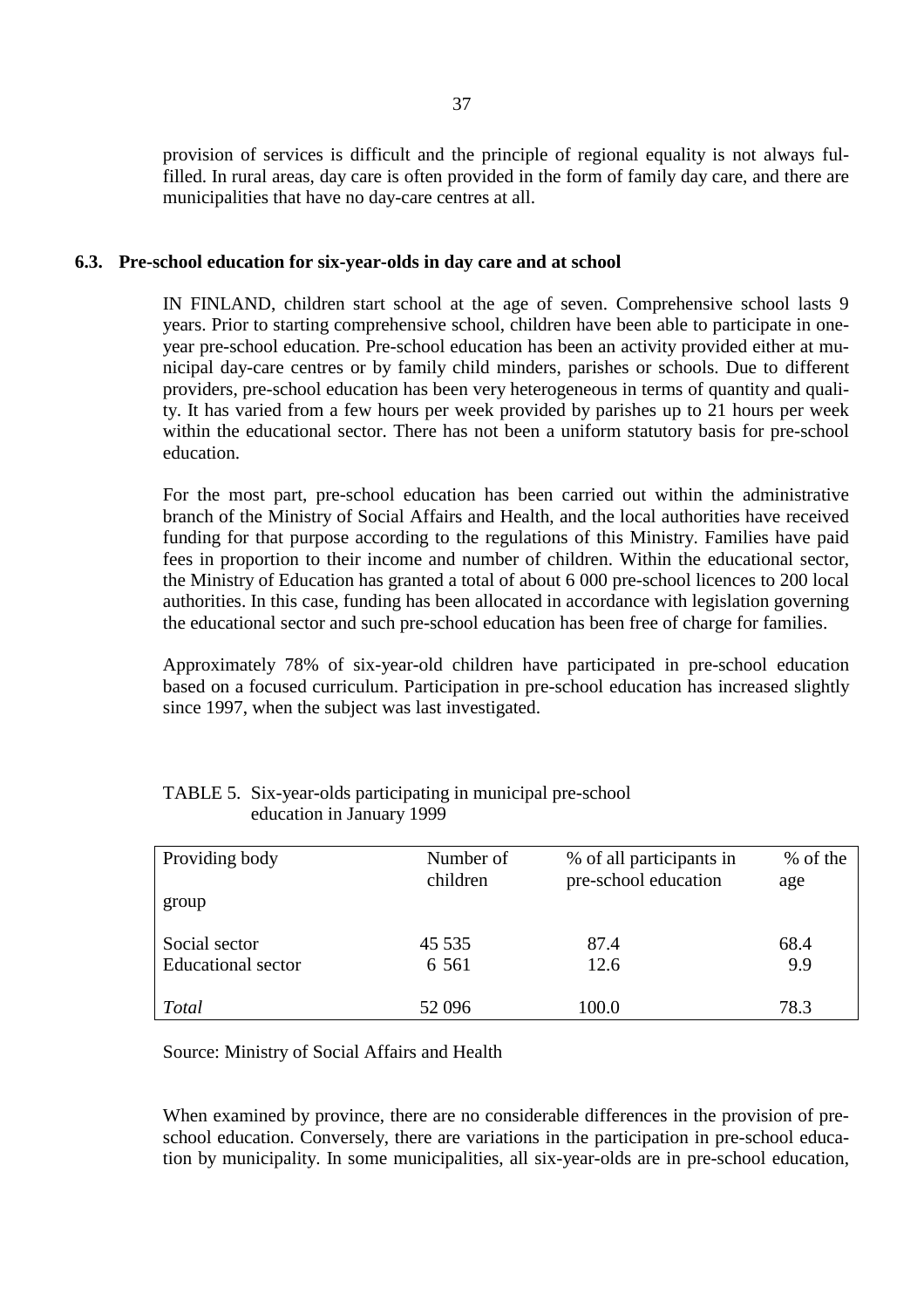provision of services is difficult and the principle of regional equality is not always fulfilled. In rural areas, day care is often provided in the form of family day care, and there are municipalities that have no day-care centres at all.

### 6.3. Pre-school education for six-year-olds in day care and at school

IN FINLAND, children start school at the age of seven. Comprehensive school lasts 9 years. Prior to starting comprehensive school, children have been able to participate in one-year pre-school education. Pre-school education has been an activity provided either at municipal day-care centres or by family child minders, parishes or schools. Due to different providers, pre-school education has been very heterogeneous in terms of quantity and quality. It has varied from a few hours per week provided by parishes up to 21 hours per week within the educational sector. There has not been a uniform statutory basis for pre-school education.

For the most part, pre-school education has been carried out within the administrative branch of the Ministry of Social Affairs and Health, and the local authorities have received funding for that purpose according to the regulations of this Ministry. Families have paid fees in proportion to their income and number of children. Within the educational sector, the Ministry of Education has granted a total of about 6 000 pre-school licences to 200 local authorities. In this case, funding has been allocated in accordance with legislation governing the educational sector and such pre-school education has been free of charge for families.

Approximately 78% of six-year-old children have participated in pre-school education based on a focused curriculum. Participation in pre-school education has increased slightly since 1997, when the subject was last investigated.

TABLE 5. Six-year-olds participating in municipal pre-school education in January 1999

| Providing body | Number of children | % of all participants in pre-school education | % of the age group |
|---|---|---|---|
| Social sector | 45 535 | 87.4 | 68.4 |
| Educational sector | 6 561 | 12.6 | 9.9 |
| *Total* | 52 096 | 100.0 | 78.3 |

Source: Ministry of Social Affairs and Health

When examined by province, there are no considerable differences in the provision of pre-school education. Conversely, there are variations in the participation in pre-school education by municipality. In some municipalities, all six-year-olds are in pre-school education,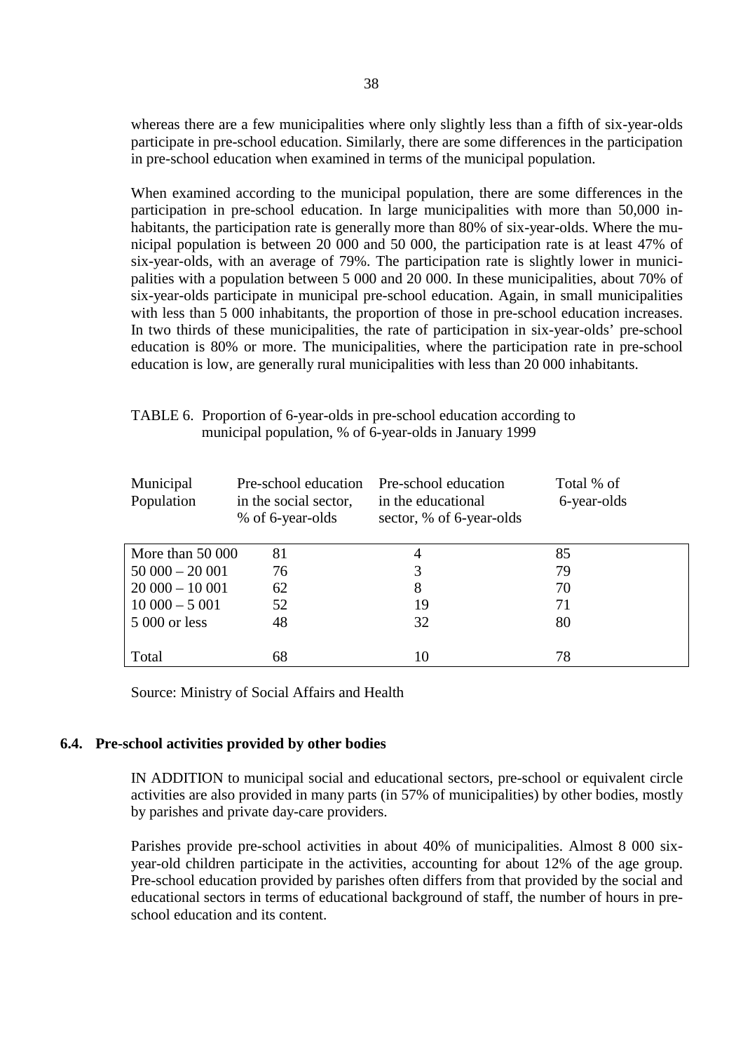whereas there are a few municipalities where only slightly less than a fifth of six-year-olds participate in pre-school education. Similarly, there are some differences in the participation in pre-school education when examined in terms of the municipal population.

When examined according to the municipal population, there are some differences in the participation in pre-school education. In large municipalities with more than 50,000 inhabitants, the participation rate is generally more than 80% of six-year-olds. Where the municipal population is between 20 000 and 50 000, the participation rate is at least 47% of six-year-olds, with an average of 79%. The participation rate is slightly lower in municipalities with a population between 5 000 and 20 000. In these municipalities, about 70% of six-year-olds participate in municipal pre-school education. Again, in small municipalities with less than 5 000 inhabitants, the proportion of those in pre-school education increases. In two thirds of these municipalities, the rate of participation in six-year-olds' pre-school education is 80% or more. The municipalities, where the participation rate in pre-school education is low, are generally rural municipalities with less than 20 000 inhabitants.

TABLE 6. Proportion of 6-year-olds in pre-school education according to municipal population, % of 6-year-olds in January 1999

| Municipal Population | Pre-school education in the social sector, % of 6-year-olds | Pre-school education in the educational sector, % of 6-year-olds | Total % of 6-year-olds |
|---|---|---|---|
| More than 50 000 | 81 | 4 | 85 |
| 50 000 – 20 001 | 76 | 3 | 79 |
| 20 000 – 10 001 | 62 | 8 | 70 |
| 10 000 – 5 001 | 52 | 19 | 71 |
| 5 000 or less | 48 | 32 | 80 |
| Total | 68 | 10 | 78 |

Source: Ministry of Social Affairs and Health

### 6.4. Pre-school activities provided by other bodies

IN ADDITION to municipal social and educational sectors, pre-school or equivalent circle activities are also provided in many parts (in 57% of municipalities) by other bodies, mostly by parishes and private day-care providers.

Parishes provide pre-school activities in about 40% of municipalities. Almost 8 000 six-year-old children participate in the activities, accounting for about 12% of the age group. Pre-school education provided by parishes often differs from that provided by the social and educational sectors in terms of educational background of staff, the number of hours in pre-school education and its content.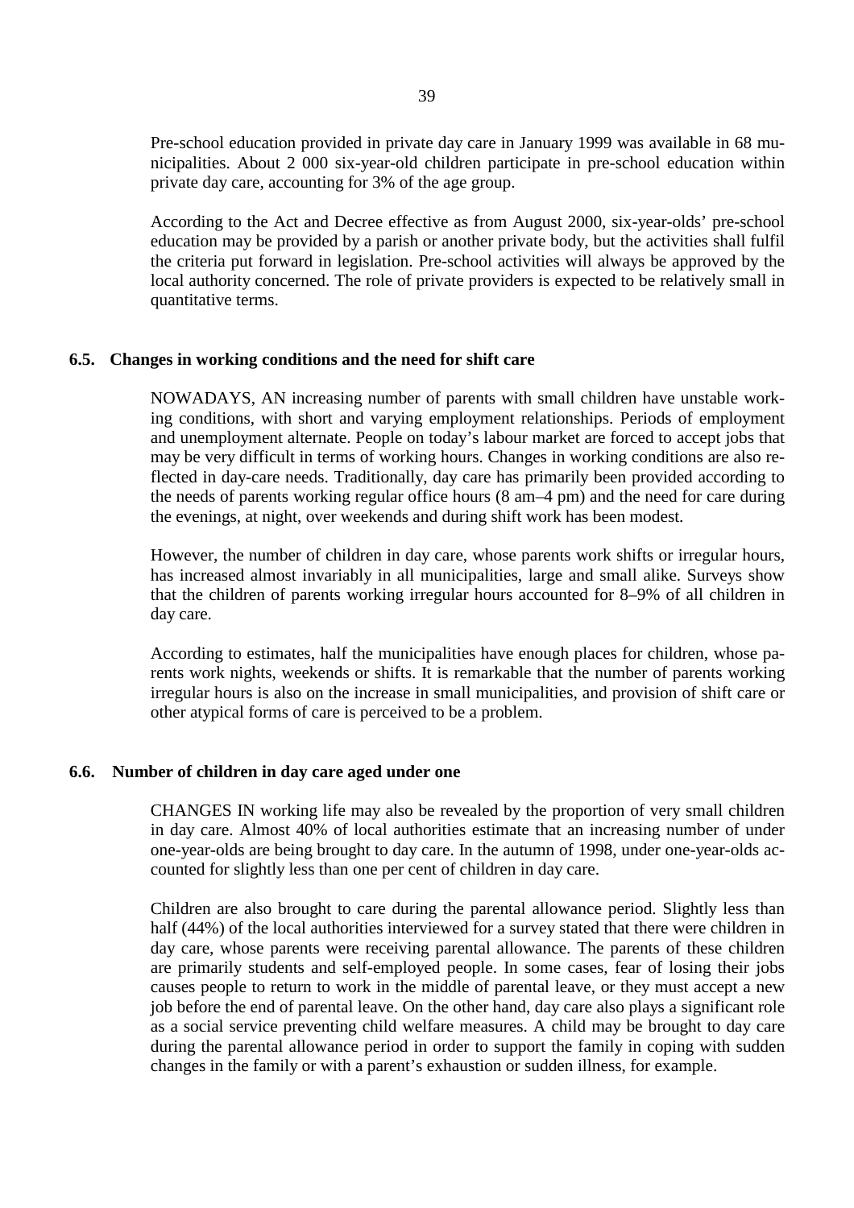Pre-school education provided in private day care in January 1999 was available in 68 municipalities. About 2 000 six-year-old children participate in pre-school education within private day care, accounting for 3% of the age group.

According to the Act and Decree effective as from August 2000, six-year-olds' pre-school education may be provided by a parish or another private body, but the activities shall fulfil the criteria put forward in legislation. Pre-school activities will always be approved by the local authority concerned. The role of private providers is expected to be relatively small in quantitative terms.

### 6.5. Changes in working conditions and the need for shift care

NOWADAYS, AN increasing number of parents with small children have unstable working conditions, with short and varying employment relationships. Periods of employment and unemployment alternate. People on today's labour market are forced to accept jobs that may be very difficult in terms of working hours. Changes in working conditions are also reflected in day-care needs. Traditionally, day care has primarily been provided according to the needs of parents working regular office hours (8 am–4 pm) and the need for care during the evenings, at night, over weekends and during shift work has been modest.

However, the number of children in day care, whose parents work shifts or irregular hours, has increased almost invariably in all municipalities, large and small alike. Surveys show that the children of parents working irregular hours accounted for 8–9% of all children in day care.

According to estimates, half the municipalities have enough places for children, whose parents work nights, weekends or shifts. It is remarkable that the number of parents working irregular hours is also on the increase in small municipalities, and provision of shift care or other atypical forms of care is perceived to be a problem.

### 6.6. Number of children in day care aged under one

CHANGES IN working life may also be revealed by the proportion of very small children in day care. Almost 40% of local authorities estimate that an increasing number of under one-year-olds are being brought to day care. In the autumn of 1998, under one-year-olds accounted for slightly less than one per cent of children in day care.

Children are also brought to care during the parental allowance period. Slightly less than half (44%) of the local authorities interviewed for a survey stated that there were children in day care, whose parents were receiving parental allowance. The parents of these children are primarily students and self-employed people. In some cases, fear of losing their jobs causes people to return to work in the middle of parental leave, or they must accept a new job before the end of parental leave. On the other hand, day care also plays a significant role as a social service preventing child welfare measures. A child may be brought to day care during the parental allowance period in order to support the family in coping with sudden changes in the family or with a parent's exhaustion or sudden illness, for example.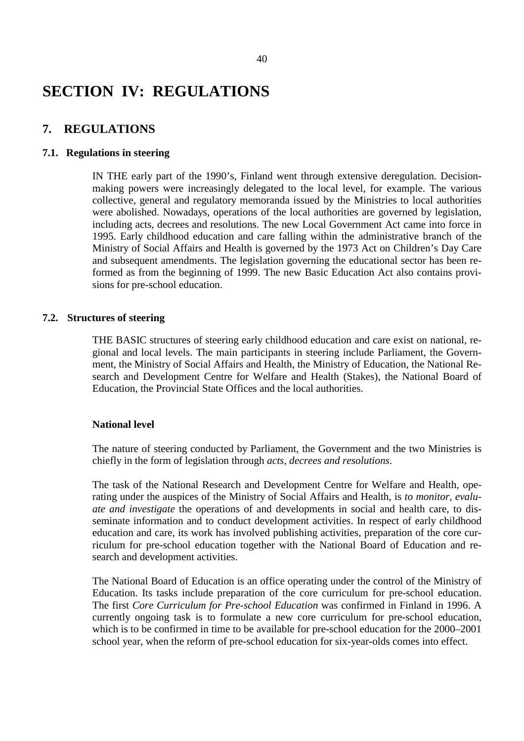# SECTION IV: REGULATIONS

## 7. REGULATIONS

### 7.1. Regulations in steering

IN THE early part of the 1990's, Finland went through extensive deregulation. Decision-making powers were increasingly delegated to the local level, for example. The various collective, general and regulatory memoranda issued by the Ministries to local authorities were abolished. Nowadays, operations of the local authorities are governed by legislation, including acts, decrees and resolutions. The new Local Government Act came into force in 1995. Early childhood education and care falling within the administrative branch of the Ministry of Social Affairs and Health is governed by the 1973 Act on Children's Day Care and subsequent amendments. The legislation governing the educational sector has been reformed as from the beginning of 1999. The new Basic Education Act also contains provisions for pre-school education.

### 7.2. Structures of steering

THE BASIC structures of steering early childhood education and care exist on national, regional and local levels. The main participants in steering include Parliament, the Government, the Ministry of Social Affairs and Health, the Ministry of Education, the National Research and Development Centre for Welfare and Health (Stakes), the National Board of Education, the Provincial State Offices and the local authorities.

**National level**

The nature of steering conducted by Parliament, the Government and the two Ministries is chiefly in the form of legislation through *acts, decrees and resolutions*.

The task of the National Research and Development Centre for Welfare and Health, operating under the auspices of the Ministry of Social Affairs and Health, is *to monitor, evaluate and investigate* the operations of and developments in social and health care, to disseminate information and to conduct development activities. In respect of early childhood education and care, its work has involved publishing activities, preparation of the core curriculum for pre-school education together with the National Board of Education and research and development activities.

The National Board of Education is an office operating under the control of the Ministry of Education. Its tasks include preparation of the core curriculum for pre-school education. The first *Core Curriculum for Pre-school Education* was confirmed in Finland in 1996. A currently ongoing task is to formulate a new core curriculum for pre-school education, which is to be confirmed in time to be available for pre-school education for the 2000–2001 school year, when the reform of pre-school education for six-year-olds comes into effect.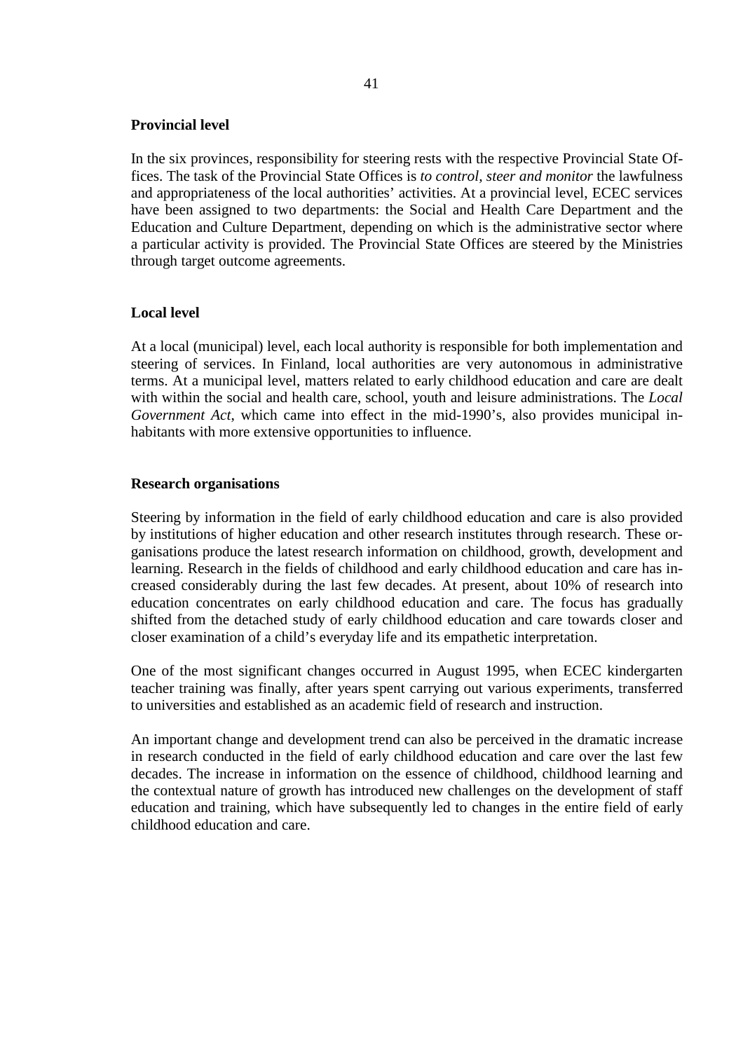**Provincial level**

In the six provinces, responsibility for steering rests with the respective Provincial State Offices. The task of the Provincial State Offices is *to control, steer and monitor* the lawfulness and appropriateness of the local authorities' activities. At a provincial level, ECEC services have been assigned to two departments: the Social and Health Care Department and the Education and Culture Department, depending on which is the administrative sector where a particular activity is provided. The Provincial State Offices are steered by the Ministries through target outcome agreements.

**Local level**

At a local (municipal) level, each local authority is responsible for both implementation and steering of services. In Finland, local authorities are very autonomous in administrative terms. At a municipal level, matters related to early childhood education and care are dealt with within the social and health care, school, youth and leisure administrations. The *Local Government Act*, which came into effect in the mid-1990's, also provides municipal inhabitants with more extensive opportunities to influence.

**Research organisations**

Steering by information in the field of early childhood education and care is also provided by institutions of higher education and other research institutes through research. These organisations produce the latest research information on childhood, growth, development and learning. Research in the fields of childhood and early childhood education and care has increased considerably during the last few decades. At present, about 10% of research into education concentrates on early childhood education and care. The focus has gradually shifted from the detached study of early childhood education and care towards closer and closer examination of a child's everyday life and its empathetic interpretation.

One of the most significant changes occurred in August 1995, when ECEC kindergarten teacher training was finally, after years spent carrying out various experiments, transferred to universities and established as an academic field of research and instruction.

An important change and development trend can also be perceived in the dramatic increase in research conducted in the field of early childhood education and care over the last few decades. The increase in information on the essence of childhood, childhood learning and the contextual nature of growth has introduced new challenges on the development of staff education and training, which have subsequently led to changes in the entire field of early childhood education and care.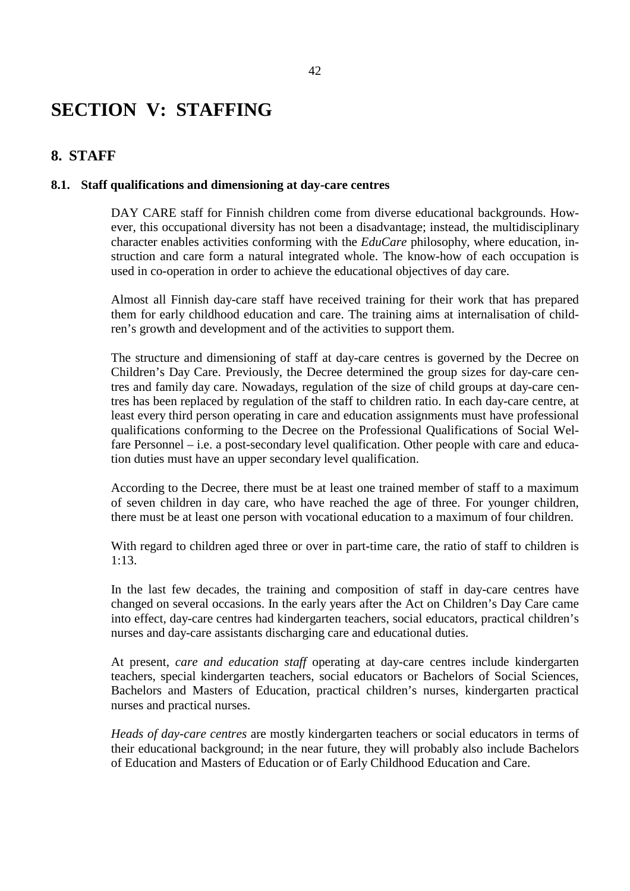# SECTION V: STAFFING

## 8. STAFF

### 8.1. Staff qualifications and dimensioning at day-care centres

DAY CARE staff for Finnish children come from diverse educational backgrounds. However, this occupational diversity has not been a disadvantage; instead, the multidisciplinary character enables activities conforming with the *EduCare* philosophy, where education, instruction and care form a natural integrated whole. The know-how of each occupation is used in co-operation in order to achieve the educational objectives of day care.

Almost all Finnish day-care staff have received training for their work that has prepared them for early childhood education and care. The training aims at internalisation of children's growth and development and of the activities to support them.

The structure and dimensioning of staff at day-care centres is governed by the Decree on Children's Day Care. Previously, the Decree determined the group sizes for day-care centres and family day care. Nowadays, regulation of the size of child groups at day-care centres has been replaced by regulation of the staff to children ratio. In each day-care centre, at least every third person operating in care and education assignments must have professional qualifications conforming to the Decree on the Professional Qualifications of Social Welfare Personnel – i.e. a post-secondary level qualification. Other people with care and education duties must have an upper secondary level qualification.

According to the Decree, there must be at least one trained member of staff to a maximum of seven children in day care, who have reached the age of three. For younger children, there must be at least one person with vocational education to a maximum of four children.

With regard to children aged three or over in part-time care, the ratio of staff to children is 1:13.

In the last few decades, the training and composition of staff in day-care centres have changed on several occasions. In the early years after the Act on Children's Day Care came into effect, day-care centres had kindergarten teachers, social educators, practical children's nurses and day-care assistants discharging care and educational duties.

At present, *care and education staff* operating at day-care centres include kindergarten teachers, special kindergarten teachers, social educators or Bachelors of Social Sciences, Bachelors and Masters of Education, practical children's nurses, kindergarten practical nurses and practical nurses.

*Heads of day-care centres* are mostly kindergarten teachers or social educators in terms of their educational background; in the near future, they will probably also include Bachelors of Education and Masters of Education or of Early Childhood Education and Care.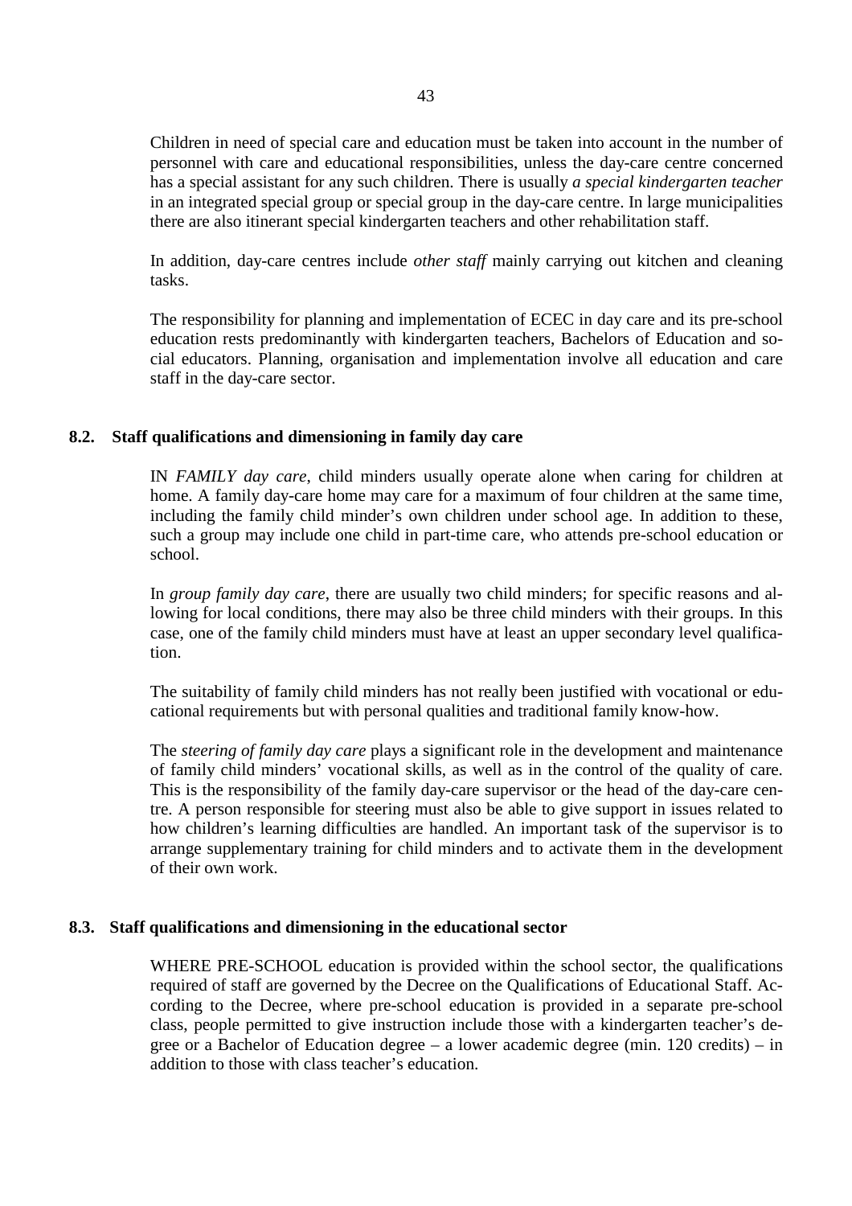Children in need of special care and education must be taken into account in the number of personnel with care and educational responsibilities, unless the day-care centre concerned has a special assistant for any such children. There is usually *a special kindergarten teacher* in an integrated special group or special group in the day-care centre. In large municipalities there are also itinerant special kindergarten teachers and other rehabilitation staff.

In addition, day-care centres include *other staff* mainly carrying out kitchen and cleaning tasks.

The responsibility for planning and implementation of ECEC in day care and its pre-school education rests predominantly with kindergarten teachers, Bachelors of Education and social educators. Planning, organisation and implementation involve all education and care staff in the day-care sector.

### 8.2. Staff qualifications and dimensioning in family day care

IN *FAMILY day care*, child minders usually operate alone when caring for children at home. A family day-care home may care for a maximum of four children at the same time, including the family child minder's own children under school age. In addition to these, such a group may include one child in part-time care, who attends pre-school education or school.

In *group family day care*, there are usually two child minders; for specific reasons and allowing for local conditions, there may also be three child minders with their groups. In this case, one of the family child minders must have at least an upper secondary level qualification.

The suitability of family child minders has not really been justified with vocational or educational requirements but with personal qualities and traditional family know-how.

The *steering of family day care* plays a significant role in the development and maintenance of family child minders' vocational skills, as well as in the control of the quality of care. This is the responsibility of the family day-care supervisor or the head of the day-care centre. A person responsible for steering must also be able to give support in issues related to how children's learning difficulties are handled. An important task of the supervisor is to arrange supplementary training for child minders and to activate them in the development of their own work.

### 8.3. Staff qualifications and dimensioning in the educational sector

WHERE PRE-SCHOOL education is provided within the school sector, the qualifications required of staff are governed by the Decree on the Qualifications of Educational Staff. According to the Decree, where pre-school education is provided in a separate pre-school class, people permitted to give instruction include those with a kindergarten teacher's degree or a Bachelor of Education degree – a lower academic degree (min. 120 credits) – in addition to those with class teacher's education.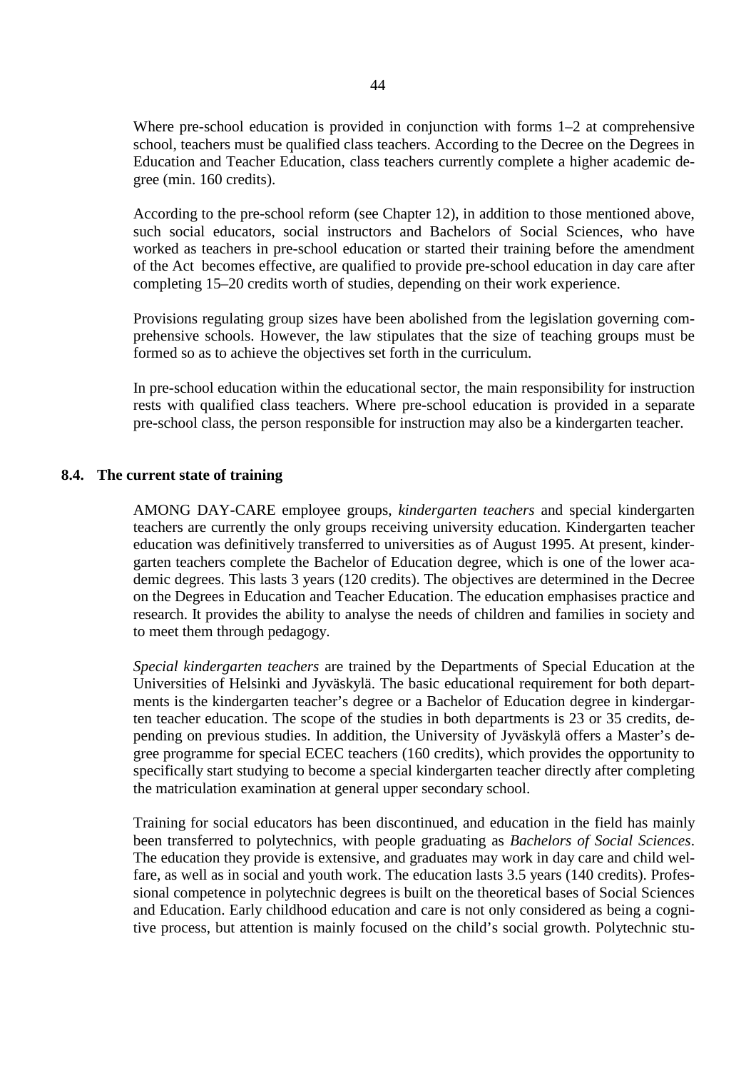Where pre-school education is provided in conjunction with forms 1–2 at comprehensive school, teachers must be qualified class teachers. According to the Decree on the Degrees in Education and Teacher Education, class teachers currently complete a higher academic degree (min. 160 credits).

According to the pre-school reform (see Chapter 12), in addition to those mentioned above, such social educators, social instructors and Bachelors of Social Sciences, who have worked as teachers in pre-school education or started their training before the amendment of the Act becomes effective, are qualified to provide pre-school education in day care after completing 15–20 credits worth of studies, depending on their work experience.

Provisions regulating group sizes have been abolished from the legislation governing comprehensive schools. However, the law stipulates that the size of teaching groups must be formed so as to achieve the objectives set forth in the curriculum.

In pre-school education within the educational sector, the main responsibility for instruction rests with qualified class teachers. Where pre-school education is provided in a separate pre-school class, the person responsible for instruction may also be a kindergarten teacher.

## 8.4. The current state of training

AMONG DAY-CARE employee groups, *kindergarten teachers* and special kindergarten teachers are currently the only groups receiving university education. Kindergarten teacher education was definitively transferred to universities as of August 1995. At present, kindergarten teachers complete the Bachelor of Education degree, which is one of the lower academic degrees. This lasts 3 years (120 credits). The objectives are determined in the Decree on the Degrees in Education and Teacher Education. The education emphasises practice and research. It provides the ability to analyse the needs of children and families in society and to meet them through pedagogy.

*Special kindergarten teachers* are trained by the Departments of Special Education at the Universities of Helsinki and Jyväskylä. The basic educational requirement for both departments is the kindergarten teacher's degree or a Bachelor of Education degree in kindergarten teacher education. The scope of the studies in both departments is 23 or 35 credits, depending on previous studies. In addition, the University of Jyväskylä offers a Master's degree programme for special ECEC teachers (160 credits), which provides the opportunity to specifically start studying to become a special kindergarten teacher directly after completing the matriculation examination at general upper secondary school.

Training for social educators has been discontinued, and education in the field has mainly been transferred to polytechnics, with people graduating as *Bachelors of Social Sciences*. The education they provide is extensive, and graduates may work in day care and child welfare, as well as in social and youth work. The education lasts 3.5 years (140 credits). Professional competence in polytechnic degrees is built on the theoretical bases of Social Sciences and Education. Early childhood education and care is not only considered as being a cognitive process, but attention is mainly focused on the child's social growth. Polytechnic stu-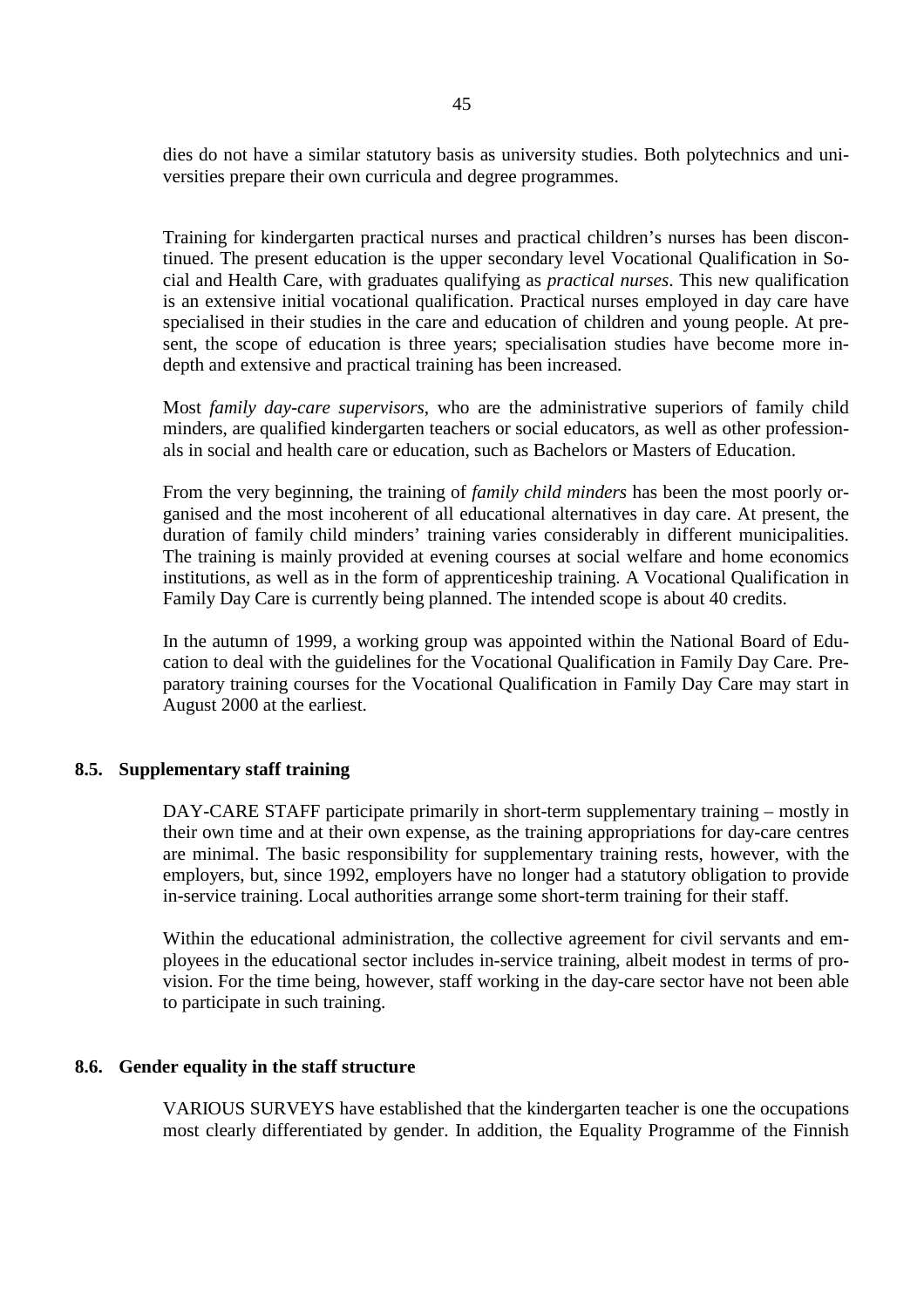dies do not have a similar statutory basis as university studies. Both polytechnics and universities prepare their own curricula and degree programmes.

Training for kindergarten practical nurses and practical children's nurses has been discontinued. The present education is the upper secondary level Vocational Qualification in Social and Health Care, with graduates qualifying as *practical nurses*. This new qualification is an extensive initial vocational qualification. Practical nurses employed in day care have specialised in their studies in the care and education of children and young people. At present, the scope of education is three years; specialisation studies have become more in-depth and extensive and practical training has been increased.

Most *family day-care supervisors*, who are the administrative superiors of family child minders, are qualified kindergarten teachers or social educators, as well as other professionals in social and health care or education, such as Bachelors or Masters of Education.

From the very beginning, the training of *family child minders* has been the most poorly organised and the most incoherent of all educational alternatives in day care. At present, the duration of family child minders' training varies considerably in different municipalities. The training is mainly provided at evening courses at social welfare and home economics institutions, as well as in the form of apprenticeship training. A Vocational Qualification in Family Day Care is currently being planned. The intended scope is about 40 credits.

In the autumn of 1999, a working group was appointed within the National Board of Education to deal with the guidelines for the Vocational Qualification in Family Day Care. Preparatory training courses for the Vocational Qualification in Family Day Care may start in August 2000 at the earliest.

### 8.5. Supplementary staff training

DAY-CARE STAFF participate primarily in short-term supplementary training – mostly in their own time and at their own expense, as the training appropriations for day-care centres are minimal. The basic responsibility for supplementary training rests, however, with the employers, but, since 1992, employers have no longer had a statutory obligation to provide in-service training. Local authorities arrange some short-term training for their staff.

Within the educational administration, the collective agreement for civil servants and employees in the educational sector includes in-service training, albeit modest in terms of provision. For the time being, however, staff working in the day-care sector have not been able to participate in such training.

### 8.6. Gender equality in the staff structure

VARIOUS SURVEYS have established that the kindergarten teacher is one the occupations most clearly differentiated by gender. In addition, the Equality Programme of the Finnish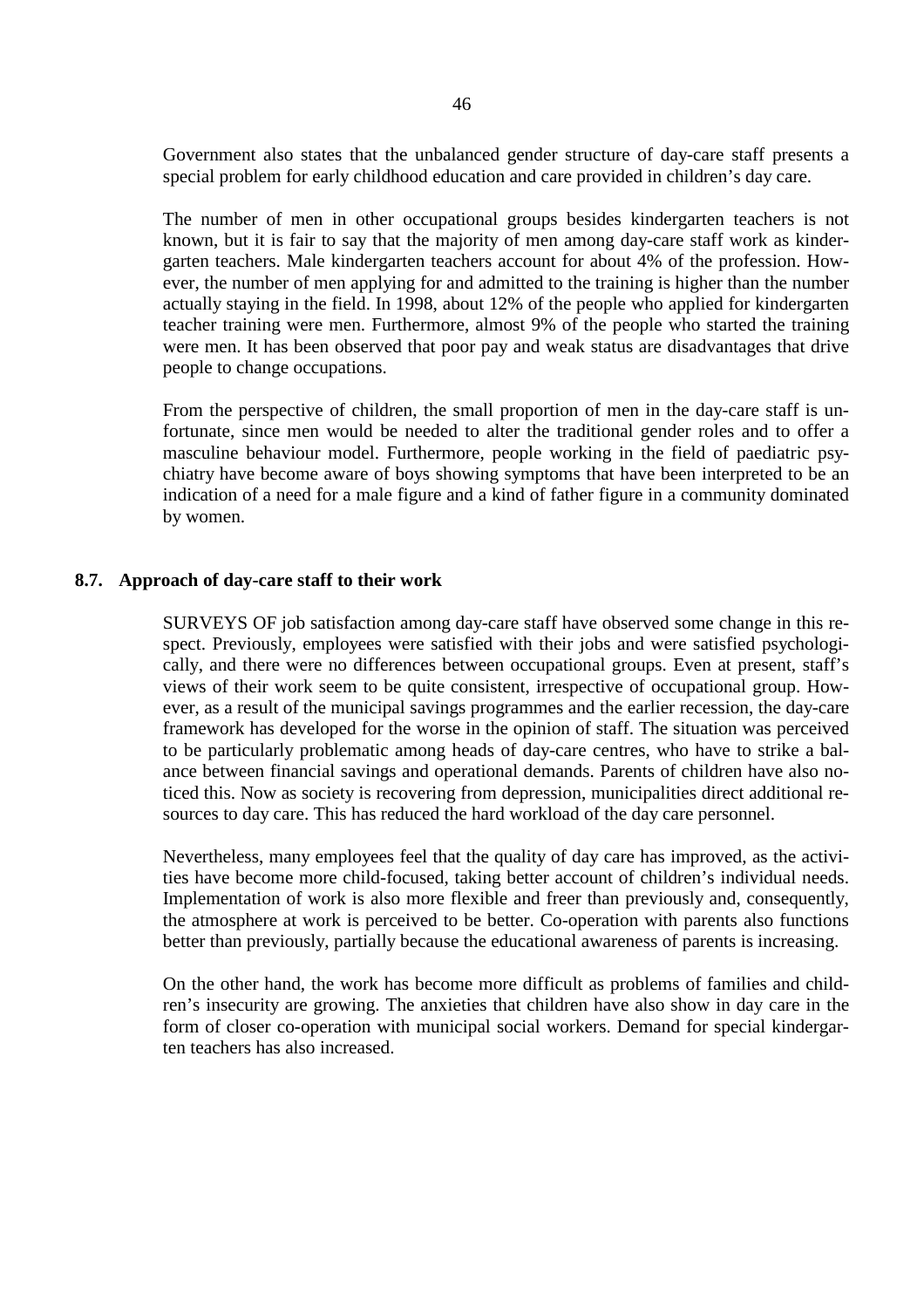Government also states that the unbalanced gender structure of day-care staff presents a special problem for early childhood education and care provided in children's day care.

The number of men in other occupational groups besides kindergarten teachers is not known, but it is fair to say that the majority of men among day-care staff work as kindergarten teachers. Male kindergarten teachers account for about 4% of the profession. However, the number of men applying for and admitted to the training is higher than the number actually staying in the field. In 1998, about 12% of the people who applied for kindergarten teacher training were men. Furthermore, almost 9% of the people who started the training were men. It has been observed that poor pay and weak status are disadvantages that drive people to change occupations.

From the perspective of children, the small proportion of men in the day-care staff is unfortunate, since men would be needed to alter the traditional gender roles and to offer a masculine behaviour model. Furthermore, people working in the field of paediatric psychiatry have become aware of boys showing symptoms that have been interpreted to be an indication of a need for a male figure and a kind of father figure in a community dominated by women.

## 8.7. Approach of day-care staff to their work

SURVEYS OF job satisfaction among day-care staff have observed some change in this respect. Previously, employees were satisfied with their jobs and were satisfied psychologically, and there were no differences between occupational groups. Even at present, staff's views of their work seem to be quite consistent, irrespective of occupational group. However, as a result of the municipal savings programmes and the earlier recession, the day-care framework has developed for the worse in the opinion of staff. The situation was perceived to be particularly problematic among heads of day-care centres, who have to strike a balance between financial savings and operational demands. Parents of children have also noticed this. Now as society is recovering from depression, municipalities direct additional resources to day care. This has reduced the hard workload of the day care personnel.

Nevertheless, many employees feel that the quality of day care has improved, as the activities have become more child-focused, taking better account of children's individual needs. Implementation of work is also more flexible and freer than previously and, consequently, the atmosphere at work is perceived to be better. Co-operation with parents also functions better than previously, partially because the educational awareness of parents is increasing.

On the other hand, the work has become more difficult as problems of families and children's insecurity are growing. The anxieties that children have also show in day care in the form of closer co-operation with municipal social workers. Demand for special kindergarten teachers has also increased.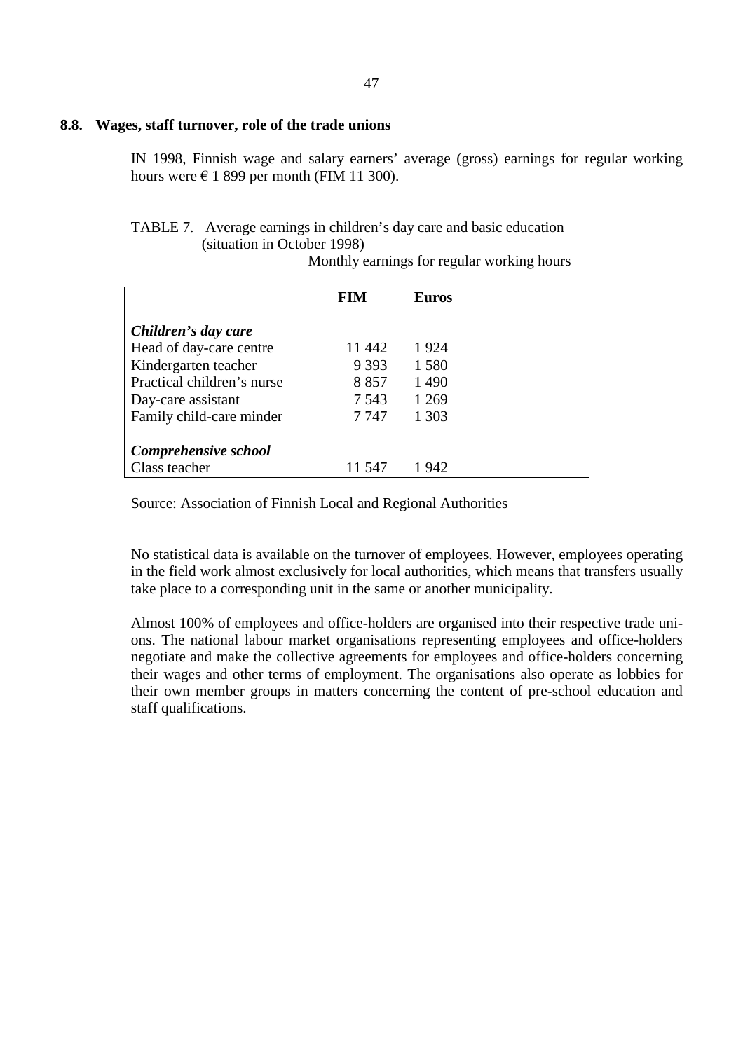## 8.8. Wages, staff turnover, role of the trade unions

IN 1998, Finnish wage and salary earners' average (gross) earnings for regular working hours were € 1 899 per month (FIM 11 300).

TABLE 7. Average earnings in children's day care and basic education (situation in October 1998)

Monthly earnings for regular working hours

| | FIM | Euros |
|---|---|---|
| ***Children's day care*** | | |
| Head of day-care centre | 11 442 | 1 924 |
| Kindergarten teacher | 9 393 | 1 580 |
| Practical children's nurse | 8 857 | 1 490 |
| Day-care assistant | 7 543 | 1 269 |
| Family child-care minder | 7 747 | 1 303 |
| ***Comprehensive school*** | | |
| Class teacher | 11 547 | 1 942 |

Source: Association of Finnish Local and Regional Authorities

No statistical data is available on the turnover of employees. However, employees operating in the field work almost exclusively for local authorities, which means that transfers usually take place to a corresponding unit in the same or another municipality.

Almost 100% of employees and office-holders are organised into their respective trade unions. The national labour market organisations representing employees and office-holders negotiate and make the collective agreements for employees and office-holders concerning their wages and other terms of employment. The organisations also operate as lobbies for their own member groups in matters concerning the content of pre-school education and staff qualifications.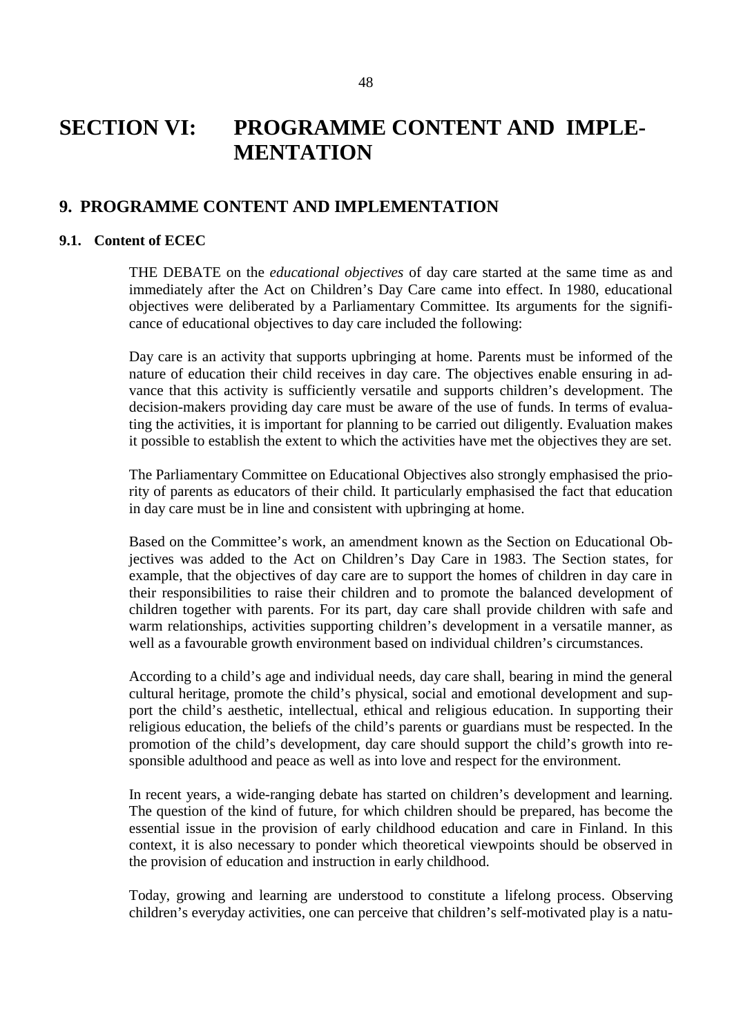# SECTION VI: PROGRAMME CONTENT AND IMPLEMENTATION

## 9. PROGRAMME CONTENT AND IMPLEMENTATION

### 9.1. Content of ECEC

THE DEBATE on the *educational objectives* of day care started at the same time as and immediately after the Act on Children's Day Care came into effect. In 1980, educational objectives were deliberated by a Parliamentary Committee. Its arguments for the significance of educational objectives to day care included the following:

Day care is an activity that supports upbringing at home. Parents must be informed of the nature of education their child receives in day care. The objectives enable ensuring in advance that this activity is sufficiently versatile and supports children's development. The decision-makers providing day care must be aware of the use of funds. In terms of evaluating the activities, it is important for planning to be carried out diligently. Evaluation makes it possible to establish the extent to which the activities have met the objectives they are set.

The Parliamentary Committee on Educational Objectives also strongly emphasised the priority of parents as educators of their child. It particularly emphasised the fact that education in day care must be in line and consistent with upbringing at home.

Based on the Committee's work, an amendment known as the Section on Educational Objectives was added to the Act on Children's Day Care in 1983. The Section states, for example, that the objectives of day care are to support the homes of children in day care in their responsibilities to raise their children and to promote the balanced development of children together with parents. For its part, day care shall provide children with safe and warm relationships, activities supporting children's development in a versatile manner, as well as a favourable growth environment based on individual children's circumstances.

According to a child's age and individual needs, day care shall, bearing in mind the general cultural heritage, promote the child's physical, social and emotional development and support the child's aesthetic, intellectual, ethical and religious education. In supporting their religious education, the beliefs of the child's parents or guardians must be respected. In the promotion of the child's development, day care should support the child's growth into responsible adulthood and peace as well as into love and respect for the environment.

In recent years, a wide-ranging debate has started on children's development and learning. The question of the kind of future, for which children should be prepared, has become the essential issue in the provision of early childhood education and care in Finland. In this context, it is also necessary to ponder which theoretical viewpoints should be observed in the provision of education and instruction in early childhood.

Today, growing and learning are understood to constitute a lifelong process. Observing children's everyday activities, one can perceive that children's self-motivated play is a natu-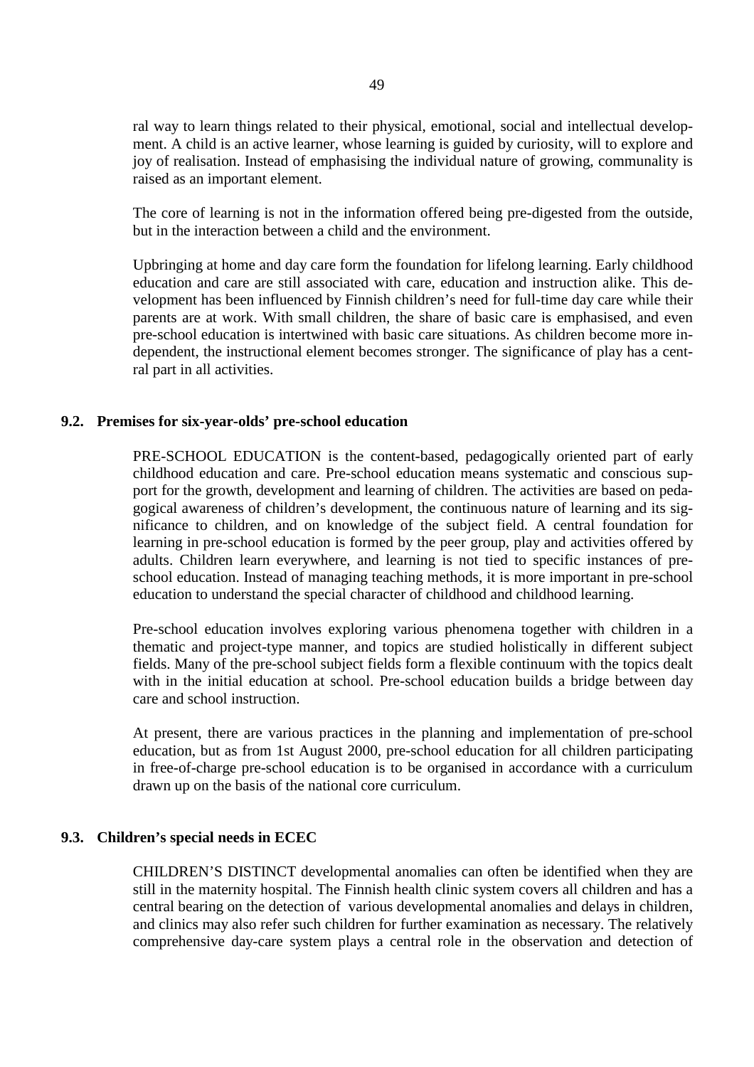ral way to learn things related to their physical, emotional, social and intellectual development. A child is an active learner, whose learning is guided by curiosity, will to explore and joy of realisation. Instead of emphasising the individual nature of growing, communality is raised as an important element.

The core of learning is not in the information offered being pre-digested from the outside, but in the interaction between a child and the environment.

Upbringing at home and day care form the foundation for lifelong learning. Early childhood education and care are still associated with care, education and instruction alike. This development has been influenced by Finnish children's need for full-time day care while their parents are at work. With small children, the share of basic care is emphasised, and even pre-school education is intertwined with basic care situations. As children become more independent, the instructional element becomes stronger. The significance of play has a central part in all activities.

### 9.2. Premises for six-year-olds' pre-school education

PRE-SCHOOL EDUCATION is the content-based, pedagogically oriented part of early childhood education and care. Pre-school education means systematic and conscious support for the growth, development and learning of children. The activities are based on pedagogical awareness of children's development, the continuous nature of learning and its significance to children, and on knowledge of the subject field. A central foundation for learning in pre-school education is formed by the peer group, play and activities offered by adults. Children learn everywhere, and learning is not tied to specific instances of pre-school education. Instead of managing teaching methods, it is more important in pre-school education to understand the special character of childhood and childhood learning.

Pre-school education involves exploring various phenomena together with children in a thematic and project-type manner, and topics are studied holistically in different subject fields. Many of the pre-school subject fields form a flexible continuum with the topics dealt with in the initial education at school. Pre-school education builds a bridge between day care and school instruction.

At present, there are various practices in the planning and implementation of pre-school education, but as from 1st August 2000, pre-school education for all children participating in free-of-charge pre-school education is to be organised in accordance with a curriculum drawn up on the basis of the national core curriculum.

### 9.3. Children's special needs in ECEC

CHILDREN'S DISTINCT developmental anomalies can often be identified when they are still in the maternity hospital. The Finnish health clinic system covers all children and has a central bearing on the detection of various developmental anomalies and delays in children, and clinics may also refer such children for further examination as necessary. The relatively comprehensive day-care system plays a central role in the observation and detection of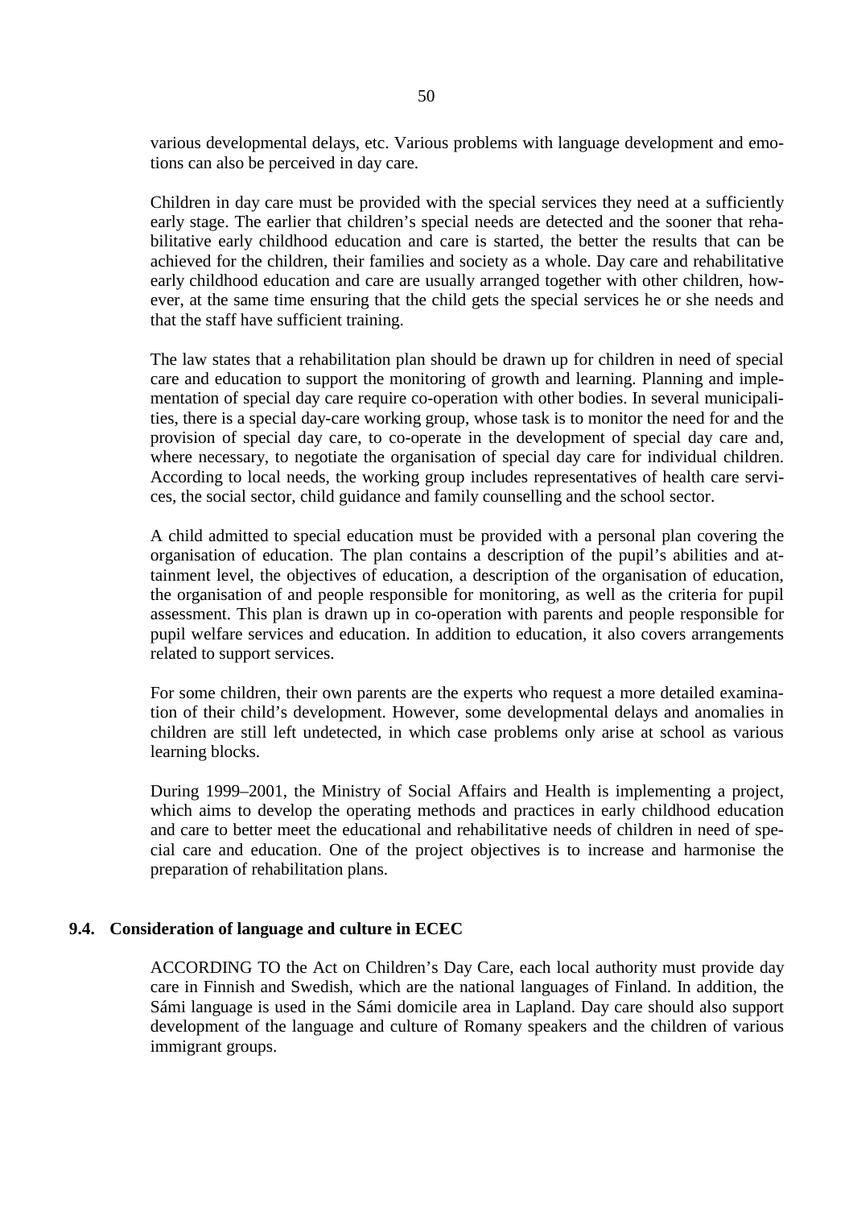various developmental delays, etc. Various problems with language development and emotions can also be perceived in day care.

Children in day care must be provided with the special services they need at a sufficiently early stage. The earlier that children's special needs are detected and the sooner that rehabilitative early childhood education and care is started, the better the results that can be achieved for the children, their families and society as a whole. Day care and rehabilitative early childhood education and care are usually arranged together with other children, however, at the same time ensuring that the child gets the special services he or she needs and that the staff have sufficient training.

The law states that a rehabilitation plan should be drawn up for children in need of special care and education to support the monitoring of growth and learning. Planning and implementation of special day care require co-operation with other bodies. In several municipalities, there is a special day-care working group, whose task is to monitor the need for and the provision of special day care, to co-operate in the development of special day care and, where necessary, to negotiate the organisation of special day care for individual children. According to local needs, the working group includes representatives of health care services, the social sector, child guidance and family counselling and the school sector.

A child admitted to special education must be provided with a personal plan covering the organisation of education. The plan contains a description of the pupil's abilities and attainment level, the objectives of education, a description of the organisation of education, the organisation of and people responsible for monitoring, as well as the criteria for pupil assessment. This plan is drawn up in co-operation with parents and people responsible for pupil welfare services and education. In addition to education, it also covers arrangements related to support services.

For some children, their own parents are the experts who request a more detailed examination of their child's development. However, some developmental delays and anomalies in children are still left undetected, in which case problems only arise at school as various learning blocks.

During 1999–2001, the Ministry of Social Affairs and Health is implementing a project, which aims to develop the operating methods and practices in early childhood education and care to better meet the educational and rehabilitative needs of children in need of special care and education. One of the project objectives is to increase and harmonise the preparation of rehabilitation plans.

### 9.4. Consideration of language and culture in ECEC

ACCORDING TO the Act on Children's Day Care, each local authority must provide day care in Finnish and Swedish, which are the national languages of Finland. In addition, the Sámi language is used in the Sámi domicile area in Lapland. Day care should also support development of the language and culture of Romany speakers and the children of various immigrant groups.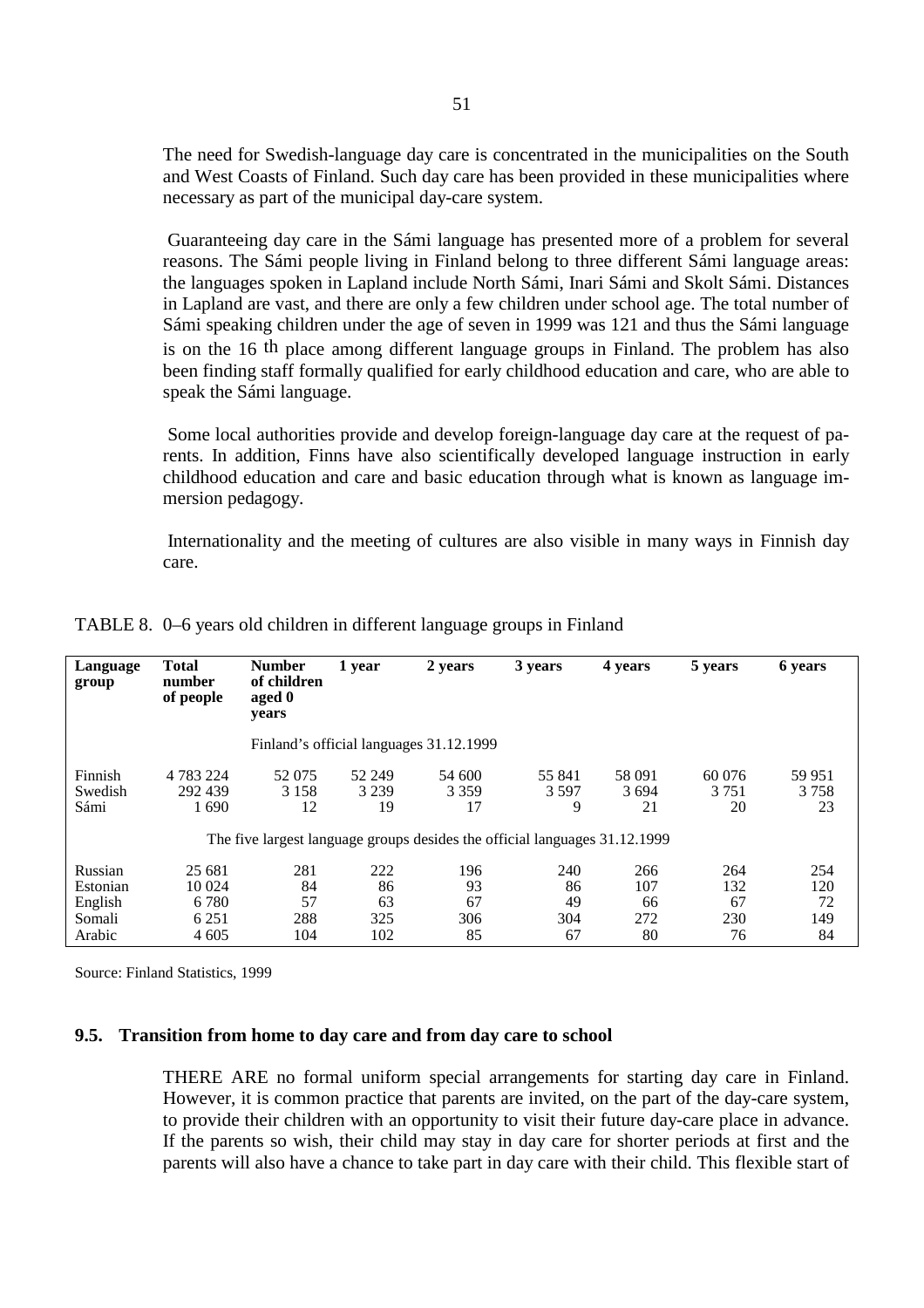The need for Swedish-language day care is concentrated in the municipalities on the South and West Coasts of Finland. Such day care has been provided in these municipalities where necessary as part of the municipal day-care system.

Guaranteeing day care in the Sámi language has presented more of a problem for several reasons. The Sámi people living in Finland belong to three different Sámi language areas: the languages spoken in Lapland include North Sámi, Inari Sámi and Skolt Sámi. Distances in Lapland are vast, and there are only a few children under school age. The total number of Sámi speaking children under the age of seven in 1999 was 121 and thus the Sámi language is on the 16 th place among different language groups in Finland. The problem has also been finding staff formally qualified for early childhood education and care, who are able to speak the Sámi language.

Some local authorities provide and develop foreign-language day care at the request of parents. In addition, Finns have also scientifically developed language instruction in early childhood education and care and basic education through what is known as language immersion pedagogy.

Internationality and the meeting of cultures are also visible in many ways in Finnish day care.

TABLE 8. 0–6 years old children in different language groups in Finland

| Language group | Total number of people | Number of children aged 0 years | 1 year | 2 years | 3 years | 4 years | 5 years | 6 years |
|---|---|---|---|---|---|---|---|---|
| | | Finland's official languages 31.12.1999 | | | | | | |
| Finnish | 4 783 224 | 52 075 | 52 249 | 54 600 | 55 841 | 58 091 | 60 076 | 59 951 |
| Swedish | 292 439 | 3 158 | 3 239 | 3 359 | 3 597 | 3 694 | 3 751 | 3 758 |
| Sámi | 1 690 | 12 | 19 | 17 | 9 | 21 | 20 | 23 |
| | | The five largest language groups desides the official languages 31.12.1999 | | | | | | |
| Russian | 25 681 | 281 | 222 | 196 | 240 | 266 | 264 | 254 |
| Estonian | 10 024 | 84 | 86 | 93 | 86 | 107 | 132 | 120 |
| English | 6 780 | 57 | 63 | 67 | 49 | 66 | 67 | 72 |
| Somali | 6 251 | 288 | 325 | 306 | 304 | 272 | 230 | 149 |
| Arabic | 4 605 | 104 | 102 | 85 | 67 | 80 | 76 | 84 |

Source: Finland Statistics, 1999

### 9.5. Transition from home to day care and from day care to school

THERE ARE no formal uniform special arrangements for starting day care in Finland. However, it is common practice that parents are invited, on the part of the day-care system, to provide their children with an opportunity to visit their future day-care place in advance. If the parents so wish, their child may stay in day care for shorter periods at first and the parents will also have a chance to take part in day care with their child. This flexible start of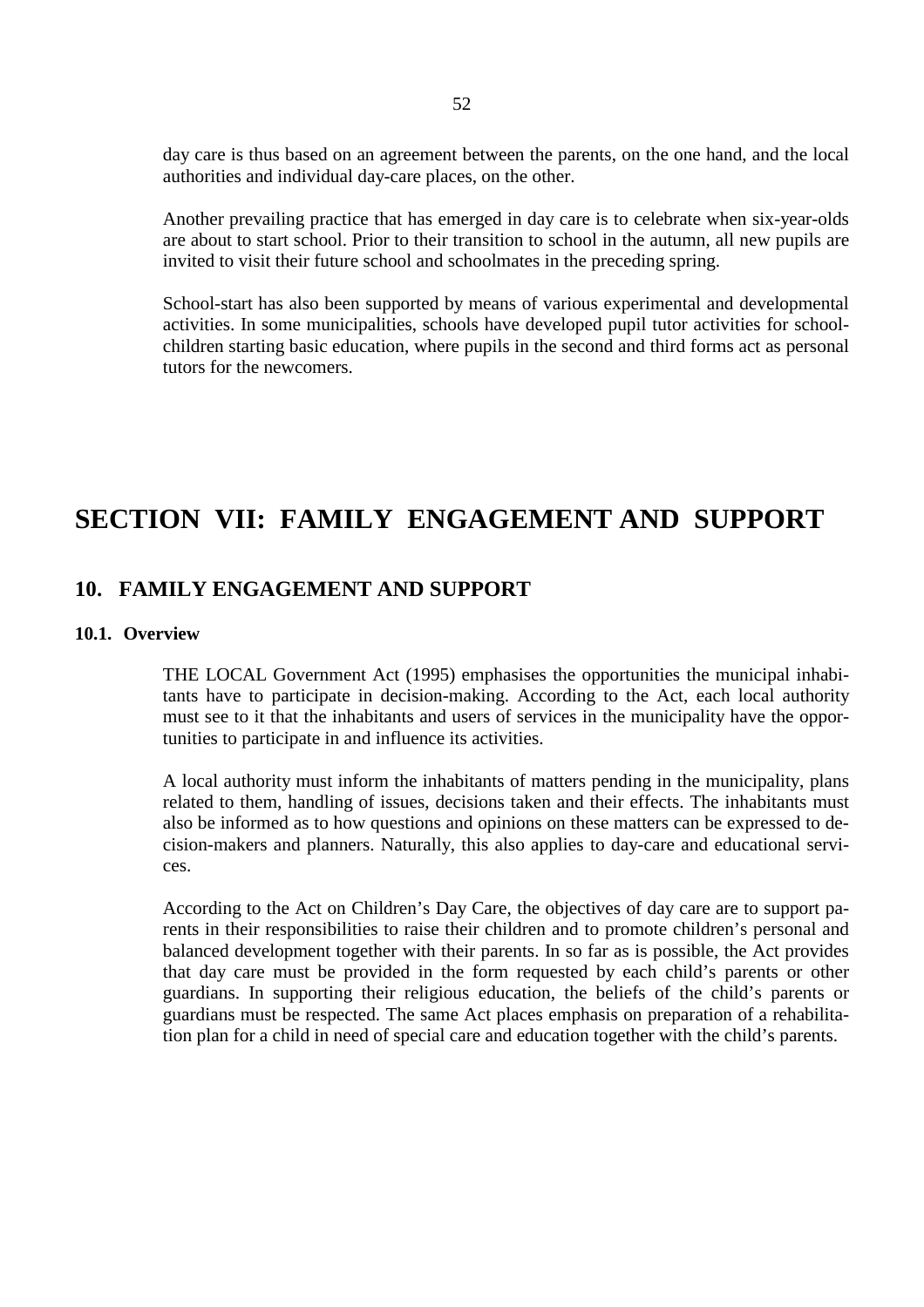day care is thus based on an agreement between the parents, on the one hand, and the local authorities and individual day-care places, on the other.

Another prevailing practice that has emerged in day care is to celebrate when six-year-olds are about to start school. Prior to their transition to school in the autumn, all new pupils are invited to visit their future school and schoolmates in the preceding spring.

School-start has also been supported by means of various experimental and developmental activities. In some municipalities, schools have developed pupil tutor activities for schoolchildren starting basic education, where pupils in the second and third forms act as personal tutors for the newcomers.

# SECTION VII: FAMILY ENGAGEMENT AND SUPPORT

## 10. FAMILY ENGAGEMENT AND SUPPORT

### 10.1. Overview

THE LOCAL Government Act (1995) emphasises the opportunities the municipal inhabitants have to participate in decision-making. According to the Act, each local authority must see to it that the inhabitants and users of services in the municipality have the opportunities to participate in and influence its activities.

A local authority must inform the inhabitants of matters pending in the municipality, plans related to them, handling of issues, decisions taken and their effects. The inhabitants must also be informed as to how questions and opinions on these matters can be expressed to decision-makers and planners. Naturally, this also applies to day-care and educational services.

According to the Act on Children's Day Care, the objectives of day care are to support parents in their responsibilities to raise their children and to promote children's personal and balanced development together with their parents. In so far as is possible, the Act provides that day care must be provided in the form requested by each child's parents or other guardians. In supporting their religious education, the beliefs of the child's parents or guardians must be respected. The same Act places emphasis on preparation of a rehabilitation plan for a child in need of special care and education together with the child's parents.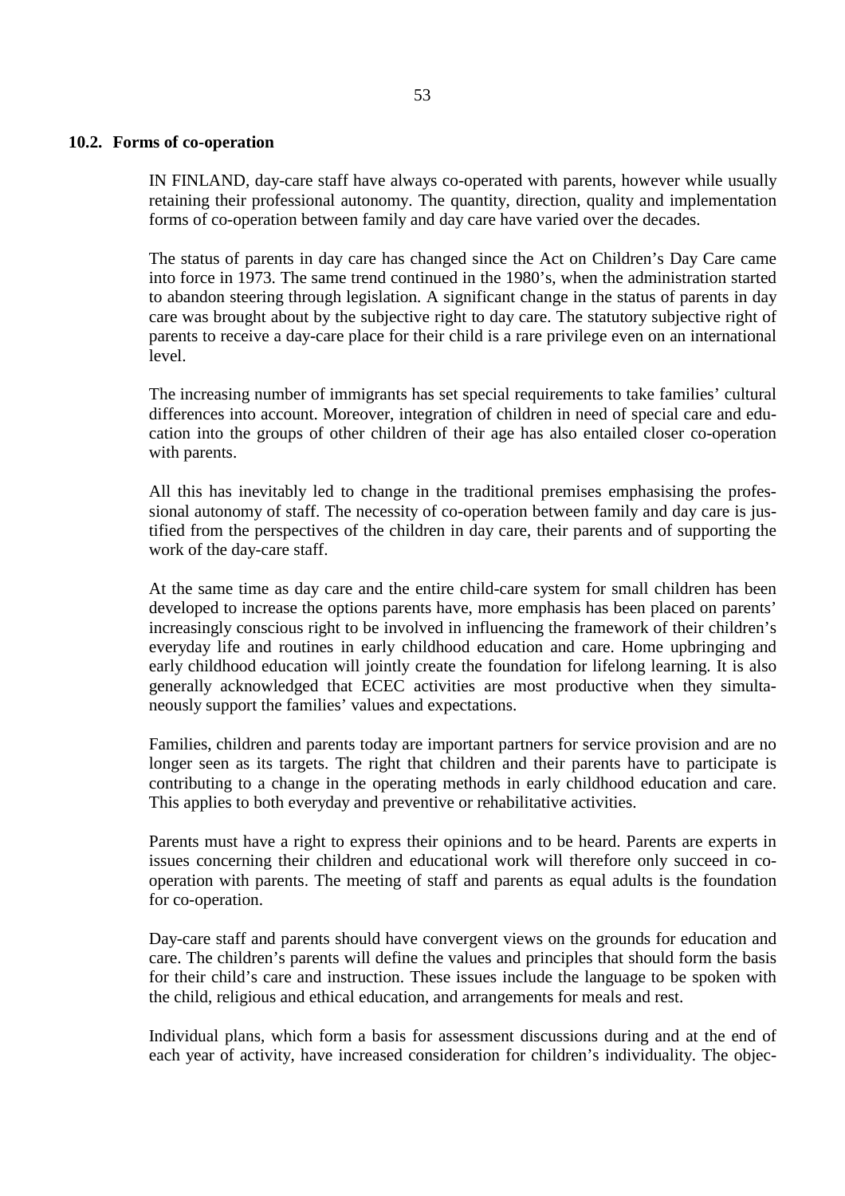## 10.2. Forms of co-operation

IN FINLAND, day-care staff have always co-operated with parents, however while usually retaining their professional autonomy. The quantity, direction, quality and implementation forms of co-operation between family and day care have varied over the decades.

The status of parents in day care has changed since the Act on Children's Day Care came into force in 1973. The same trend continued in the 1980's, when the administration started to abandon steering through legislation. A significant change in the status of parents in day care was brought about by the subjective right to day care. The statutory subjective right of parents to receive a day-care place for their child is a rare privilege even on an international level.

The increasing number of immigrants has set special requirements to take families' cultural differences into account. Moreover, integration of children in need of special care and education into the groups of other children of their age has also entailed closer co-operation with parents.

All this has inevitably led to change in the traditional premises emphasising the professional autonomy of staff. The necessity of co-operation between family and day care is justified from the perspectives of the children in day care, their parents and of supporting the work of the day-care staff.

At the same time as day care and the entire child-care system for small children has been developed to increase the options parents have, more emphasis has been placed on parents' increasingly conscious right to be involved in influencing the framework of their children's everyday life and routines in early childhood education and care. Home upbringing and early childhood education will jointly create the foundation for lifelong learning. It is also generally acknowledged that ECEC activities are most productive when they simultaneously support the families' values and expectations.

Families, children and parents today are important partners for service provision and are no longer seen as its targets. The right that children and their parents have to participate is contributing to a change in the operating methods in early childhood education and care. This applies to both everyday and preventive or rehabilitative activities.

Parents must have a right to express their opinions and to be heard. Parents are experts in issues concerning their children and educational work will therefore only succeed in co-operation with parents. The meeting of staff and parents as equal adults is the foundation for co-operation.

Day-care staff and parents should have convergent views on the grounds for education and care. The children's parents will define the values and principles that should form the basis for their child's care and instruction. These issues include the language to be spoken with the child, religious and ethical education, and arrangements for meals and rest.

Individual plans, which form a basis for assessment discussions during and at the end of each year of activity, have increased consideration for children's individuality. The objec-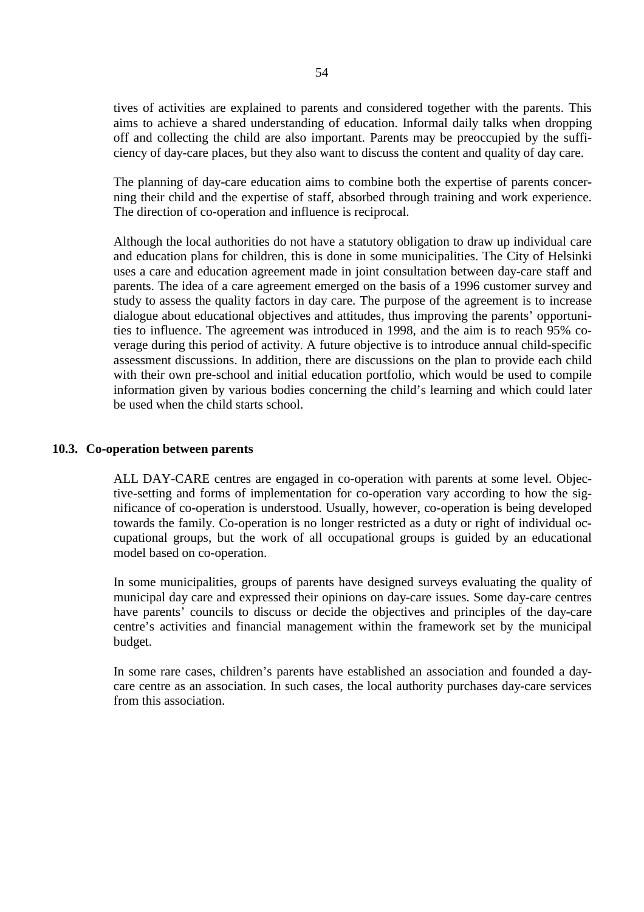tives of activities are explained to parents and considered together with the parents. This aims to achieve a shared understanding of education. Informal daily talks when dropping off and collecting the child are also important. Parents may be preoccupied by the sufficiency of day-care places, but they also want to discuss the content and quality of day care.

The planning of day-care education aims to combine both the expertise of parents concerning their child and the expertise of staff, absorbed through training and work experience. The direction of co-operation and influence is reciprocal.

Although the local authorities do not have a statutory obligation to draw up individual care and education plans for children, this is done in some municipalities. The City of Helsinki uses a care and education agreement made in joint consultation between day-care staff and parents. The idea of a care agreement emerged on the basis of a 1996 customer survey and study to assess the quality factors in day care. The purpose of the agreement is to increase dialogue about educational objectives and attitudes, thus improving the parents' opportunities to influence. The agreement was introduced in 1998, and the aim is to reach 95% coverage during this period of activity. A future objective is to introduce annual child-specific assessment discussions. In addition, there are discussions on the plan to provide each child with their own pre-school and initial education portfolio, which would be used to compile information given by various bodies concerning the child's learning and which could later be used when the child starts school.

### 10.3. Co-operation between parents

ALL DAY-CARE centres are engaged in co-operation with parents at some level. Objective-setting and forms of implementation for co-operation vary according to how the significance of co-operation is understood. Usually, however, co-operation is being developed towards the family. Co-operation is no longer restricted as a duty or right of individual occupational groups, but the work of all occupational groups is guided by an educational model based on co-operation.

In some municipalities, groups of parents have designed surveys evaluating the quality of municipal day care and expressed their opinions on day-care issues. Some day-care centres have parents' councils to discuss or decide the objectives and principles of the day-care centre's activities and financial management within the framework set by the municipal budget.

In some rare cases, children's parents have established an association and founded a day-care centre as an association. In such cases, the local authority purchases day-care services from this association.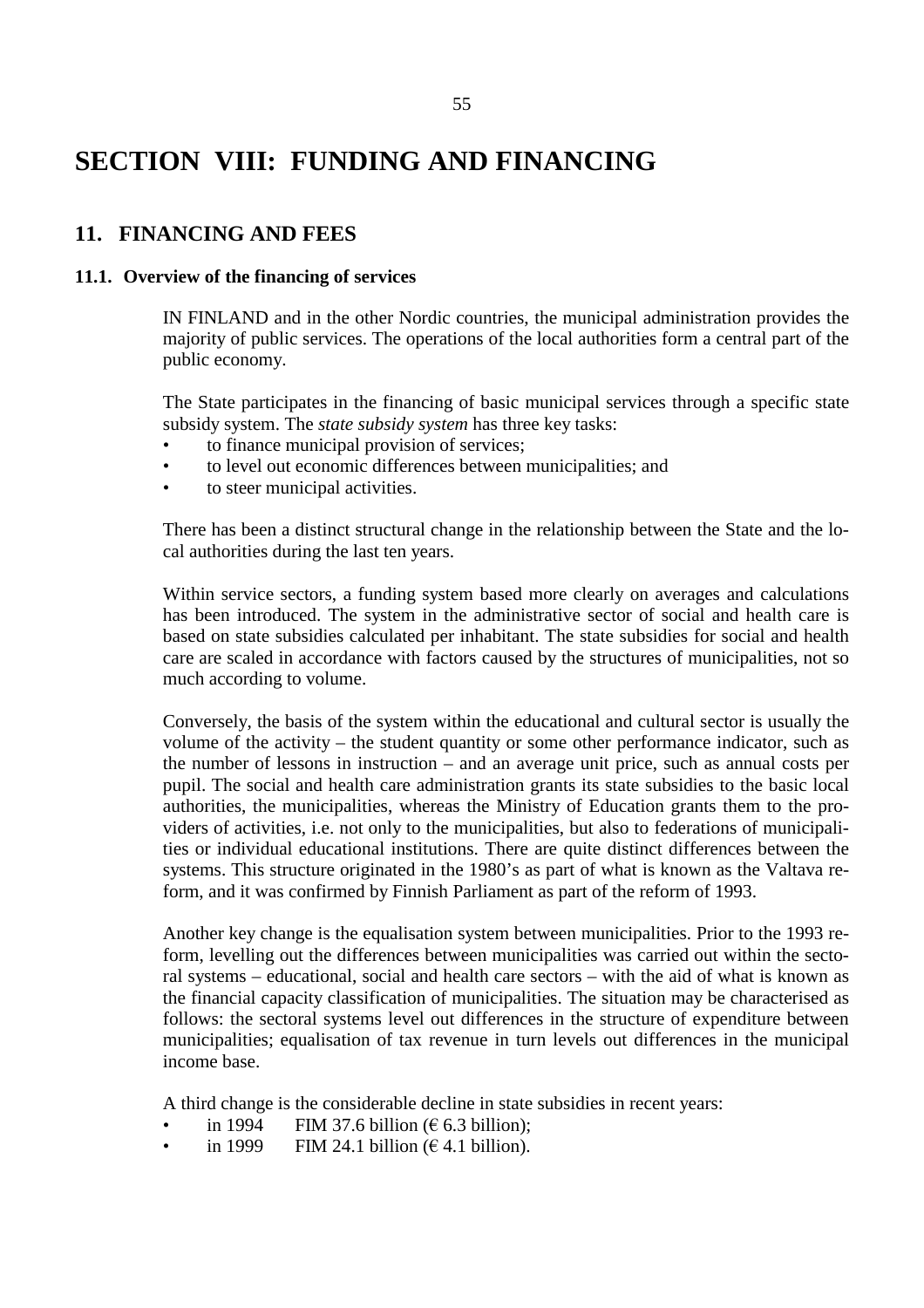# SECTION VIII: FUNDING AND FINANCING

## 11. FINANCING AND FEES

### 11.1. Overview of the financing of services

IN FINLAND and in the other Nordic countries, the municipal administration provides the majority of public services. The operations of the local authorities form a central part of the public economy.

The State participates in the financing of basic municipal services through a specific state subsidy system. The *state subsidy system* has three key tasks:

- to finance municipal provision of services;
- to level out economic differences between municipalities; and
- to steer municipal activities.

There has been a distinct structural change in the relationship between the State and the local authorities during the last ten years.

Within service sectors, a funding system based more clearly on averages and calculations has been introduced. The system in the administrative sector of social and health care is based on state subsidies calculated per inhabitant. The state subsidies for social and health care are scaled in accordance with factors caused by the structures of municipalities, not so much according to volume.

Conversely, the basis of the system within the educational and cultural sector is usually the volume of the activity – the student quantity or some other performance indicator, such as the number of lessons in instruction – and an average unit price, such as annual costs per pupil. The social and health care administration grants its state subsidies to the basic local authorities, the municipalities, whereas the Ministry of Education grants them to the providers of activities, i.e. not only to the municipalities, but also to federations of municipalities or individual educational institutions. There are quite distinct differences between the systems. This structure originated in the 1980's as part of what is known as the Valtava reform, and it was confirmed by Finnish Parliament as part of the reform of 1993.

Another key change is the equalisation system between municipalities. Prior to the 1993 reform, levelling out the differences between municipalities was carried out within the sectoral systems – educational, social and health care sectors – with the aid of what is known as the financial capacity classification of municipalities. The situation may be characterised as follows: the sectoral systems level out differences in the structure of expenditure between municipalities; equalisation of tax revenue in turn levels out differences in the municipal income base.

A third change is the considerable decline in state subsidies in recent years:

- in 1994 FIM 37.6 billion (€ 6.3 billion);
- in 1999 FIM 24.1 billion (€ 4.1 billion).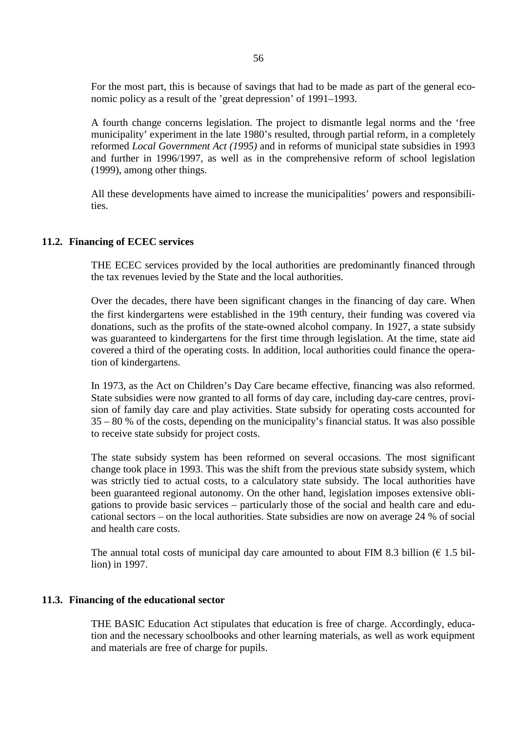For the most part, this is because of savings that had to be made as part of the general economic policy as a result of the 'great depression' of 1991–1993.

A fourth change concerns legislation. The project to dismantle legal norms and the 'free municipality' experiment in the late 1980's resulted, through partial reform, in a completely reformed *Local Government Act (1995)* and in reforms of municipal state subsidies in 1993 and further in 1996/1997, as well as in the comprehensive reform of school legislation (1999), among other things.

All these developments have aimed to increase the municipalities' powers and responsibilities.

## 11.2. Financing of ECEC services

THE ECEC services provided by the local authorities are predominantly financed through the tax revenues levied by the State and the local authorities.

Over the decades, there have been significant changes in the financing of day care. When the first kindergartens were established in the 19th century, their funding was covered via donations, such as the profits of the state-owned alcohol company. In 1927, a state subsidy was guaranteed to kindergartens for the first time through legislation. At the time, state aid covered a third of the operating costs. In addition, local authorities could finance the operation of kindergartens.

In 1973, as the Act on Children's Day Care became effective, financing was also reformed. State subsidies were now granted to all forms of day care, including day-care centres, provision of family day care and play activities. State subsidy for operating costs accounted for 35 – 80 % of the costs, depending on the municipality's financial status. It was also possible to receive state subsidy for project costs.

The state subsidy system has been reformed on several occasions. The most significant change took place in 1993. This was the shift from the previous state subsidy system, which was strictly tied to actual costs, to a calculatory state subsidy. The local authorities have been guaranteed regional autonomy. On the other hand, legislation imposes extensive obligations to provide basic services – particularly those of the social and health care and educational sectors – on the local authorities. State subsidies are now on average 24 % of social and health care costs.

The annual total costs of municipal day care amounted to about FIM 8.3 billion (€ 1.5 billion) in 1997.

## 11.3. Financing of the educational sector

THE BASIC Education Act stipulates that education is free of charge. Accordingly, education and the necessary schoolbooks and other learning materials, as well as work equipment and materials are free of charge for pupils.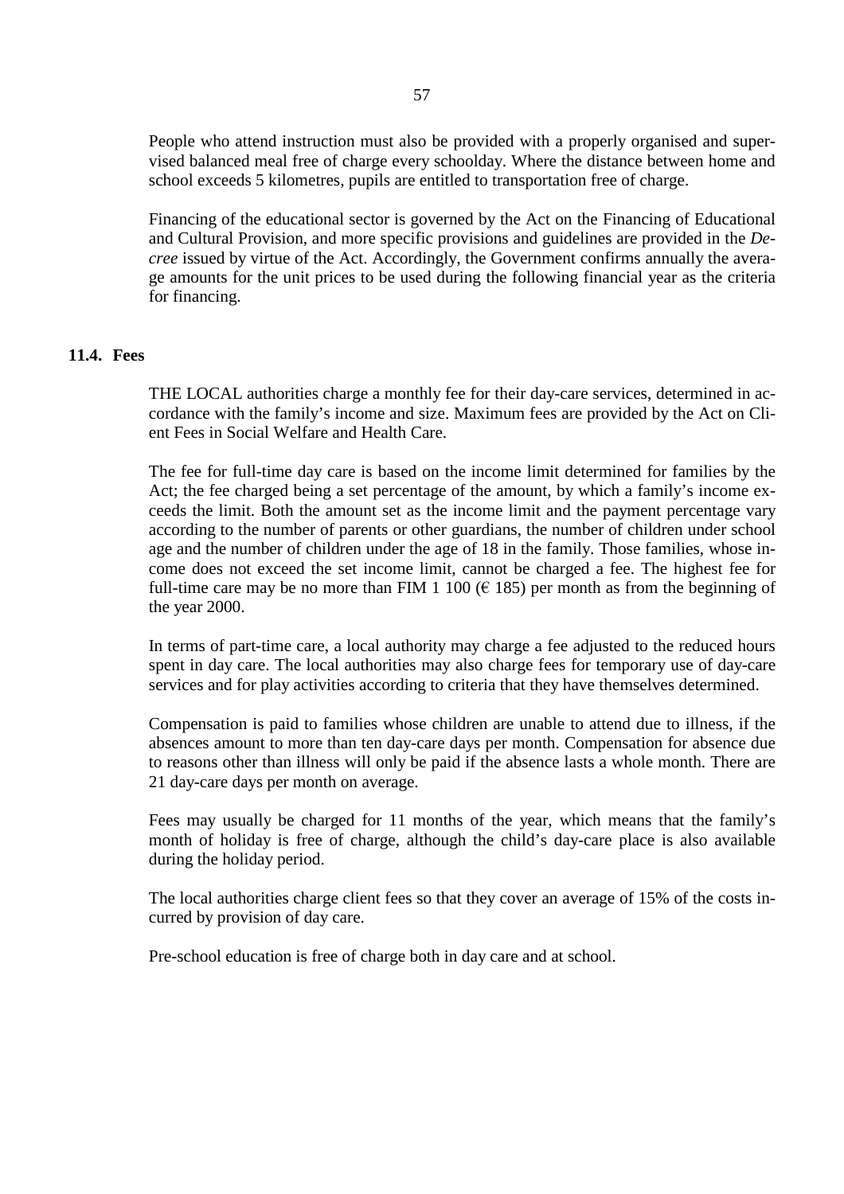People who attend instruction must also be provided with a properly organised and supervised balanced meal free of charge every schoolday. Where the distance between home and school exceeds 5 kilometres, pupils are entitled to transportation free of charge.

Financing of the educational sector is governed by the Act on the Financing of Educational and Cultural Provision, and more specific provisions and guidelines are provided in the *Decree* issued by virtue of the Act. Accordingly, the Government confirms annually the average amounts for the unit prices to be used during the following financial year as the criteria for financing.

## 11.4. Fees

THE LOCAL authorities charge a monthly fee for their day-care services, determined in accordance with the family's income and size. Maximum fees are provided by the Act on Client Fees in Social Welfare and Health Care.

The fee for full-time day care is based on the income limit determined for families by the Act; the fee charged being a set percentage of the amount, by which a family's income exceeds the limit. Both the amount set as the income limit and the payment percentage vary according to the number of parents or other guardians, the number of children under school age and the number of children under the age of 18 in the family. Those families, whose income does not exceed the set income limit, cannot be charged a fee. The highest fee for full-time care may be no more than FIM 1 100 (€ 185) per month as from the beginning of the year 2000.

In terms of part-time care, a local authority may charge a fee adjusted to the reduced hours spent in day care. The local authorities may also charge fees for temporary use of day-care services and for play activities according to criteria that they have themselves determined.

Compensation is paid to families whose children are unable to attend due to illness, if the absences amount to more than ten day-care days per month. Compensation for absence due to reasons other than illness will only be paid if the absence lasts a whole month. There are 21 day-care days per month on average.

Fees may usually be charged for 11 months of the year, which means that the family's month of holiday is free of charge, although the child's day-care place is also available during the holiday period.

The local authorities charge client fees so that they cover an average of 15% of the costs incurred by provision of day care.

Pre-school education is free of charge both in day care and at school.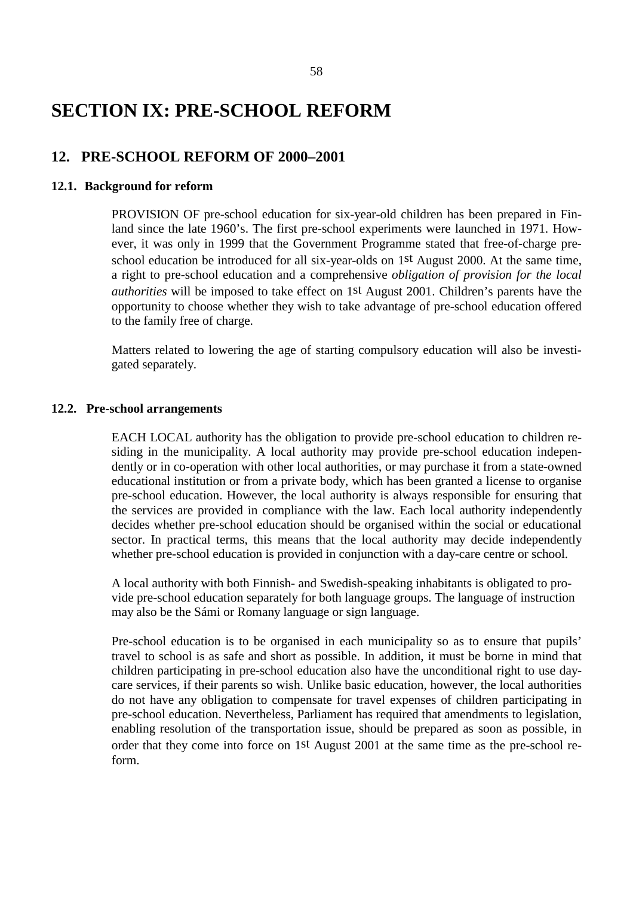# SECTION IX: PRE-SCHOOL REFORM

## 12. PRE-SCHOOL REFORM OF 2000–2001

### 12.1. Background for reform

PROVISION OF pre-school education for six-year-old children has been prepared in Finland since the late 1960's. The first pre-school experiments were launched in 1971. However, it was only in 1999 that the Government Programme stated that free-of-charge pre-school education be introduced for all six-year-olds on 1st August 2000. At the same time, a right to pre-school education and a comprehensive *obligation of provision for the local authorities* will be imposed to take effect on 1st August 2001. Children's parents have the opportunity to choose whether they wish to take advantage of pre-school education offered to the family free of charge.

Matters related to lowering the age of starting compulsory education will also be investigated separately.

### 12.2. Pre-school arrangements

EACH LOCAL authority has the obligation to provide pre-school education to children residing in the municipality. A local authority may provide pre-school education independently or in co-operation with other local authorities, or may purchase it from a state-owned educational institution or from a private body, which has been granted a license to organise pre-school education. However, the local authority is always responsible for ensuring that the services are provided in compliance with the law. Each local authority independently decides whether pre-school education should be organised within the social or educational sector. In practical terms, this means that the local authority may decide independently whether pre-school education is provided in conjunction with a day-care centre or school.

A local authority with both Finnish- and Swedish-speaking inhabitants is obligated to provide pre-school education separately for both language groups. The language of instruction may also be the Sámi or Romany language or sign language.

Pre-school education is to be organised in each municipality so as to ensure that pupils' travel to school is as safe and short as possible. In addition, it must be borne in mind that children participating in pre-school education also have the unconditional right to use day-care services, if their parents so wish. Unlike basic education, however, the local authorities do not have any obligation to compensate for travel expenses of children participating in pre-school education. Nevertheless, Parliament has required that amendments to legislation, enabling resolution of the transportation issue, should be prepared as soon as possible, in order that they come into force on 1st August 2001 at the same time as the pre-school reform.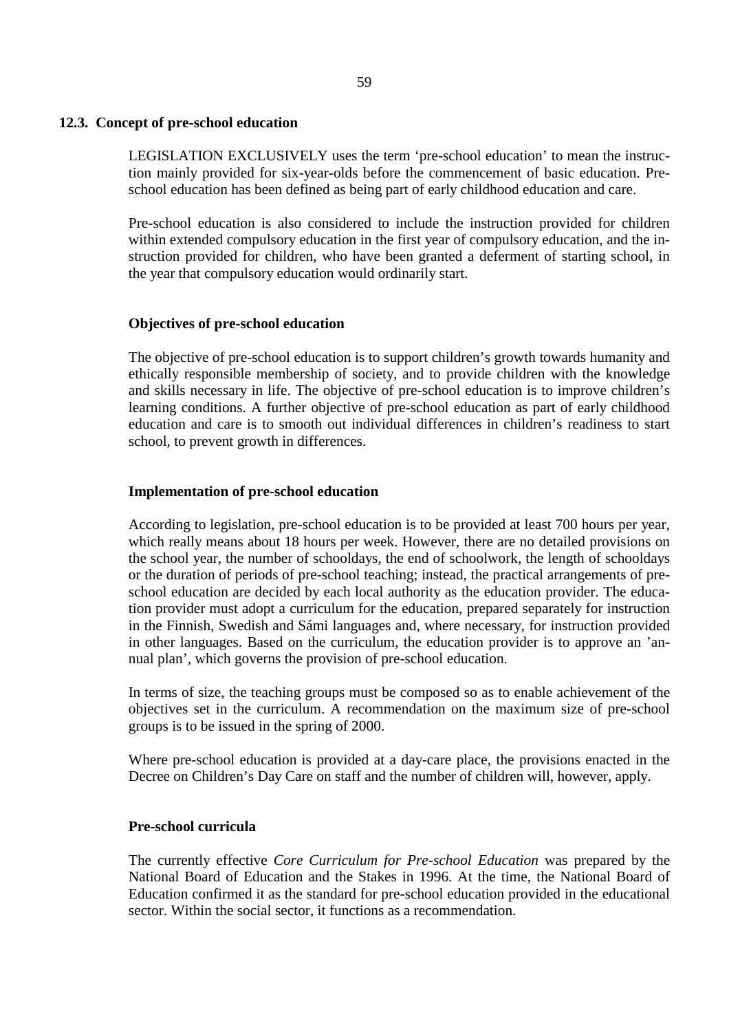## 12.3. Concept of pre-school education

LEGISLATION EXCLUSIVELY uses the term 'pre-school education' to mean the instruction mainly provided for six-year-olds before the commencement of basic education. Pre-school education has been defined as being part of early childhood education and care.

Pre-school education is also considered to include the instruction provided for children within extended compulsory education in the first year of compulsory education, and the instruction provided for children, who have been granted a deferment of starting school, in the year that compulsory education would ordinarily start.

### Objectives of pre-school education

The objective of pre-school education is to support children's growth towards humanity and ethically responsible membership of society, and to provide children with the knowledge and skills necessary in life. The objective of pre-school education is to improve children's learning conditions. A further objective of pre-school education as part of early childhood education and care is to smooth out individual differences in children's readiness to start school, to prevent growth in differences.

### Implementation of pre-school education

According to legislation, pre-school education is to be provided at least 700 hours per year, which really means about 18 hours per week. However, there are no detailed provisions on the school year, the number of schooldays, the end of schoolwork, the length of schooldays or the duration of periods of pre-school teaching; instead, the practical arrangements of pre-school education are decided by each local authority as the education provider. The education provider must adopt a curriculum for the education, prepared separately for instruction in the Finnish, Swedish and Sámi languages and, where necessary, for instruction provided in other languages. Based on the curriculum, the education provider is to approve an 'annual plan', which governs the provision of pre-school education.

In terms of size, the teaching groups must be composed so as to enable achievement of the objectives set in the curriculum. A recommendation on the maximum size of pre-school groups is to be issued in the spring of 2000.

Where pre-school education is provided at a day-care place, the provisions enacted in the Decree on Children's Day Care on staff and the number of children will, however, apply.

### Pre-school curricula

The currently effective *Core Curriculum for Pre-school Education* was prepared by the National Board of Education and the Stakes in 1996. At the time, the National Board of Education confirmed it as the standard for pre-school education provided in the educational sector. Within the social sector, it functions as a recommendation.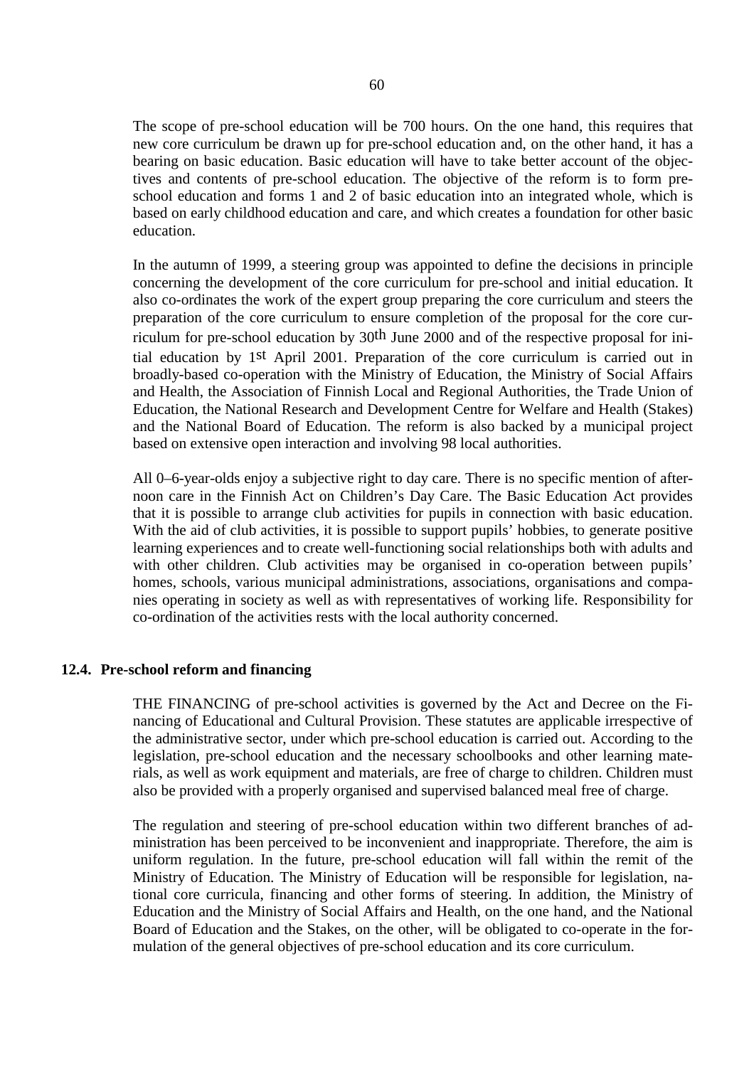The scope of pre-school education will be 700 hours. On the one hand, this requires that new core curriculum be drawn up for pre-school education and, on the other hand, it has a bearing on basic education. Basic education will have to take better account of the objectives and contents of pre-school education. The objective of the reform is to form pre-school education and forms 1 and 2 of basic education into an integrated whole, which is based on early childhood education and care, and which creates a foundation for other basic education.

In the autumn of 1999, a steering group was appointed to define the decisions in principle concerning the development of the core curriculum for pre-school and initial education. It also co-ordinates the work of the expert group preparing the core curriculum and steers the preparation of the core curriculum to ensure completion of the proposal for the core curriculum for pre-school education by 30th June 2000 and of the respective proposal for initial education by 1st April 2001. Preparation of the core curriculum is carried out in broadly-based co-operation with the Ministry of Education, the Ministry of Social Affairs and Health, the Association of Finnish Local and Regional Authorities, the Trade Union of Education, the National Research and Development Centre for Welfare and Health (Stakes) and the National Board of Education. The reform is also backed by a municipal project based on extensive open interaction and involving 98 local authorities.

All 0–6-year-olds enjoy a subjective right to day care. There is no specific mention of afternoon care in the Finnish Act on Children's Day Care. The Basic Education Act provides that it is possible to arrange club activities for pupils in connection with basic education. With the aid of club activities, it is possible to support pupils' hobbies, to generate positive learning experiences and to create well-functioning social relationships both with adults and with other children. Club activities may be organised in co-operation between pupils' homes, schools, various municipal administrations, associations, organisations and companies operating in society as well as with representatives of working life. Responsibility for co-ordination of the activities rests with the local authority concerned.

### 12.4. Pre-school reform and financing

THE FINANCING of pre-school activities is governed by the Act and Decree on the Financing of Educational and Cultural Provision. These statutes are applicable irrespective of the administrative sector, under which pre-school education is carried out. According to the legislation, pre-school education and the necessary schoolbooks and other learning materials, as well as work equipment and materials, are free of charge to children. Children must also be provided with a properly organised and supervised balanced meal free of charge.

The regulation and steering of pre-school education within two different branches of administration has been perceived to be inconvenient and inappropriate. Therefore, the aim is uniform regulation. In the future, pre-school education will fall within the remit of the Ministry of Education. The Ministry of Education will be responsible for legislation, national core curricula, financing and other forms of steering. In addition, the Ministry of Education and the Ministry of Social Affairs and Health, on the one hand, and the National Board of Education and the Stakes, on the other, will be obligated to co-operate in the formulation of the general objectives of pre-school education and its core curriculum.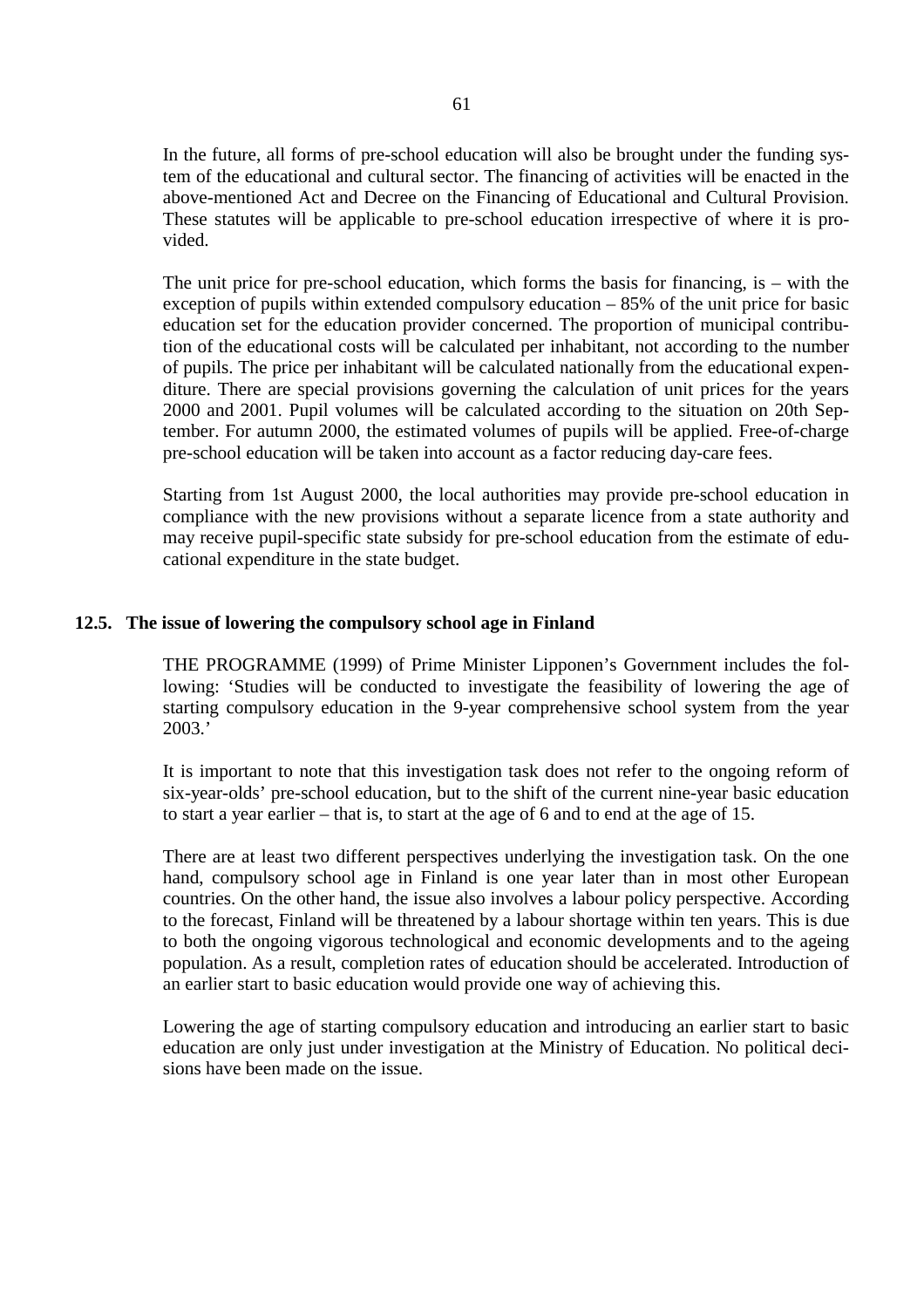In the future, all forms of pre-school education will also be brought under the funding system of the educational and cultural sector. The financing of activities will be enacted in the above-mentioned Act and Decree on the Financing of Educational and Cultural Provision. These statutes will be applicable to pre-school education irrespective of where it is provided.

The unit price for pre-school education, which forms the basis for financing, is – with the exception of pupils within extended compulsory education – 85% of the unit price for basic education set for the education provider concerned. The proportion of municipal contribution of the educational costs will be calculated per inhabitant, not according to the number of pupils. The price per inhabitant will be calculated nationally from the educational expenditure. There are special provisions governing the calculation of unit prices for the years 2000 and 2001. Pupil volumes will be calculated according to the situation on 20th September. For autumn 2000, the estimated volumes of pupils will be applied. Free-of-charge pre-school education will be taken into account as a factor reducing day-care fees.

Starting from 1st August 2000, the local authorities may provide pre-school education in compliance with the new provisions without a separate licence from a state authority and may receive pupil-specific state subsidy for pre-school education from the estimate of educational expenditure in the state budget.

### 12.5. The issue of lowering the compulsory school age in Finland

THE PROGRAMME (1999) of Prime Minister Lipponen's Government includes the following: 'Studies will be conducted to investigate the feasibility of lowering the age of starting compulsory education in the 9-year comprehensive school system from the year 2003.'

It is important to note that this investigation task does not refer to the ongoing reform of six-year-olds' pre-school education, but to the shift of the current nine-year basic education to start a year earlier – that is, to start at the age of 6 and to end at the age of 15.

There are at least two different perspectives underlying the investigation task. On the one hand, compulsory school age in Finland is one year later than in most other European countries. On the other hand, the issue also involves a labour policy perspective. According to the forecast, Finland will be threatened by a labour shortage within ten years. This is due to both the ongoing vigorous technological and economic developments and to the ageing population. As a result, completion rates of education should be accelerated. Introduction of an earlier start to basic education would provide one way of achieving this.

Lowering the age of starting compulsory education and introducing an earlier start to basic education are only just under investigation at the Ministry of Education. No political decisions have been made on the issue.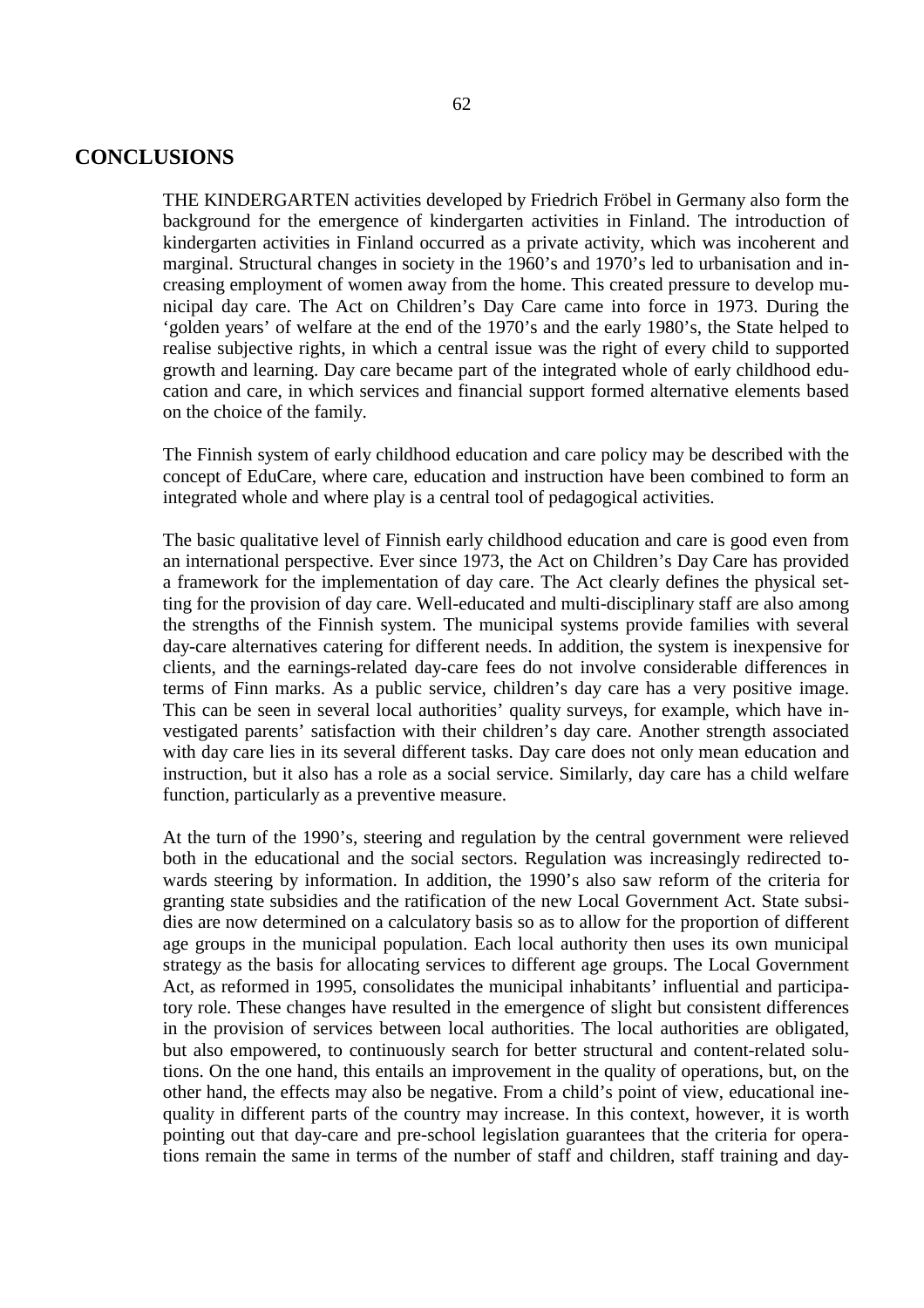# CONCLUSIONS

THE KINDERGARTEN activities developed by Friedrich Fröbel in Germany also form the background for the emergence of kindergarten activities in Finland. The introduction of kindergarten activities in Finland occurred as a private activity, which was incoherent and marginal. Structural changes in society in the 1960's and 1970's led to urbanisation and increasing employment of women away from the home. This created pressure to develop municipal day care. The Act on Children's Day Care came into force in 1973. During the 'golden years' of welfare at the end of the 1970's and the early 1980's, the State helped to realise subjective rights, in which a central issue was the right of every child to supported growth and learning. Day care became part of the integrated whole of early childhood education and care, in which services and financial support formed alternative elements based on the choice of the family.

The Finnish system of early childhood education and care policy may be described with the concept of EduCare, where care, education and instruction have been combined to form an integrated whole and where play is a central tool of pedagogical activities.

The basic qualitative level of Finnish early childhood education and care is good even from an international perspective. Ever since 1973, the Act on Children's Day Care has provided a framework for the implementation of day care. The Act clearly defines the physical setting for the provision of day care. Well-educated and multi-disciplinary staff are also among the strengths of the Finnish system. The municipal systems provide families with several day-care alternatives catering for different needs. In addition, the system is inexpensive for clients, and the earnings-related day-care fees do not involve considerable differences in terms of Finn marks. As a public service, children's day care has a very positive image. This can be seen in several local authorities' quality surveys, for example, which have investigated parents' satisfaction with their children's day care. Another strength associated with day care lies in its several different tasks. Day care does not only mean education and instruction, but it also has a role as a social service. Similarly, day care has a child welfare function, particularly as a preventive measure.

At the turn of the 1990's, steering and regulation by the central government were relieved both in the educational and the social sectors. Regulation was increasingly redirected towards steering by information. In addition, the 1990's also saw reform of the criteria for granting state subsidies and the ratification of the new Local Government Act. State subsidies are now determined on a calculatory basis so as to allow for the proportion of different age groups in the municipal population. Each local authority then uses its own municipal strategy as the basis for allocating services to different age groups. The Local Government Act, as reformed in 1995, consolidates the municipal inhabitants' influential and participatory role. These changes have resulted in the emergence of slight but consistent differences in the provision of services between local authorities. The local authorities are obligated, but also empowered, to continuously search for better structural and content-related solutions. On the one hand, this entails an improvement in the quality of operations, but, on the other hand, the effects may also be negative. From a child's point of view, educational inequality in different parts of the country may increase. In this context, however, it is worth pointing out that day-care and pre-school legislation guarantees that the criteria for operations remain the same in terms of the number of staff and children, staff training and day-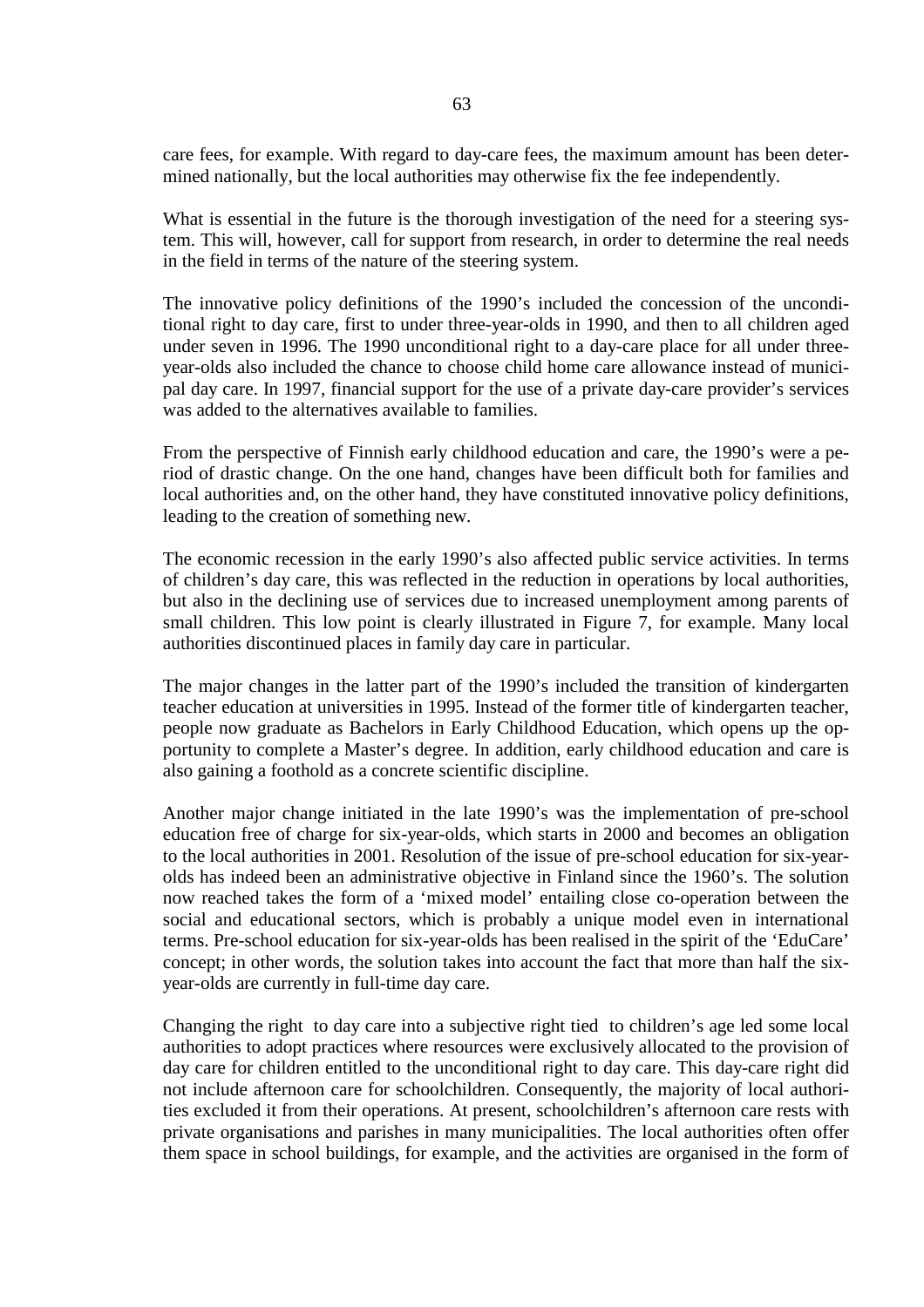care fees, for example. With regard to day-care fees, the maximum amount has been determined nationally, but the local authorities may otherwise fix the fee independently.

What is essential in the future is the thorough investigation of the need for a steering system. This will, however, call for support from research, in order to determine the real needs in the field in terms of the nature of the steering system.

The innovative policy definitions of the 1990's included the concession of the unconditional right to day care, first to under three-year-olds in 1990, and then to all children aged under seven in 1996. The 1990 unconditional right to a day-care place for all under three-year-olds also included the chance to choose child home care allowance instead of municipal day care. In 1997, financial support for the use of a private day-care provider's services was added to the alternatives available to families.

From the perspective of Finnish early childhood education and care, the 1990's were a period of drastic change. On the one hand, changes have been difficult both for families and local authorities and, on the other hand, they have constituted innovative policy definitions, leading to the creation of something new.

The economic recession in the early 1990's also affected public service activities. In terms of children's day care, this was reflected in the reduction in operations by local authorities, but also in the declining use of services due to increased unemployment among parents of small children. This low point is clearly illustrated in Figure 7, for example. Many local authorities discontinued places in family day care in particular.

The major changes in the latter part of the 1990's included the transition of kindergarten teacher education at universities in 1995. Instead of the former title of kindergarten teacher, people now graduate as Bachelors in Early Childhood Education, which opens up the opportunity to complete a Master's degree. In addition, early childhood education and care is also gaining a foothold as a concrete scientific discipline.

Another major change initiated in the late 1990's was the implementation of pre-school education free of charge for six-year-olds, which starts in 2000 and becomes an obligation to the local authorities in 2001. Resolution of the issue of pre-school education for six-year-olds has indeed been an administrative objective in Finland since the 1960's. The solution now reached takes the form of a 'mixed model' entailing close co-operation between the social and educational sectors, which is probably a unique model even in international terms. Pre-school education for six-year-olds has been realised in the spirit of the 'EduCare' concept; in other words, the solution takes into account the fact that more than half the six-year-olds are currently in full-time day care.

Changing the right to day care into a subjective right tied to children's age led some local authorities to adopt practices where resources were exclusively allocated to the provision of day care for children entitled to the unconditional right to day care. This day-care right did not include afternoon care for schoolchildren. Consequently, the majority of local authorities excluded it from their operations. At present, schoolchildren's afternoon care rests with private organisations and parishes in many municipalities. The local authorities often offer them space in school buildings, for example, and the activities are organised in the form of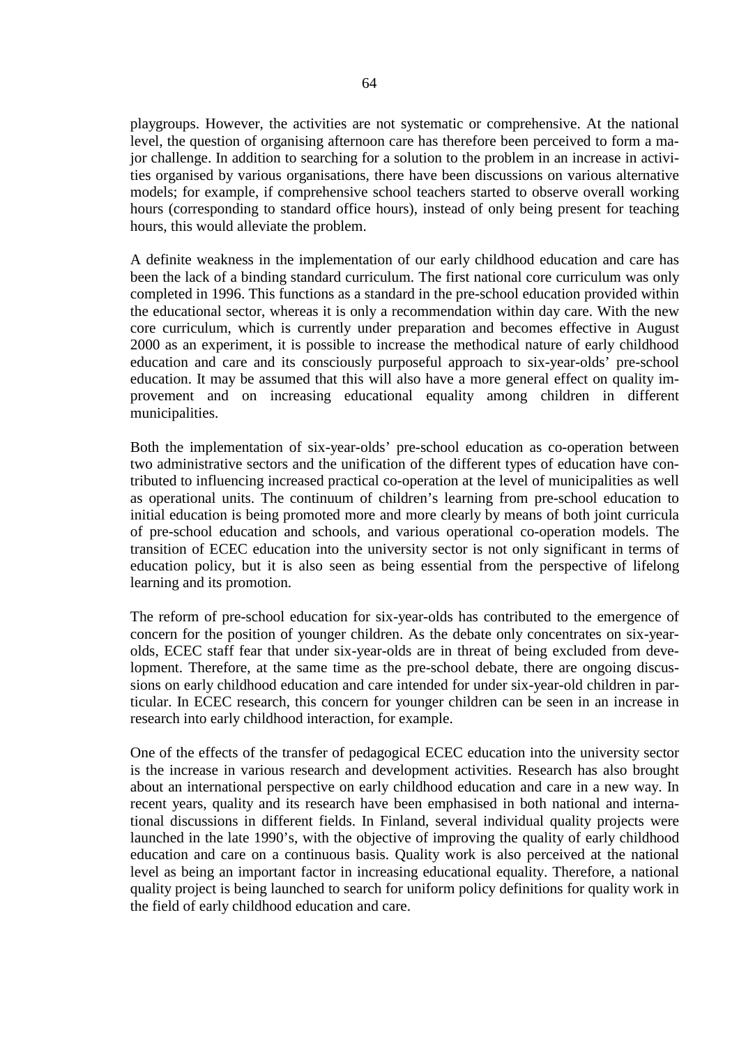playgroups. However, the activities are not systematic or comprehensive. At the national level, the question of organising afternoon care has therefore been perceived to form a major challenge. In addition to searching for a solution to the problem in an increase in activities organised by various organisations, there have been discussions on various alternative models; for example, if comprehensive school teachers started to observe overall working hours (corresponding to standard office hours), instead of only being present for teaching hours, this would alleviate the problem.

A definite weakness in the implementation of our early childhood education and care has been the lack of a binding standard curriculum. The first national core curriculum was only completed in 1996. This functions as a standard in the pre-school education provided within the educational sector, whereas it is only a recommendation within day care. With the new core curriculum, which is currently under preparation and becomes effective in August 2000 as an experiment, it is possible to increase the methodical nature of early childhood education and care and its consciously purposeful approach to six-year-olds' pre-school education. It may be assumed that this will also have a more general effect on quality improvement and on increasing educational equality among children in different municipalities.

Both the implementation of six-year-olds' pre-school education as co-operation between two administrative sectors and the unification of the different types of education have contributed to influencing increased practical co-operation at the level of municipalities as well as operational units. The continuum of children's learning from pre-school education to initial education is being promoted more and more clearly by means of both joint curricula of pre-school education and schools, and various operational co-operation models. The transition of ECEC education into the university sector is not only significant in terms of education policy, but it is also seen as being essential from the perspective of lifelong learning and its promotion.

The reform of pre-school education for six-year-olds has contributed to the emergence of concern for the position of younger children. As the debate only concentrates on six-year-olds, ECEC staff fear that under six-year-olds are in threat of being excluded from development. Therefore, at the same time as the pre-school debate, there are ongoing discussions on early childhood education and care intended for under six-year-old children in particular. In ECEC research, this concern for younger children can be seen in an increase in research into early childhood interaction, for example.

One of the effects of the transfer of pedagogical ECEC education into the university sector is the increase in various research and development activities. Research has also brought about an international perspective on early childhood education and care in a new way. In recent years, quality and its research have been emphasised in both national and international discussions in different fields. In Finland, several individual quality projects were launched in the late 1990's, with the objective of improving the quality of early childhood education and care on a continuous basis. Quality work is also perceived at the national level as being an important factor in increasing educational equality. Therefore, a national quality project is being launched to search for uniform policy definitions for quality work in the field of early childhood education and care.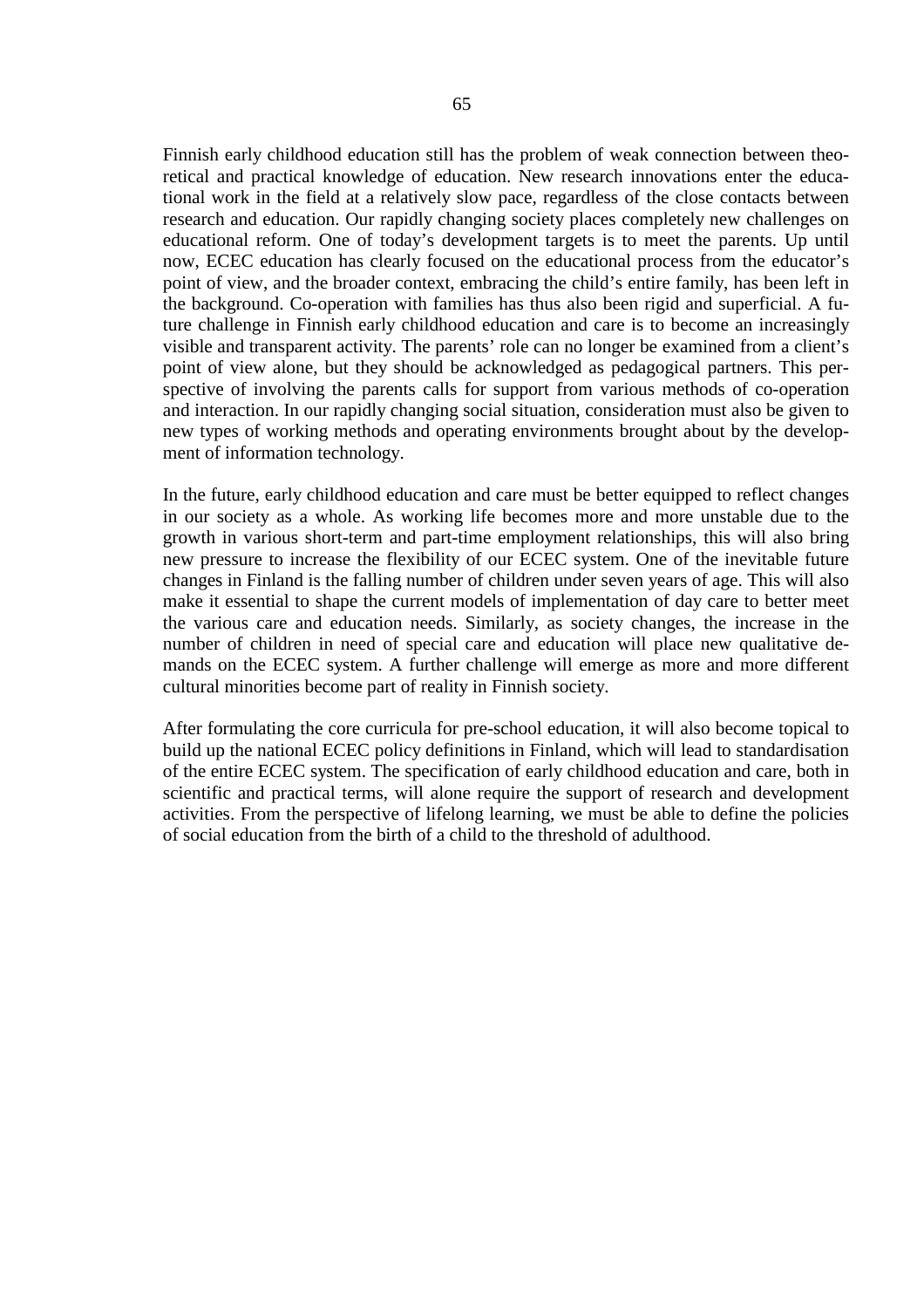Finnish early childhood education still has the problem of weak connection between theoretical and practical knowledge of education. New research innovations enter the educational work in the field at a relatively slow pace, regardless of the close contacts between research and education. Our rapidly changing society places completely new challenges on educational reform. One of today's development targets is to meet the parents. Up until now, ECEC education has clearly focused on the educational process from the educator's point of view, and the broader context, embracing the child's entire family, has been left in the background. Co-operation with families has thus also been rigid and superficial. A future challenge in Finnish early childhood education and care is to become an increasingly visible and transparent activity. The parents' role can no longer be examined from a client's point of view alone, but they should be acknowledged as pedagogical partners. This perspective of involving the parents calls for support from various methods of co-operation and interaction. In our rapidly changing social situation, consideration must also be given to new types of working methods and operating environments brought about by the development of information technology.

In the future, early childhood education and care must be better equipped to reflect changes in our society as a whole. As working life becomes more and more unstable due to the growth in various short-term and part-time employment relationships, this will also bring new pressure to increase the flexibility of our ECEC system. One of the inevitable future changes in Finland is the falling number of children under seven years of age. This will also make it essential to shape the current models of implementation of day care to better meet the various care and education needs. Similarly, as society changes, the increase in the number of children in need of special care and education will place new qualitative demands on the ECEC system. A further challenge will emerge as more and more different cultural minorities become part of reality in Finnish society.

After formulating the core curricula for pre-school education, it will also become topical to build up the national ECEC policy definitions in Finland, which will lead to standardisation of the entire ECEC system. The specification of early childhood education and care, both in scientific and practical terms, will alone require the support of research and development activities. From the perspective of lifelong learning, we must be able to define the policies of social education from the birth of a child to the threshold of adulthood.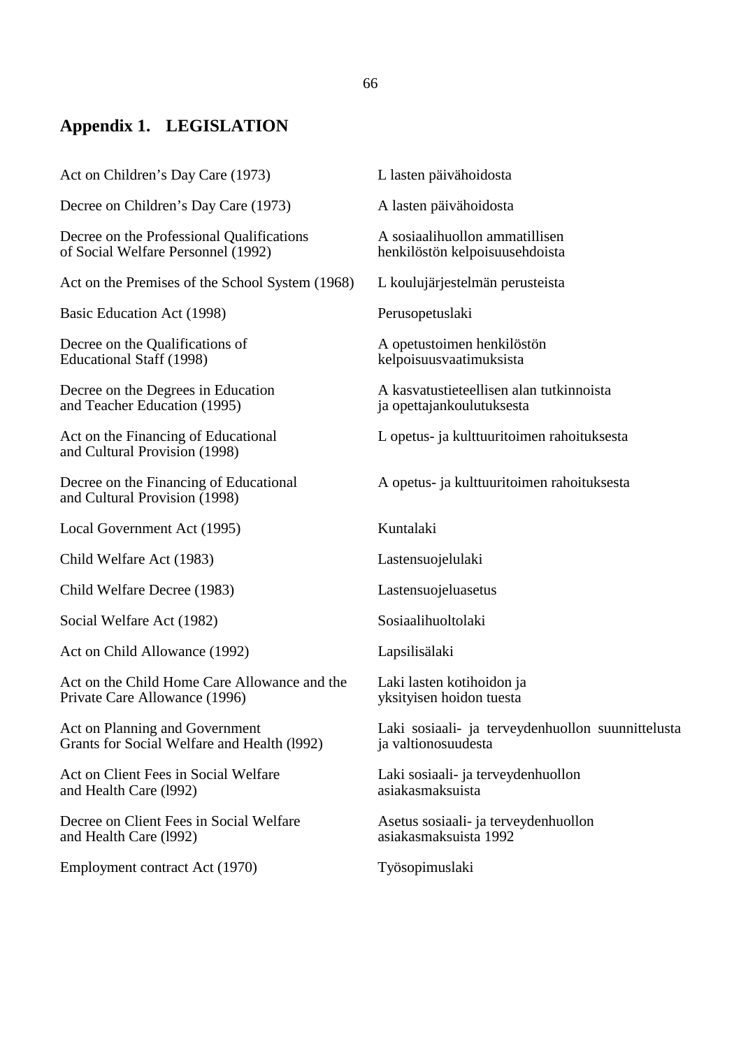## Appendix 1. LEGISLATION

| | |
|---|---|
| Act on Children's Day Care (1973) | L lasten päivähoidosta |
| Decree on Children's Day Care (1973) | A lasten päivähoidosta |
| Decree on the Professional Qualifications of Social Welfare Personnel (1992) | A sosiaalihuollon ammatillisen henkilöstön kelpoisuusehdoista |
| Act on the Premises of the School System (1968) | L koulujärjestelmän perusteista |
| Basic Education Act (1998) | Perusopetuslaki |
| Decree on the Qualifications of Educational Staff (1998) | A opetustoimen henkilöstön kelpoisuusvaatimuksista |
| Decree on the Degrees in Education and Teacher Education (1995) | A kasvatustieteellisen alan tutkinnoista ja opettajankoulutuksesta |
| Act on the Financing of Educational and Cultural Provision (1998) | L opetus- ja kulttuuritoimen rahoituksesta |
| Decree on the Financing of Educational and Cultural Provision (1998) | A opetus- ja kulttuuritoimen rahoituksesta |
| Local Government Act (1995) | Kuntalaki |
| Child Welfare Act (1983) | Lastensuojelulaki |
| Child Welfare Decree (1983) | Lastensuojeluasetus |
| Social Welfare Act (1982) | Sosiaalihuoltolaki |
| Act on Child Allowance (1992) | Lapsilisälaki |
| Act on the Child Home Care Allowance and the Private Care Allowance (1996) | Laki lasten kotihoidon ja yksityisen hoidon tuesta |
| Act on Planning and Government Grants for Social Welfare and Health (l992) | Laki sosiaali- ja terveydenhuollon suunnittelusta ja valtionosuudesta |
| Act on Client Fees in Social Welfare and Health Care (l992) | Laki sosiaali- ja terveydenhuollon asiakasmaksuista |
| Decree on Client Fees in Social Welfare and Health Care (l992) | Asetus sosiaali- ja terveydenhuollon asiakasmaksuista 1992 |
| Employment contract Act (1970) | Työsopimuslaki |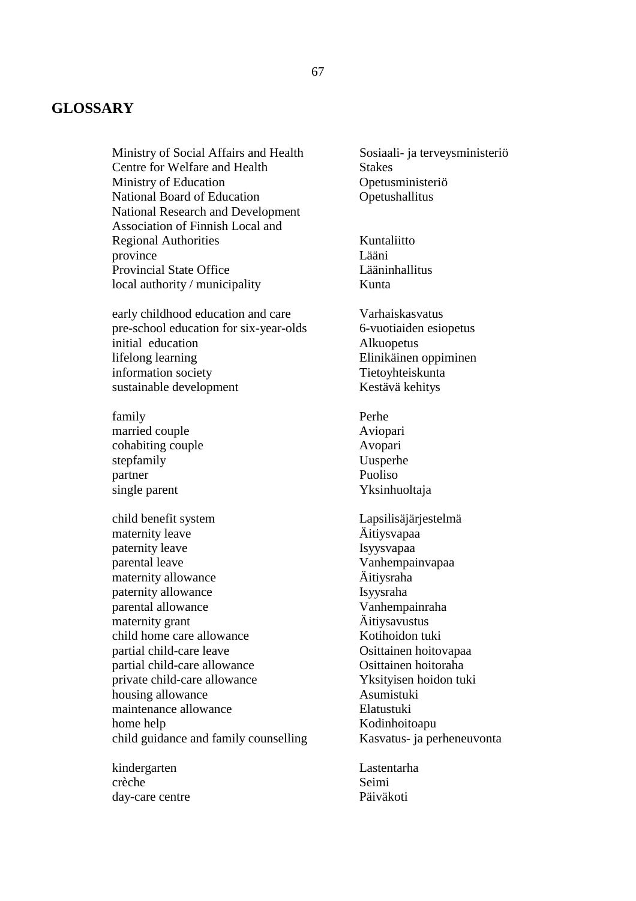# GLOSSARY

| | |
|---|---|
| Ministry of Social Affairs and Health | Sosiaali- ja terveysministeriö |
| Centre for Welfare and Health | Stakes |
| Ministry of Education | Opetusministeriö |
| National Board of Education | Opetushallitus |
| National Research and Development | |
| Association of Finnish Local and Regional Authorities | Kuntaliitto |
| province | Lääni |
| Provincial State Office | Lääninhallitus |
| local authority / municipality | Kunta |
| | |
| early childhood education and care | Varhaiskasvatus |
| pre-school education for six-year-olds | 6-vuotiaiden esiopetus |
| initial education | Alkuopetus |
| lifelong learning | Elinikäinen oppiminen |
| information society | Tietoyhteiskunta |
| sustainable development | Kestävä kehitys |
| | |
| family | Perhe |
| married couple | Aviopari |
| cohabiting couple | Avopari |
| stepfamily | Uusperhe |
| partner | Puoliso |
| single parent | Yksinhuoltaja |
| | |
| child benefit system | Lapsilisäjärjestelmä |
| maternity leave | Äitiysvapaa |
| paternity leave | Isyysvapaa |
| parental leave | Vanhempainvapaa |
| maternity allowance | Äitiysraha |
| paternity allowance | Isyysraha |
| parental allowance | Vanhempainraha |
| maternity grant | Äitiysavustus |
| child home care allowance | Kotihoidon tuki |
| partial child-care leave | Osittainen hoitovapaa |
| partial child-care allowance | Osittainen hoitoraha |
| private child-care allowance | Yksityisen hoidon tuki |
| housing allowance | Asumistuki |
| maintenance allowance | Elatustuki |
| home help | Kodinhoitoapu |
| child guidance and family counselling | Kasvatus- ja perheneuvonta |
| | |
| kindergarten | Lastentarha |
| crèche | Seimi |
| day-care centre | Päiväkoti |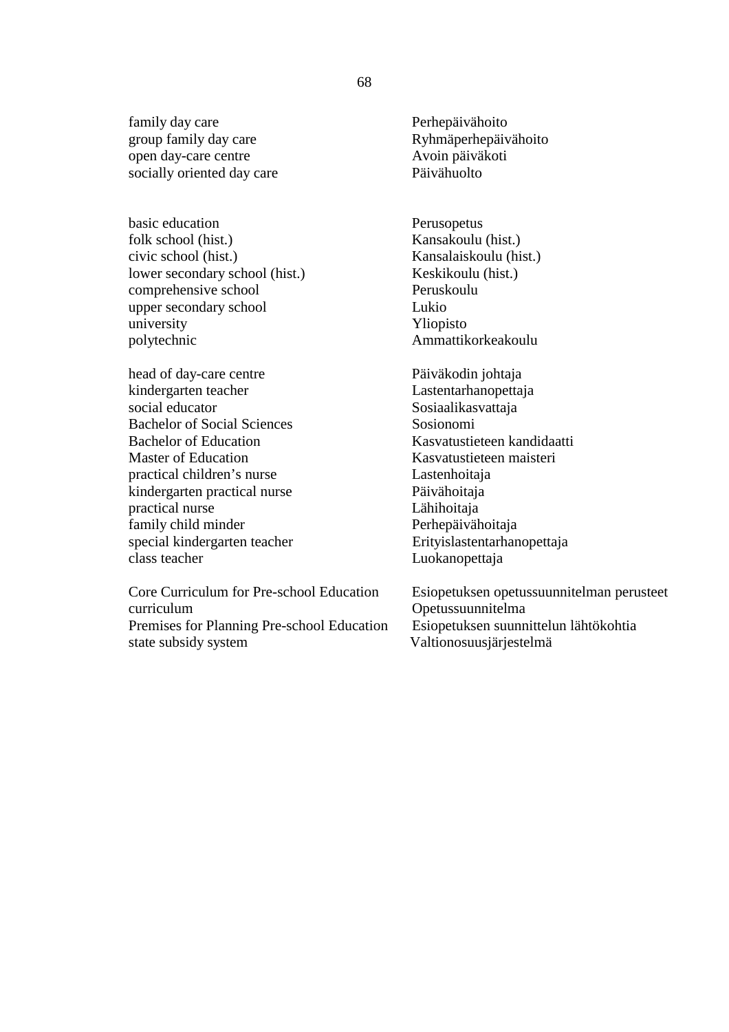| | |
|---|---|
| family day care | Perhepäivähoito |
| group family day care | Ryhmäperhepäivähoito |
| open day-care centre | Avoin päiväkoti |
| socially oriented day care | Päivähuolto |
| | |
| basic education | Perusopetus |
| folk school (hist.) | Kansakoulu (hist.) |
| civic school (hist.) | Kansalaiskoulu (hist.) |
| lower secondary school (hist.) | Keskikoulu (hist.) |
| comprehensive school | Peruskoulu |
| upper secondary school | Lukio |
| university | Yliopisto |
| polytechnic | Ammattikorkeakoulu |
| | |
| head of day-care centre | Päiväkodin johtaja |
| kindergarten teacher | Lastentarhanopettaja |
| social educator | Sosiaalikasvattaja |
| Bachelor of Social Sciences | Sosionomi |
| Bachelor of Education | Kasvatustieteen kandidaatti |
| Master of Education | Kasvatustieteen maisteri |
| practical children's nurse | Lastenhoitaja |
| kindergarten practical nurse | Päivähoitaja |
| practical nurse | Lähihoitaja |
| family child minder | Perhepäivähoitaja |
| special kindergarten teacher | Erityislastentarhanopettaja |
| class teacher | Luokanopettaja |
| | |
| Core Curriculum for Pre-school Education | Esiopetuksen opetussuunnitelman perusteet |
| curriculum | Opetussuunnitelma |
| Premises for Planning Pre-school Education | Esiopetuksen suunnittelun lähtökohtia |
| state subsidy system | Valtionosuusjärjestelmä |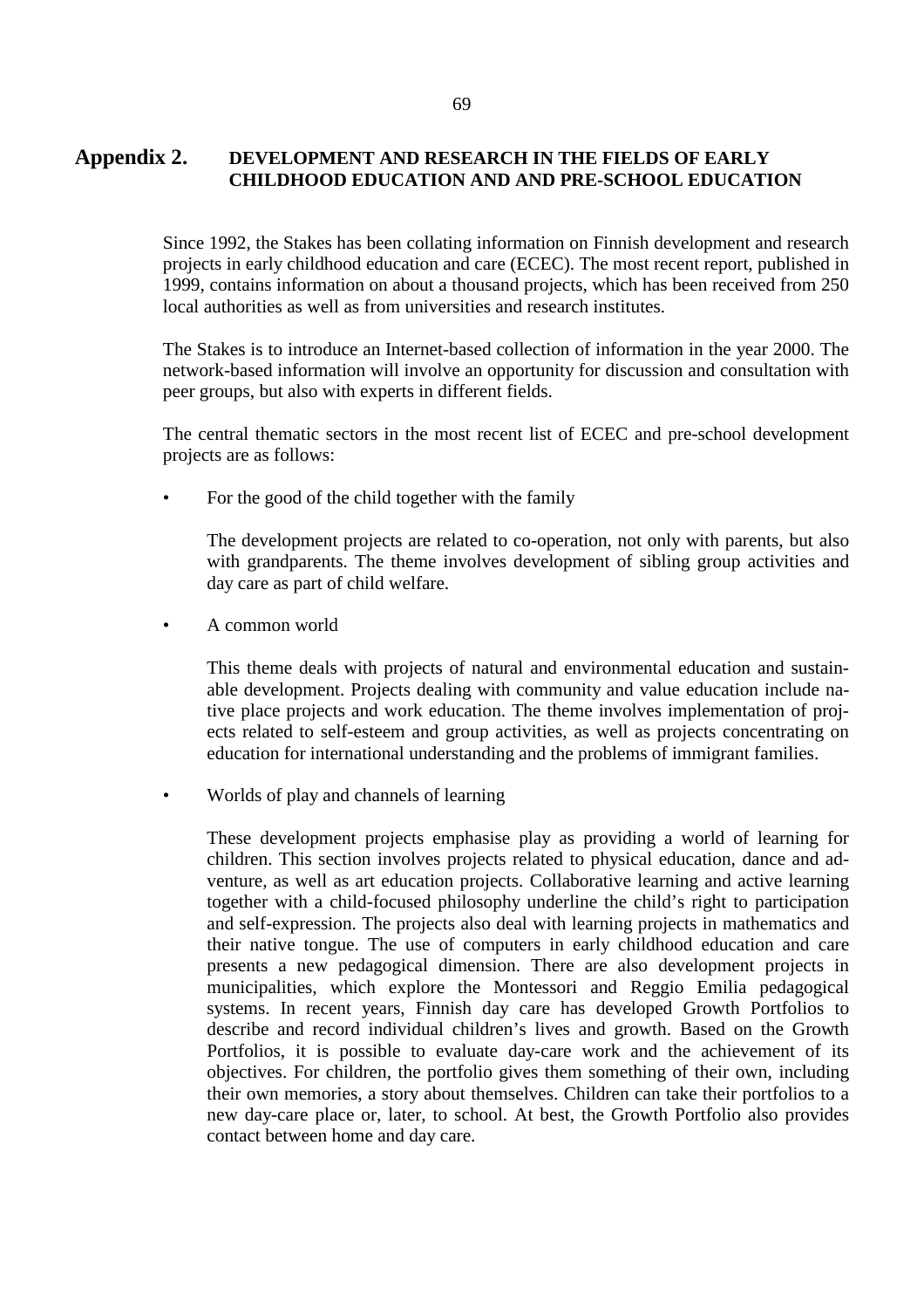# Appendix 2. DEVELOPMENT AND RESEARCH IN THE FIELDS OF EARLY CHILDHOOD EDUCATION AND AND PRE-SCHOOL EDUCATION

Since 1992, the Stakes has been collating information on Finnish development and research projects in early childhood education and care (ECEC). The most recent report, published in 1999, contains information on about a thousand projects, which has been received from 250 local authorities as well as from universities and research institutes.

The Stakes is to introduce an Internet-based collection of information in the year 2000. The network-based information will involve an opportunity for discussion and consultation with peer groups, but also with experts in different fields.

The central thematic sectors in the most recent list of ECEC and pre-school development projects are as follows:

- For the good of the child together with the family

  The development projects are related to co-operation, not only with parents, but also with grandparents. The theme involves development of sibling group activities and day care as part of child welfare.

- A common world

  This theme deals with projects of natural and environmental education and sustainable development. Projects dealing with community and value education include native place projects and work education. The theme involves implementation of projects related to self-esteem and group activities, as well as projects concentrating on education for international understanding and the problems of immigrant families.

- Worlds of play and channels of learning

  These development projects emphasise play as providing a world of learning for children. This section involves projects related to physical education, dance and adventure, as well as art education projects. Collaborative learning and active learning together with a child-focused philosophy underline the child's right to participation and self-expression. The projects also deal with learning projects in mathematics and their native tongue. The use of computers in early childhood education and care presents a new pedagogical dimension. There are also development projects in municipalities, which explore the Montessori and Reggio Emilia pedagogical systems. In recent years, Finnish day care has developed Growth Portfolios to describe and record individual children's lives and growth. Based on the Growth Portfolios, it is possible to evaluate day-care work and the achievement of its objectives. For children, the portfolio gives them something of their own, including their own memories, a story about themselves. Children can take their portfolios to a new day-care place or, later, to school. At best, the Growth Portfolio also provides contact between home and day care.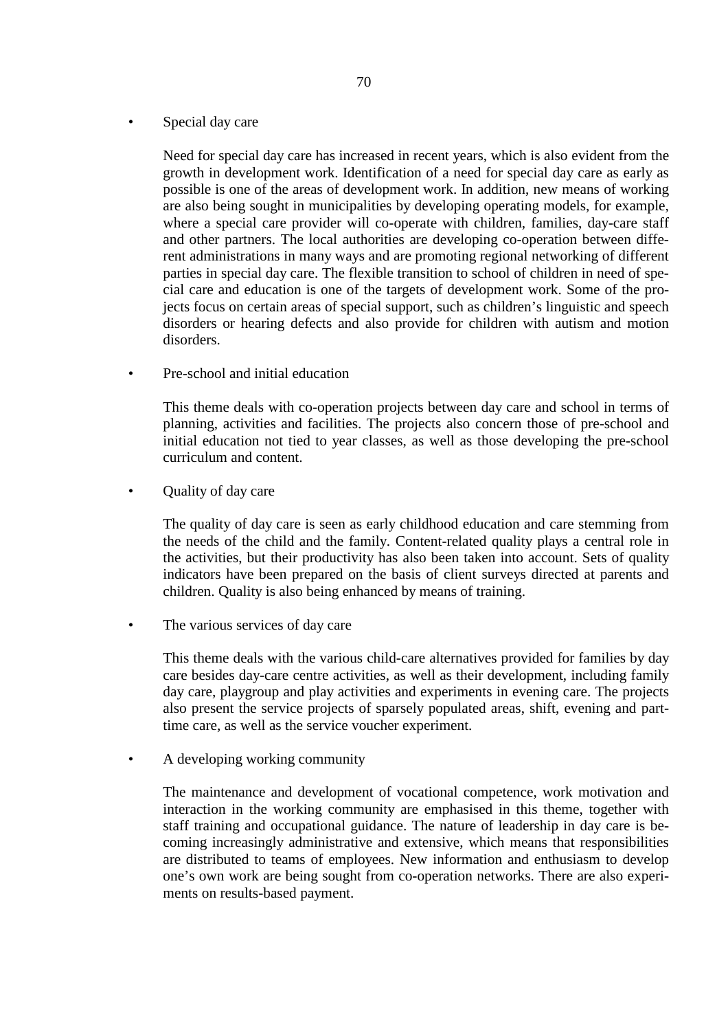- Special day care

  Need for special day care has increased in recent years, which is also evident from the growth in development work. Identification of a need for special day care as early as possible is one of the areas of development work. In addition, new means of working are also being sought in municipalities by developing operating models, for example, where a special care provider will co-operate with children, families, day-care staff and other partners. The local authorities are developing co-operation between different administrations in many ways and are promoting regional networking of different parties in special day care. The flexible transition to school of children in need of special care and education is one of the targets of development work. Some of the projects focus on certain areas of special support, such as children's linguistic and speech disorders or hearing defects and also provide for children with autism and motion disorders.

- Pre-school and initial education

  This theme deals with co-operation projects between day care and school in terms of planning, activities and facilities. The projects also concern those of pre-school and initial education not tied to year classes, as well as those developing the pre-school curriculum and content.

- Quality of day care

  The quality of day care is seen as early childhood education and care stemming from the needs of the child and the family. Content-related quality plays a central role in the activities, but their productivity has also been taken into account. Sets of quality indicators have been prepared on the basis of client surveys directed at parents and children. Quality is also being enhanced by means of training.

- The various services of day care

  This theme deals with the various child-care alternatives provided for families by day care besides day-care centre activities, as well as their development, including family day care, playgroup and play activities and experiments in evening care. The projects also present the service projects of sparsely populated areas, shift, evening and part-time care, as well as the service voucher experiment.

- A developing working community

  The maintenance and development of vocational competence, work motivation and interaction in the working community are emphasised in this theme, together with staff training and occupational guidance. The nature of leadership in day care is becoming increasingly administrative and extensive, which means that responsibilities are distributed to teams of employees. New information and enthusiasm to develop one's own work are being sought from co-operation networks. There are also experiments on results-based payment.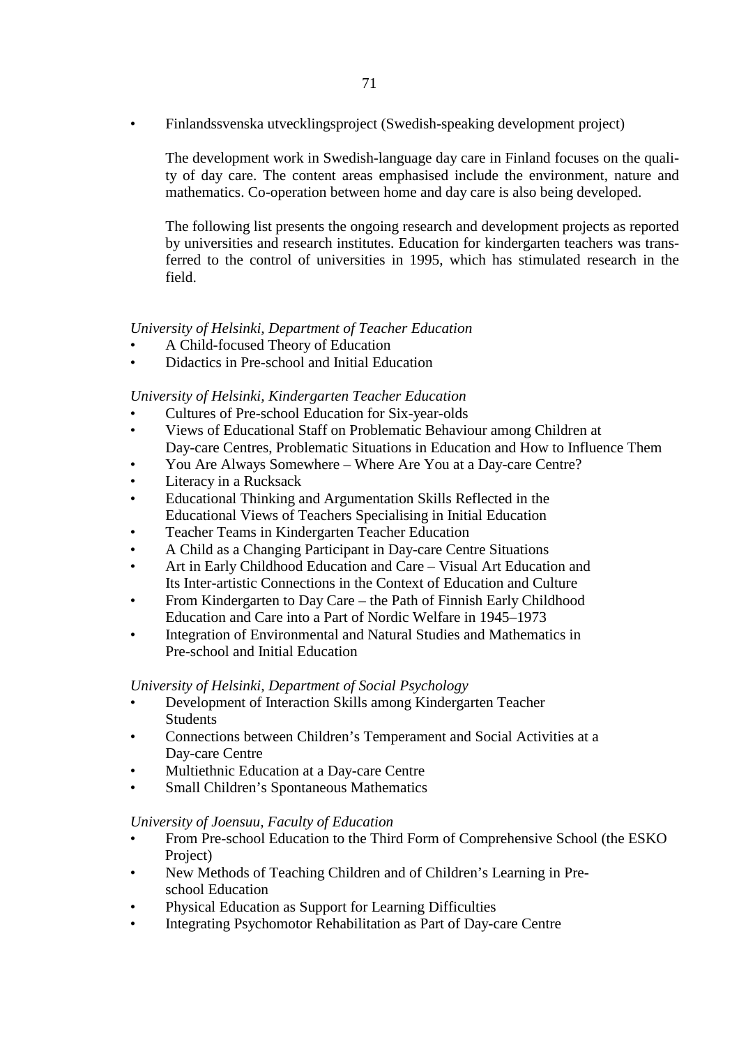- Finlandssvenska utvecklingsproject (Swedish-speaking development project)

  The development work in Swedish-language day care in Finland focuses on the quality of day care. The content areas emphasised include the environment, nature and mathematics. Co-operation between home and day care is also being developed.

  The following list presents the ongoing research and development projects as reported by universities and research institutes. Education for kindergarten teachers was transferred to the control of universities in 1995, which has stimulated research in the field.

*University of Helsinki, Department of Teacher Education*

- A Child-focused Theory of Education
- Didactics in Pre-school and Initial Education

*University of Helsinki, Kindergarten Teacher Education*

- Cultures of Pre-school Education for Six-year-olds
- Views of Educational Staff on Problematic Behaviour among Children at Day-care Centres, Problematic Situations in Education and How to Influence Them
- You Are Always Somewhere – Where Are You at a Day-care Centre?
- Literacy in a Rucksack
- Educational Thinking and Argumentation Skills Reflected in the Educational Views of Teachers Specialising in Initial Education
- Teacher Teams in Kindergarten Teacher Education
- A Child as a Changing Participant in Day-care Centre Situations
- Art in Early Childhood Education and Care – Visual Art Education and Its Inter-artistic Connections in the Context of Education and Culture
- From Kindergarten to Day Care – the Path of Finnish Early Childhood Education and Care into a Part of Nordic Welfare in 1945–1973
- Integration of Environmental and Natural Studies and Mathematics in Pre-school and Initial Education

*University of Helsinki, Department of Social Psychology*

- Development of Interaction Skills among Kindergarten Teacher Students
- Connections between Children's Temperament and Social Activities at a Day-care Centre
- Multiethnic Education at a Day-care Centre
- Small Children's Spontaneous Mathematics

*University of Joensuu, Faculty of Education*

- From Pre-school Education to the Third Form of Comprehensive School (the ESKO Project)
- New Methods of Teaching Children and of Children's Learning in Pre-school Education
- Physical Education as Support for Learning Difficulties
- Integrating Psychomotor Rehabilitation as Part of Day-care Centre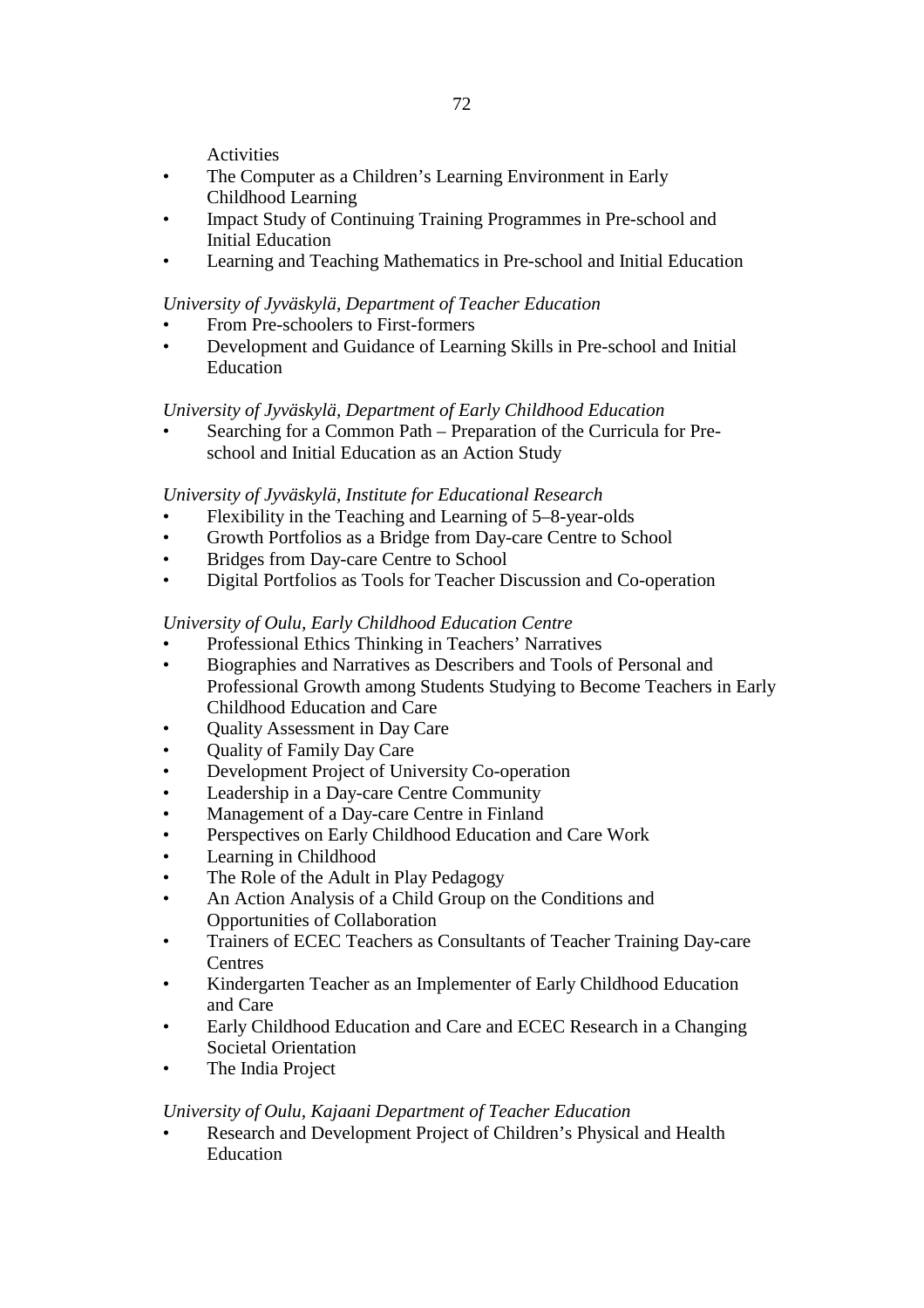Activities

- The Computer as a Children’s Learning Environment in Early Childhood Learning
- Impact Study of Continuing Training Programmes in Pre-school and Initial Education
- Learning and Teaching Mathematics in Pre-school and Initial Education

*University of Jyväskylä, Department of Teacher Education*

- From Pre-schoolers to First-formers
- Development and Guidance of Learning Skills in Pre-school and Initial Education

*University of Jyväskylä, Department of Early Childhood Education*

- Searching for a Common Path – Preparation of the Curricula for Pre-school and Initial Education as an Action Study

*University of Jyväskylä, Institute for Educational Research*

- Flexibility in the Teaching and Learning of 5–8-year-olds
- Growth Portfolios as a Bridge from Day-care Centre to School
- Bridges from Day-care Centre to School
- Digital Portfolios as Tools for Teacher Discussion and Co-operation

*University of Oulu, Early Childhood Education Centre*

- Professional Ethics Thinking in Teachers’ Narratives
- Biographies and Narratives as Describers and Tools of Personal and Professional Growth among Students Studying to Become Teachers in Early Childhood Education and Care
- Quality Assessment in Day Care
- Quality of Family Day Care
- Development Project of University Co-operation
- Leadership in a Day-care Centre Community
- Management of a Day-care Centre in Finland
- Perspectives on Early Childhood Education and Care Work
- Learning in Childhood
- The Role of the Adult in Play Pedagogy
- An Action Analysis of a Child Group on the Conditions and Opportunities of Collaboration
- Trainers of ECEC Teachers as Consultants of Teacher Training Day-care Centres
- Kindergarten Teacher as an Implementer of Early Childhood Education and Care
- Early Childhood Education and Care and ECEC Research in a Changing Societal Orientation
- The India Project

*University of Oulu, Kajaani Department of Teacher Education*

- Research and Development Project of Children’s Physical and Health Education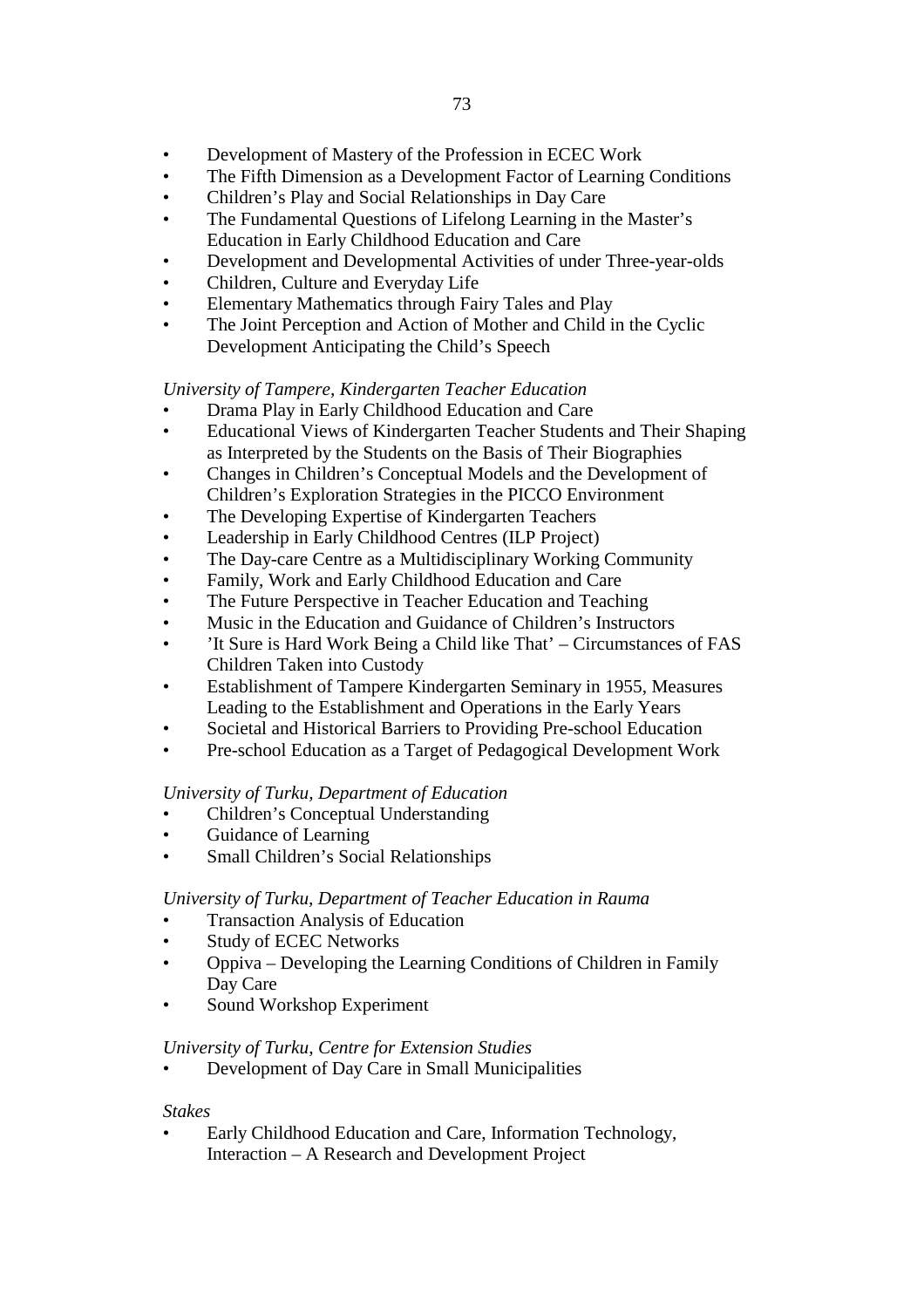- Development of Mastery of the Profession in ECEC Work
- The Fifth Dimension as a Development Factor of Learning Conditions
- Children's Play and Social Relationships in Day Care
- The Fundamental Questions of Lifelong Learning in the Master's Education in Early Childhood Education and Care
- Development and Developmental Activities of under Three-year-olds
- Children, Culture and Everyday Life
- Elementary Mathematics through Fairy Tales and Play
- The Joint Perception and Action of Mother and Child in the Cyclic Development Anticipating the Child's Speech

*University of Tampere, Kindergarten Teacher Education*

- Drama Play in Early Childhood Education and Care
- Educational Views of Kindergarten Teacher Students and Their Shaping as Interpreted by the Students on the Basis of Their Biographies
- Changes in Children's Conceptual Models and the Development of Children's Exploration Strategies in the PICCO Environment
- The Developing Expertise of Kindergarten Teachers
- Leadership in Early Childhood Centres (ILP Project)
- The Day-care Centre as a Multidisciplinary Working Community
- Family, Work and Early Childhood Education and Care
- The Future Perspective in Teacher Education and Teaching
- Music in the Education and Guidance of Children's Instructors
- 'It Sure is Hard Work Being a Child like That' – Circumstances of FAS Children Taken into Custody
- Establishment of Tampere Kindergarten Seminary in 1955, Measures Leading to the Establishment and Operations in the Early Years
- Societal and Historical Barriers to Providing Pre-school Education
- Pre-school Education as a Target of Pedagogical Development Work

*University of Turku, Department of Education*

- Children's Conceptual Understanding
- Guidance of Learning
- Small Children's Social Relationships

*University of Turku, Department of Teacher Education in Rauma*

- Transaction Analysis of Education
- Study of ECEC Networks
- Oppiva – Developing the Learning Conditions of Children in Family Day Care
- Sound Workshop Experiment

*University of Turku, Centre for Extension Studies*

- Development of Day Care in Small Municipalities

*Stakes*

- Early Childhood Education and Care, Information Technology, Interaction – A Research and Development Project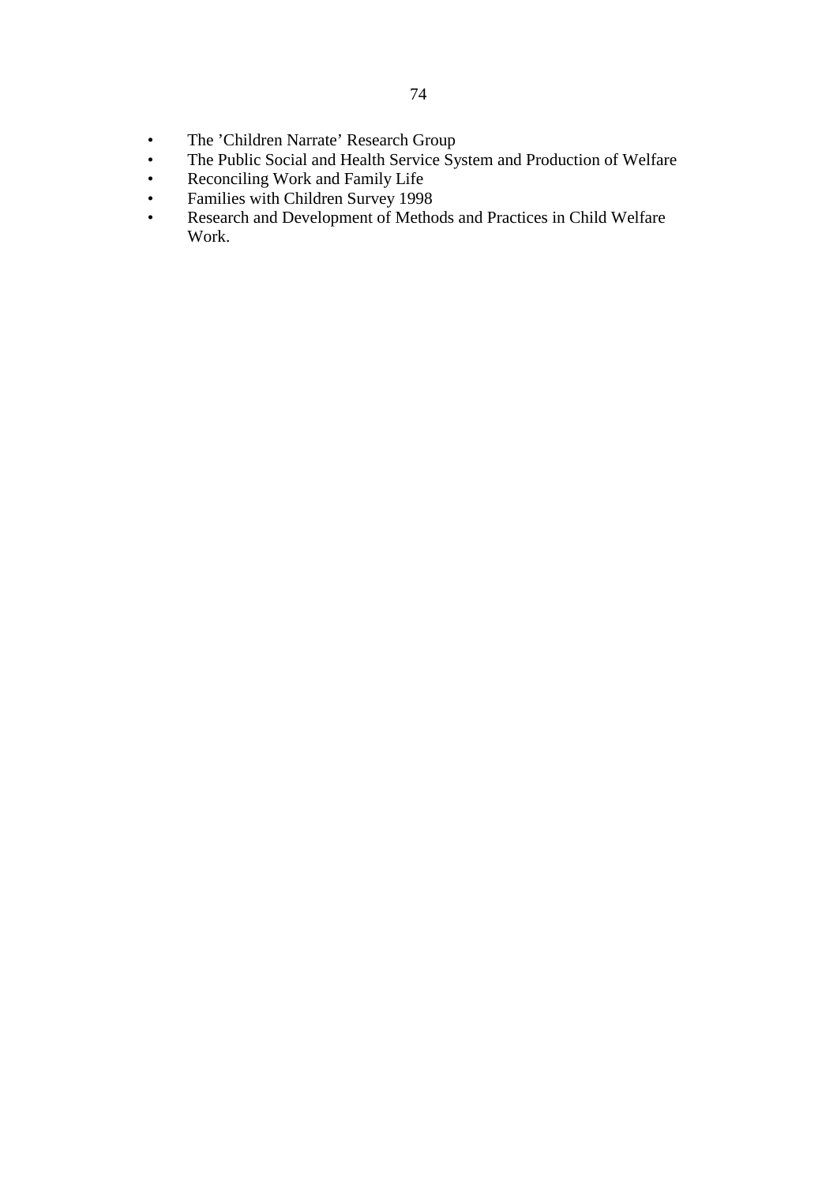- The ’Children Narrate’ Research Group
- The Public Social and Health Service System and Production of Welfare
- Reconciling Work and Family Life
- Families with Children Survey 1998
- Research and Development of Methods and Practices in Child Welfare Work.